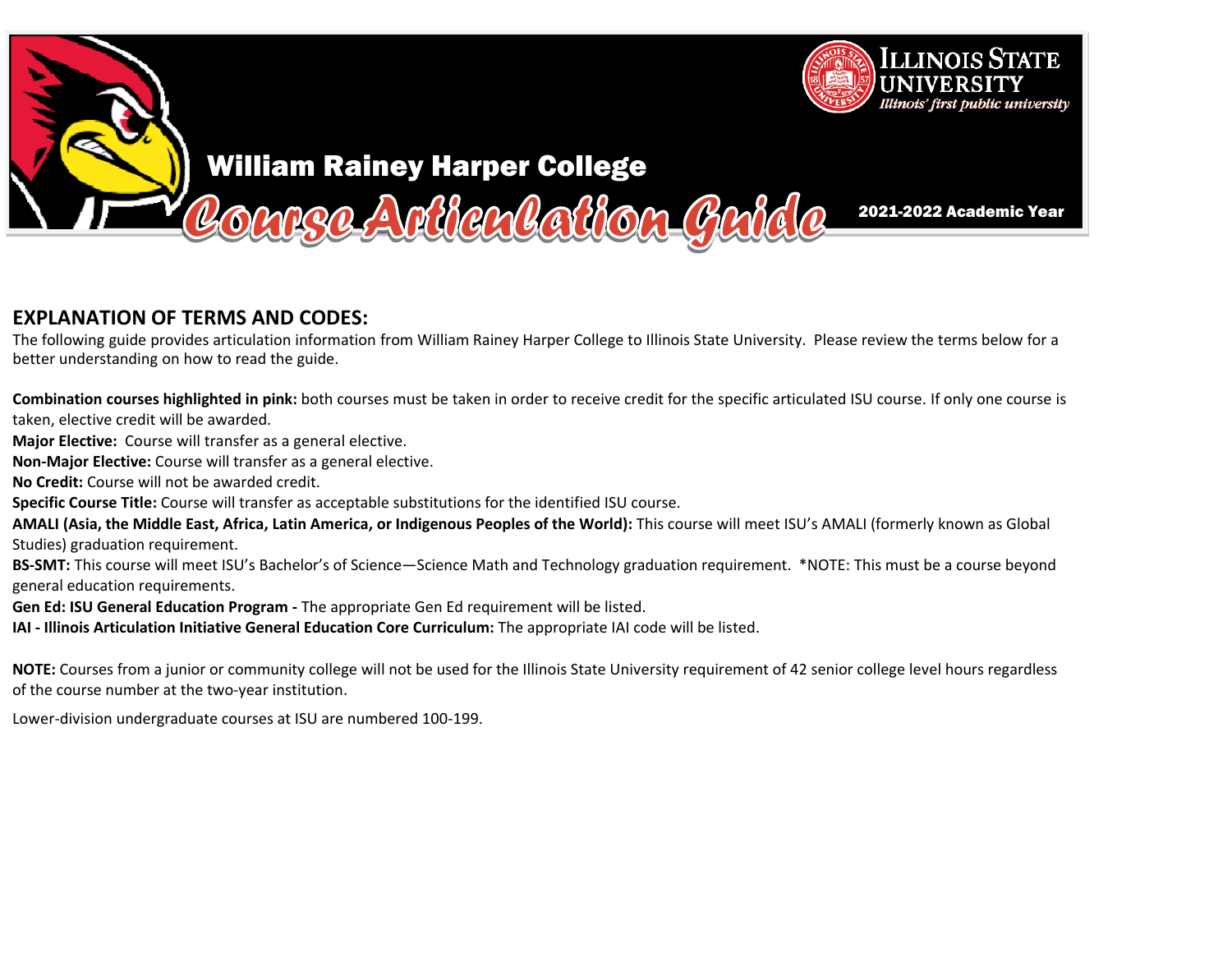# William Rainey Harper College

## Course Articulation Guide

**2021-2022 Academic Year**

Illinois State University — Illinois' first public university

## EXPLANATION OF TERMS AND CODES:

The following guide provides articulation information from William Rainey Harper College to Illinois State University. Please review the terms below for a better understanding on how to read the guide.

**Combination courses highlighted in pink:** both courses must be taken in order to receive credit for the specific articulated ISU course. If only one course is taken, elective credit will be awarded.

**Major Elective:** Course will transfer as a general elective.

**Non-Major Elective:** Course will transfer as a general elective.

**No Credit:** Course will not be awarded credit.

**Specific Course Title:** Course will transfer as acceptable substitutions for the identified ISU course.

**AMALI (Asia, the Middle East, Africa, Latin America, or Indigenous Peoples of the World):** This course will meet ISU's AMALI (formerly known as Global Studies) graduation requirement.

**BS-SMT:** This course will meet ISU's Bachelor's of Science—Science Math and Technology graduation requirement. *NOTE: This must be a course beyond general education requirements.

**Gen Ed: ISU General Education Program -** The appropriate Gen Ed requirement will be listed.

**IAI - Illinois Articulation Initiative General Education Core Curriculum:** The appropriate IAI code will be listed.

**NOTE:** Courses from a junior or community college will not be used for the Illinois State University requirement of 42 senior college level hours regardless of the course number at the two-year institution.

Lower-division undergraduate courses at ISU are numbered 100-199.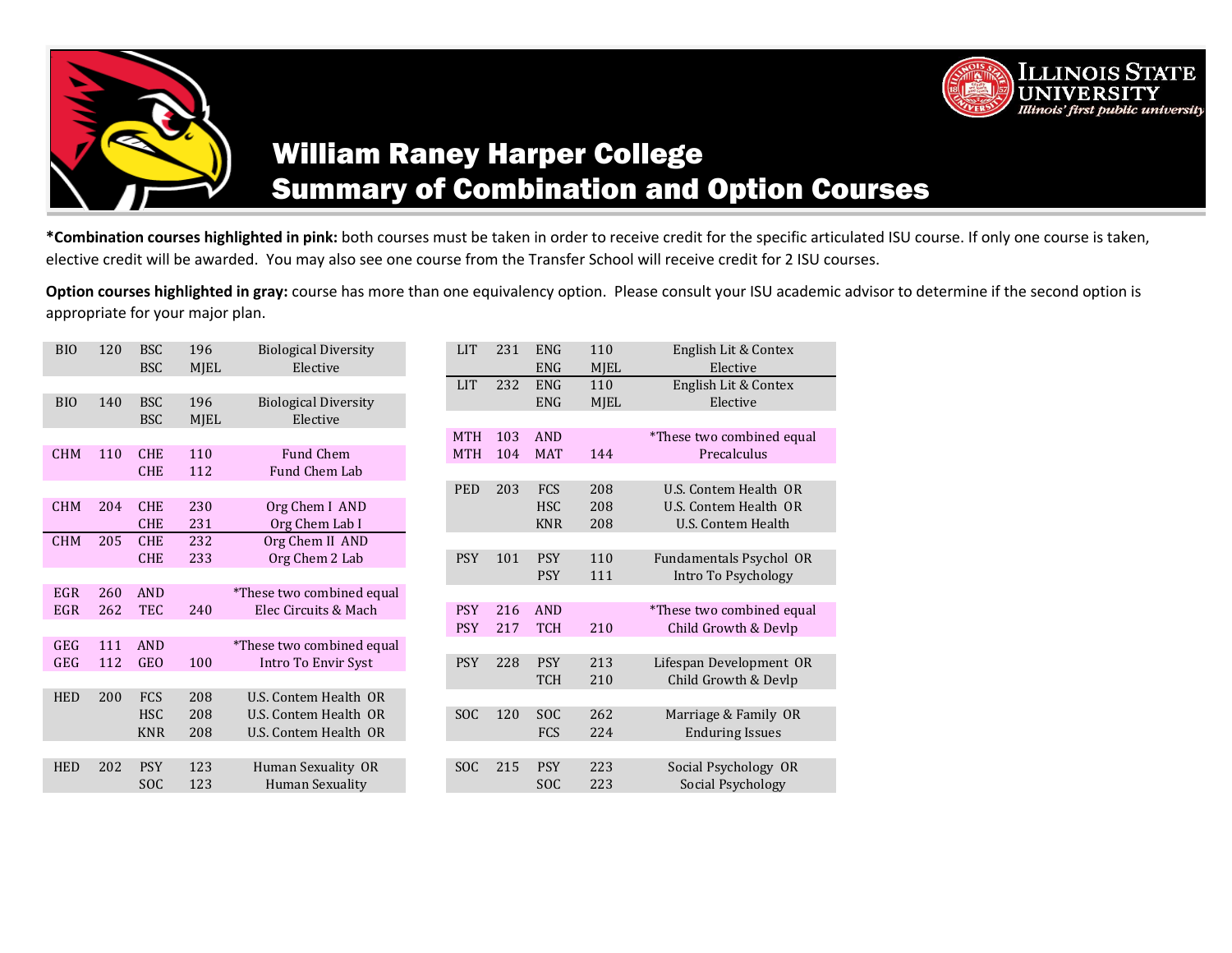# William Raney Harper College
# Summary of Combination and Option Courses

**\*Combination courses highlighted in pink:** both courses must be taken in order to receive credit for the specific articulated ISU course. If only one course is taken, elective credit will be awarded. You may also see one course from the Transfer School will receive credit for 2 ISU courses.

**Option courses highlighted in gray:** course has more than one equivalency option. Please consult your ISU academic advisor to determine if the second option is appropriate for your major plan.

| | | | | |
|---|---|---|---|---|
| BIO | 120 | BSC | 196 | Biological Diversity |
| | | BSC | MJEL | Elective |
| BIO | 140 | BSC | 196 | Biological Diversity |
| | | BSC | MJEL | Elective |
| CHM | 110 | CHE | 110 | Fund Chem |
| | | CHE | 112 | Fund Chem Lab |
| CHM | 204 | CHE | 230 | Org Chem I AND |
| | | CHE | 231 | Org Chem Lab I |
| CHM | 205 | CHE | 232 | Org Chem II AND |
| | | CHE | 233 | Org Chem 2 Lab |
| EGR | 260 | AND | | *These two combined equal |
| EGR | 262 | TEC | 240 | Elec Circuits & Mach |
| GEG | 111 | AND | | *These two combined equal |
| GEG | 112 | GEO | 100 | Intro To Envir Syst |
| HED | 200 | FCS | 208 | U.S. Contem Health OR |
| | | HSC | 208 | U.S. Contem Health OR |
| | | KNR | 208 | U.S. Contem Health OR |
| HED | 202 | PSY | 123 | Human Sexuality OR |
| | | SOC | 123 | Human Sexuality |

| | | | | |
|---|---|---|---|---|
| LIT | 231 | ENG | 110 | English Lit & Contex |
| | | ENG | MJEL | Elective |
| LIT | 232 | ENG | 110 | English Lit & Contex |
| | | ENG | MJEL | Elective |
| MTH | 103 | AND | | *These two combined equal |
| MTH | 104 | MAT | 144 | Precalculus |
| PED | 203 | FCS | 208 | U.S. Contem Health OR |
| | | HSC | 208 | U.S. Contem Health OR |
| | | KNR | 208 | U.S. Contem Health |
| PSY | 101 | PSY | 110 | Fundamentals Psychol OR |
| | | PSY | 111 | Intro To Psychology |
| PSY | 216 | AND | | *These two combined equal |
| PSY | 217 | TCH | 210 | Child Growth & Devlp |
| PSY | 228 | PSY | 213 | Lifespan Development OR |
| | | TCH | 210 | Child Growth & Devlp |
| SOC | 120 | SOC | 262 | Marriage & Family OR |
| | | FCS | 224 | Enduring Issues |
| SOC | 215 | PSY | 223 | Social Psychology OR |
| | | SOC | 223 | Social Psychology |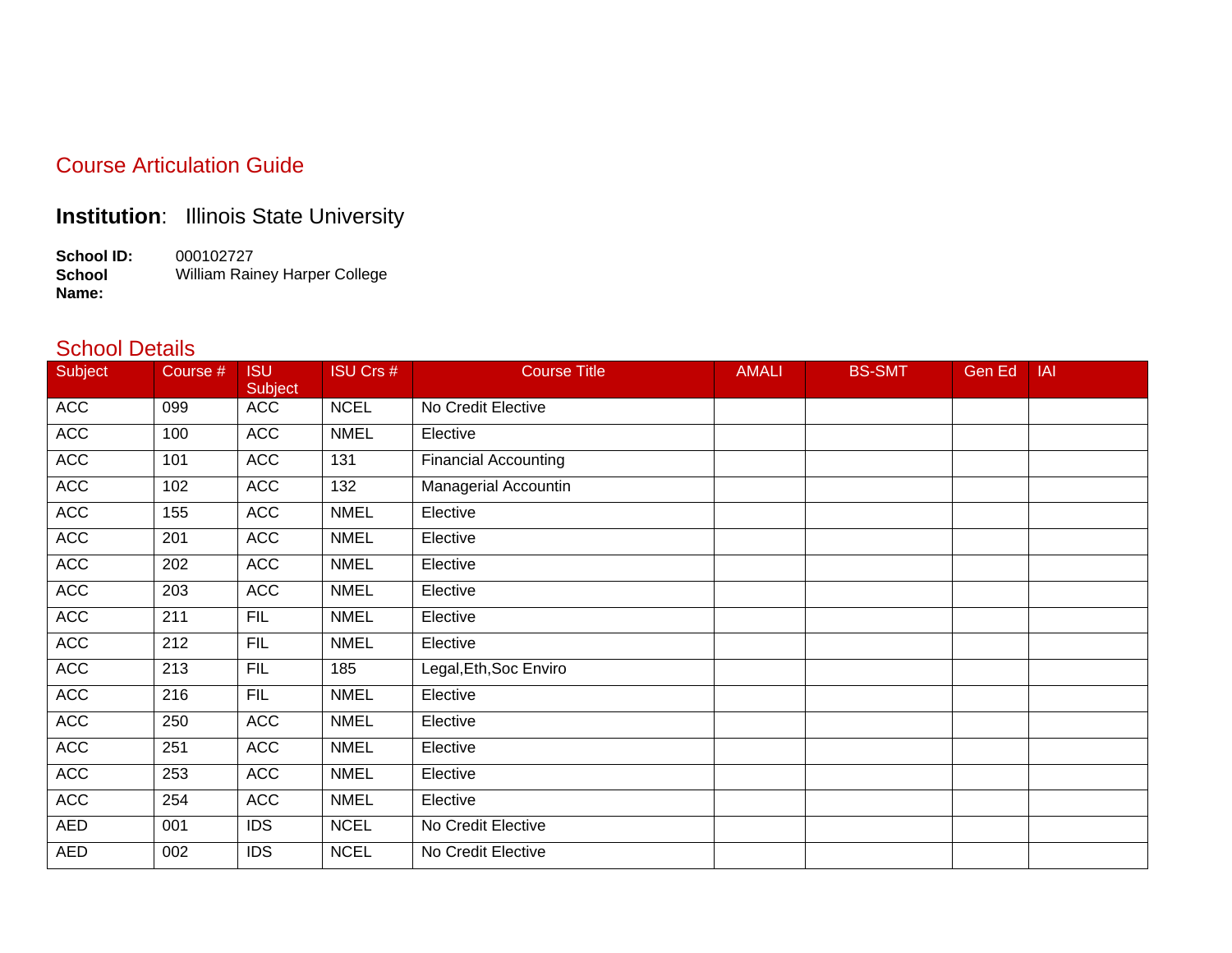## Course Articulation Guide

**Institution**: Illinois State University

**School ID:** 000102727
**School Name:** William Rainey Harper College

## School Details

| Subject | Course # | ISU Subject | ISU Crs # | Course Title | AMALI | BS-SMT | Gen Ed | IAI |
|---|---|---|---|---|---|---|---|---|
| ACC | 099 | ACC | NCEL | No Credit Elective | | | | |
| ACC | 100 | ACC | NMEL | Elective | | | | |
| ACC | 101 | ACC | 131 | Financial Accounting | | | | |
| ACC | 102 | ACC | 132 | Managerial Accountin | | | | |
| ACC | 155 | ACC | NMEL | Elective | | | | |
| ACC | 201 | ACC | NMEL | Elective | | | | |
| ACC | 202 | ACC | NMEL | Elective | | | | |
| ACC | 203 | ACC | NMEL | Elective | | | | |
| ACC | 211 | FIL | NMEL | Elective | | | | |
| ACC | 212 | FIL | NMEL | Elective | | | | |
| ACC | 213 | FIL | 185 | Legal,Eth,Soc Enviro | | | | |
| ACC | 216 | FIL | NMEL | Elective | | | | |
| ACC | 250 | ACC | NMEL | Elective | | | | |
| ACC | 251 | ACC | NMEL | Elective | | | | |
| ACC | 253 | ACC | NMEL | Elective | | | | |
| ACC | 254 | ACC | NMEL | Elective | | | | |
| AED | 001 | IDS | NCEL | No Credit Elective | | | | |
| AED | 002 | IDS | NCEL | No Credit Elective | | | | |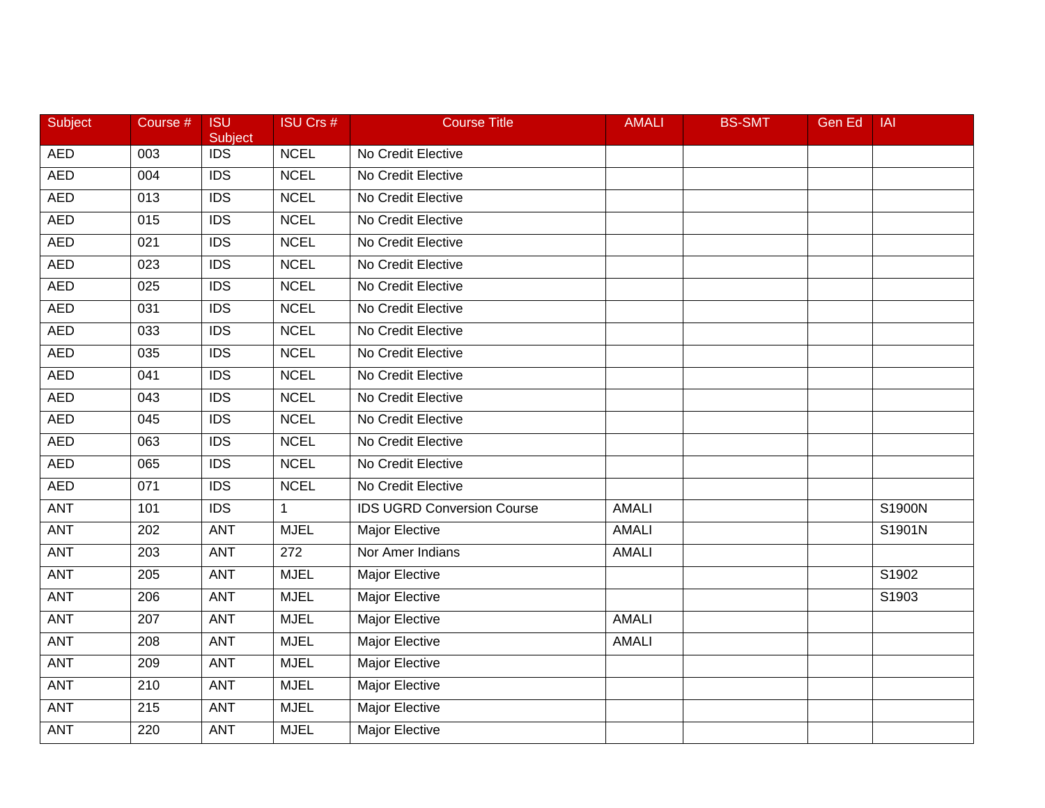| Subject | Course # | ISU Subject | ISU Crs # | Course Title | AMALI | BS-SMT | Gen Ed | IAI |
|---|---|---|---|---|---|---|---|---|
| AED | 003 | IDS | NCEL | No Credit Elective | | | | |
| AED | 004 | IDS | NCEL | No Credit Elective | | | | |
| AED | 013 | IDS | NCEL | No Credit Elective | | | | |
| AED | 015 | IDS | NCEL | No Credit Elective | | | | |
| AED | 021 | IDS | NCEL | No Credit Elective | | | | |
| AED | 023 | IDS | NCEL | No Credit Elective | | | | |
| AED | 025 | IDS | NCEL | No Credit Elective | | | | |
| AED | 031 | IDS | NCEL | No Credit Elective | | | | |
| AED | 033 | IDS | NCEL | No Credit Elective | | | | |
| AED | 035 | IDS | NCEL | No Credit Elective | | | | |
| AED | 041 | IDS | NCEL | No Credit Elective | | | | |
| AED | 043 | IDS | NCEL | No Credit Elective | | | | |
| AED | 045 | IDS | NCEL | No Credit Elective | | | | |
| AED | 063 | IDS | NCEL | No Credit Elective | | | | |
| AED | 065 | IDS | NCEL | No Credit Elective | | | | |
| AED | 071 | IDS | NCEL | No Credit Elective | | | | |
| ANT | 101 | IDS | 1 | IDS UGRD Conversion Course | AMALI | | | S1900N |
| ANT | 202 | ANT | MJEL | Major Elective | AMALI | | | S1901N |
| ANT | 203 | ANT | 272 | Nor Amer Indians | AMALI | | | |
| ANT | 205 | ANT | MJEL | Major Elective | | | | S1902 |
| ANT | 206 | ANT | MJEL | Major Elective | | | | S1903 |
| ANT | 207 | ANT | MJEL | Major Elective | AMALI | | | |
| ANT | 208 | ANT | MJEL | Major Elective | AMALI | | | |
| ANT | 209 | ANT | MJEL | Major Elective | | | | |
| ANT | 210 | ANT | MJEL | Major Elective | | | | |
| ANT | 215 | ANT | MJEL | Major Elective | | | | |
| ANT | 220 | ANT | MJEL | Major Elective | | | | |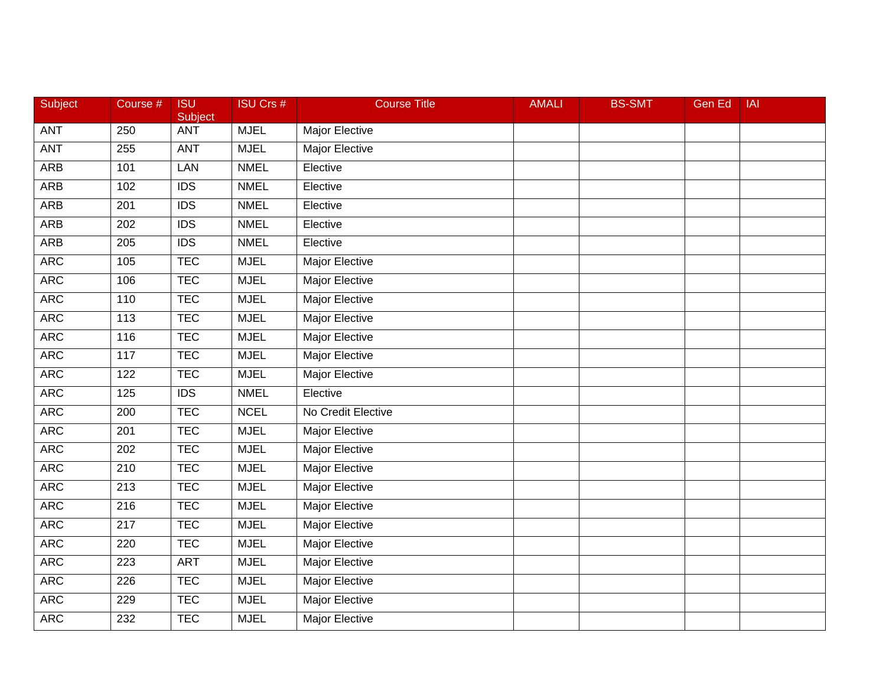| Subject | Course # | ISU Subject | ISU Crs # | Course Title | AMALI | BS-SMT | Gen Ed | IAI |
|---|---|---|---|---|---|---|---|---|
| ANT | 250 | ANT | MJEL | Major Elective | | | | |
| ANT | 255 | ANT | MJEL | Major Elective | | | | |
| ARB | 101 | LAN | NMEL | Elective | | | | |
| ARB | 102 | IDS | NMEL | Elective | | | | |
| ARB | 201 | IDS | NMEL | Elective | | | | |
| ARB | 202 | IDS | NMEL | Elective | | | | |
| ARB | 205 | IDS | NMEL | Elective | | | | |
| ARC | 105 | TEC | MJEL | Major Elective | | | | |
| ARC | 106 | TEC | MJEL | Major Elective | | | | |
| ARC | 110 | TEC | MJEL | Major Elective | | | | |
| ARC | 113 | TEC | MJEL | Major Elective | | | | |
| ARC | 116 | TEC | MJEL | Major Elective | | | | |
| ARC | 117 | TEC | MJEL | Major Elective | | | | |
| ARC | 122 | TEC | MJEL | Major Elective | | | | |
| ARC | 125 | IDS | NMEL | Elective | | | | |
| ARC | 200 | TEC | NCEL | No Credit Elective | | | | |
| ARC | 201 | TEC | MJEL | Major Elective | | | | |
| ARC | 202 | TEC | MJEL | Major Elective | | | | |
| ARC | 210 | TEC | MJEL | Major Elective | | | | |
| ARC | 213 | TEC | MJEL | Major Elective | | | | |
| ARC | 216 | TEC | MJEL | Major Elective | | | | |
| ARC | 217 | TEC | MJEL | Major Elective | | | | |
| ARC | 220 | TEC | MJEL | Major Elective | | | | |
| ARC | 223 | ART | MJEL | Major Elective | | | | |
| ARC | 226 | TEC | MJEL | Major Elective | | | | |
| ARC | 229 | TEC | MJEL | Major Elective | | | | |
| ARC | 232 | TEC | MJEL | Major Elective | | | | |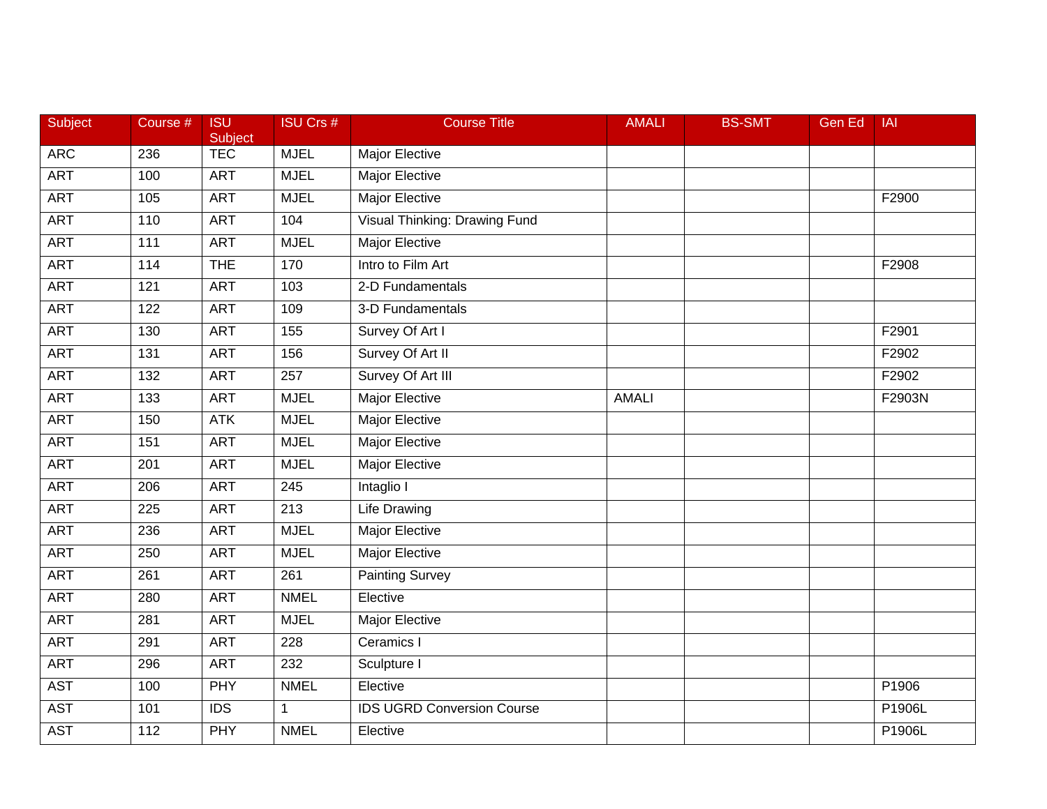| Subject | Course # | ISU Subject | ISU Crs # | Course Title | AMALI | BS-SMT | Gen Ed | IAI |
|---|---|---|---|---|---|---|---|---|
| ARC | 236 | TEC | MJEL | Major Elective | | | | |
| ART | 100 | ART | MJEL | Major Elective | | | | |
| ART | 105 | ART | MJEL | Major Elective | | | | F2900 |
| ART | 110 | ART | 104 | Visual Thinking: Drawing Fund | | | | |
| ART | 111 | ART | MJEL | Major Elective | | | | |
| ART | 114 | THE | 170 | Intro to Film Art | | | | F2908 |
| ART | 121 | ART | 103 | 2-D Fundamentals | | | | |
| ART | 122 | ART | 109 | 3-D Fundamentals | | | | |
| ART | 130 | ART | 155 | Survey Of Art I | | | | F2901 |
| ART | 131 | ART | 156 | Survey Of Art II | | | | F2902 |
| ART | 132 | ART | 257 | Survey Of Art III | | | | F2902 |
| ART | 133 | ART | MJEL | Major Elective | AMALI | | | F2903N |
| ART | 150 | ATK | MJEL | Major Elective | | | | |
| ART | 151 | ART | MJEL | Major Elective | | | | |
| ART | 201 | ART | MJEL | Major Elective | | | | |
| ART | 206 | ART | 245 | Intaglio I | | | | |
| ART | 225 | ART | 213 | Life Drawing | | | | |
| ART | 236 | ART | MJEL | Major Elective | | | | |
| ART | 250 | ART | MJEL | Major Elective | | | | |
| ART | 261 | ART | 261 | Painting Survey | | | | |
| ART | 280 | ART | NMEL | Elective | | | | |
| ART | 281 | ART | MJEL | Major Elective | | | | |
| ART | 291 | ART | 228 | Ceramics I | | | | |
| ART | 296 | ART | 232 | Sculpture I | | | | |
| AST | 100 | PHY | NMEL | Elective | | | | P1906 |
| AST | 101 | IDS | 1 | IDS UGRD Conversion Course | | | | P1906L |
| AST | 112 | PHY | NMEL | Elective | | | | P1906L |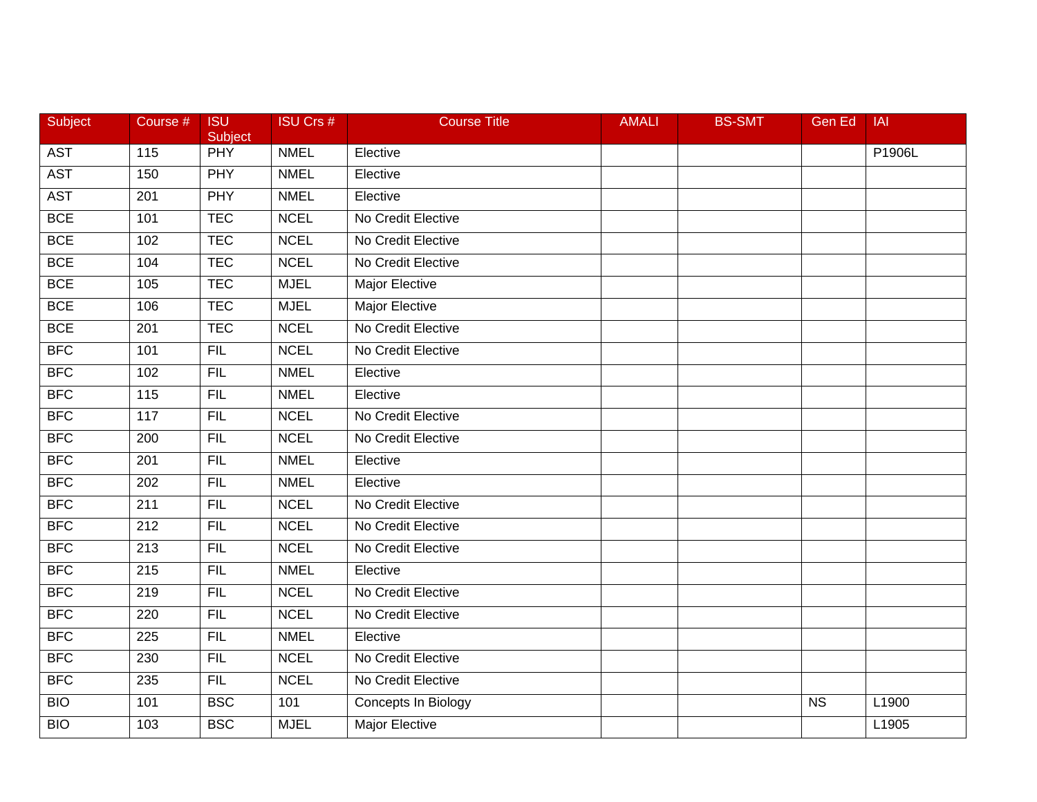| Subject | Course # | ISU Subject | ISU Crs # | Course Title | AMALI | BS-SMT | Gen Ed | IAI |
|---|---|---|---|---|---|---|---|---|
| AST | 115 | PHY | NMEL | Elective | | | | P1906L |
| AST | 150 | PHY | NMEL | Elective | | | | |
| AST | 201 | PHY | NMEL | Elective | | | | |
| BCE | 101 | TEC | NCEL | No Credit Elective | | | | |
| BCE | 102 | TEC | NCEL | No Credit Elective | | | | |
| BCE | 104 | TEC | NCEL | No Credit Elective | | | | |
| BCE | 105 | TEC | MJEL | Major Elective | | | | |
| BCE | 106 | TEC | MJEL | Major Elective | | | | |
| BCE | 201 | TEC | NCEL | No Credit Elective | | | | |
| BFC | 101 | FIL | NCEL | No Credit Elective | | | | |
| BFC | 102 | FIL | NMEL | Elective | | | | |
| BFC | 115 | FIL | NMEL | Elective | | | | |
| BFC | 117 | FIL | NCEL | No Credit Elective | | | | |
| BFC | 200 | FIL | NCEL | No Credit Elective | | | | |
| BFC | 201 | FIL | NMEL | Elective | | | | |
| BFC | 202 | FIL | NMEL | Elective | | | | |
| BFC | 211 | FIL | NCEL | No Credit Elective | | | | |
| BFC | 212 | FIL | NCEL | No Credit Elective | | | | |
| BFC | 213 | FIL | NCEL | No Credit Elective | | | | |
| BFC | 215 | FIL | NMEL | Elective | | | | |
| BFC | 219 | FIL | NCEL | No Credit Elective | | | | |
| BFC | 220 | FIL | NCEL | No Credit Elective | | | | |
| BFC | 225 | FIL | NMEL | Elective | | | | |
| BFC | 230 | FIL | NCEL | No Credit Elective | | | | |
| BFC | 235 | FIL | NCEL | No Credit Elective | | | | |
| BIO | 101 | BSC | 101 | Concepts In Biology | | | NS | L1900 |
| BIO | 103 | BSC | MJEL | Major Elective | | | | L1905 |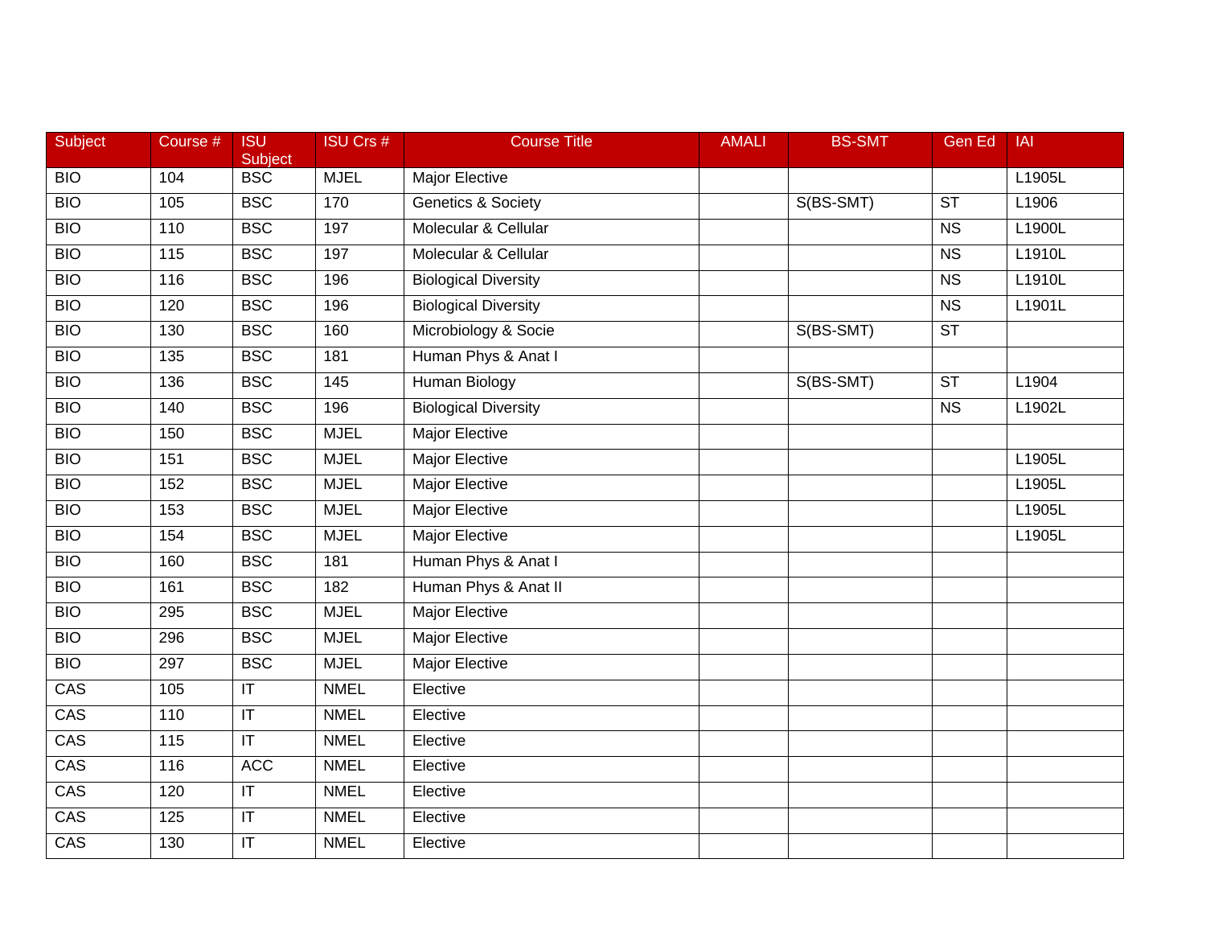| Subject | Course # | ISU Subject | ISU Crs # | Course Title | AMALI | BS-SMT | Gen Ed | IAI |
|---|---|---|---|---|---|---|---|---|
| BIO | 104 | BSC | MJEL | Major Elective | | | | L1905L |
| BIO | 105 | BSC | 170 | Genetics & Society | | S(BS-SMT) | ST | L1906 |
| BIO | 110 | BSC | 197 | Molecular & Cellular | | | NS | L1900L |
| BIO | 115 | BSC | 197 | Molecular & Cellular | | | NS | L1910L |
| BIO | 116 | BSC | 196 | Biological Diversity | | | NS | L1910L |
| BIO | 120 | BSC | 196 | Biological Diversity | | | NS | L1901L |
| BIO | 130 | BSC | 160 | Microbiology & Socie | | S(BS-SMT) | ST | |
| BIO | 135 | BSC | 181 | Human Phys & Anat I | | | | |
| BIO | 136 | BSC | 145 | Human Biology | | S(BS-SMT) | ST | L1904 |
| BIO | 140 | BSC | 196 | Biological Diversity | | | NS | L1902L |
| BIO | 150 | BSC | MJEL | Major Elective | | | | |
| BIO | 151 | BSC | MJEL | Major Elective | | | | L1905L |
| BIO | 152 | BSC | MJEL | Major Elective | | | | L1905L |
| BIO | 153 | BSC | MJEL | Major Elective | | | | L1905L |
| BIO | 154 | BSC | MJEL | Major Elective | | | | L1905L |
| BIO | 160 | BSC | 181 | Human Phys & Anat I | | | | |
| BIO | 161 | BSC | 182 | Human Phys & Anat II | | | | |
| BIO | 295 | BSC | MJEL | Major Elective | | | | |
| BIO | 296 | BSC | MJEL | Major Elective | | | | |
| BIO | 297 | BSC | MJEL | Major Elective | | | | |
| CAS | 105 | IT | NMEL | Elective | | | | |
| CAS | 110 | IT | NMEL | Elective | | | | |
| CAS | 115 | IT | NMEL | Elective | | | | |
| CAS | 116 | ACC | NMEL | Elective | | | | |
| CAS | 120 | IT | NMEL | Elective | | | | |
| CAS | 125 | IT | NMEL | Elective | | | | |
| CAS | 130 | IT | NMEL | Elective | | | | |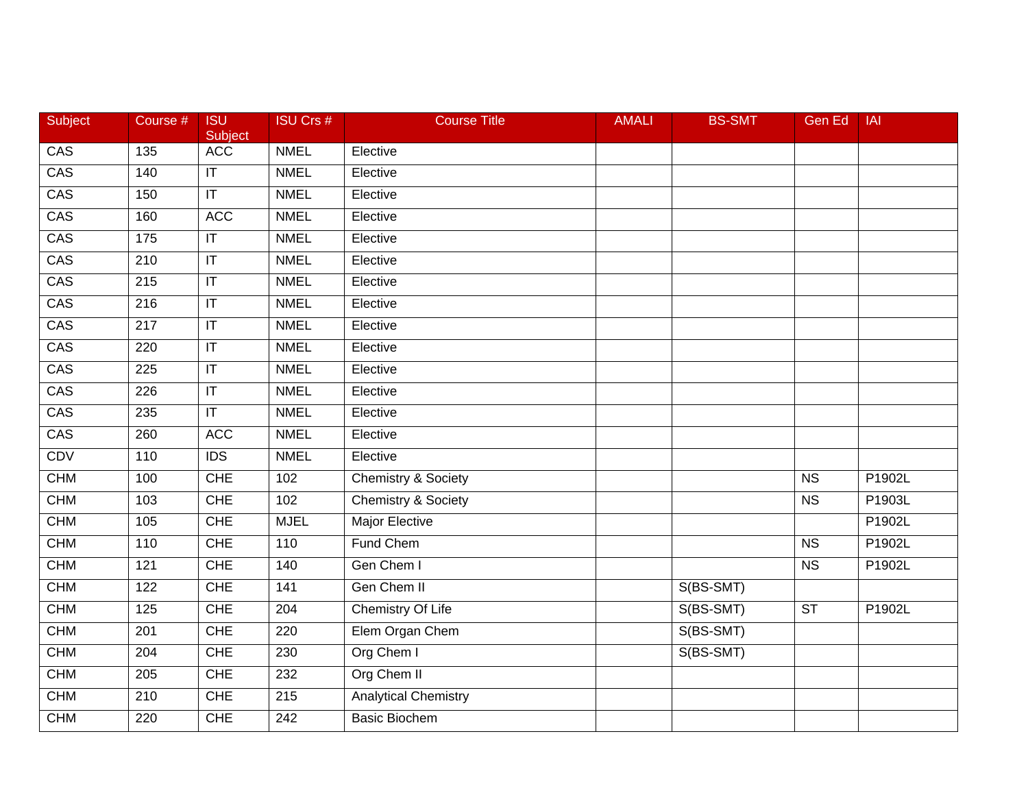| Subject | Course # | ISU Subject | ISU Crs # | Course Title | AMALI | BS-SMT | Gen Ed | IAI |
|---|---|---|---|---|---|---|---|---|
| CAS | 135 | ACC | NMEL | Elective | | | | |
| CAS | 140 | IT | NMEL | Elective | | | | |
| CAS | 150 | IT | NMEL | Elective | | | | |
| CAS | 160 | ACC | NMEL | Elective | | | | |
| CAS | 175 | IT | NMEL | Elective | | | | |
| CAS | 210 | IT | NMEL | Elective | | | | |
| CAS | 215 | IT | NMEL | Elective | | | | |
| CAS | 216 | IT | NMEL | Elective | | | | |
| CAS | 217 | IT | NMEL | Elective | | | | |
| CAS | 220 | IT | NMEL | Elective | | | | |
| CAS | 225 | IT | NMEL | Elective | | | | |
| CAS | 226 | IT | NMEL | Elective | | | | |
| CAS | 235 | IT | NMEL | Elective | | | | |
| CAS | 260 | ACC | NMEL | Elective | | | | |
| CDV | 110 | IDS | NMEL | Elective | | | | |
| CHM | 100 | CHE | 102 | Chemistry & Society | | | NS | P1902L |
| CHM | 103 | CHE | 102 | Chemistry & Society | | | NS | P1903L |
| CHM | 105 | CHE | MJEL | Major Elective | | | | P1902L |
| CHM | 110 | CHE | 110 | Fund Chem | | | NS | P1902L |
| CHM | 121 | CHE | 140 | Gen Chem I | | | NS | P1902L |
| CHM | 122 | CHE | 141 | Gen Chem II | | S(BS-SMT) | | |
| CHM | 125 | CHE | 204 | Chemistry Of Life | | S(BS-SMT) | ST | P1902L |
| CHM | 201 | CHE | 220 | Elem Organ Chem | | S(BS-SMT) | | |
| CHM | 204 | CHE | 230 | Org Chem I | | S(BS-SMT) | | |
| CHM | 205 | CHE | 232 | Org Chem II | | | | |
| CHM | 210 | CHE | 215 | Analytical Chemistry | | | | |
| CHM | 220 | CHE | 242 | Basic Biochem | | | | |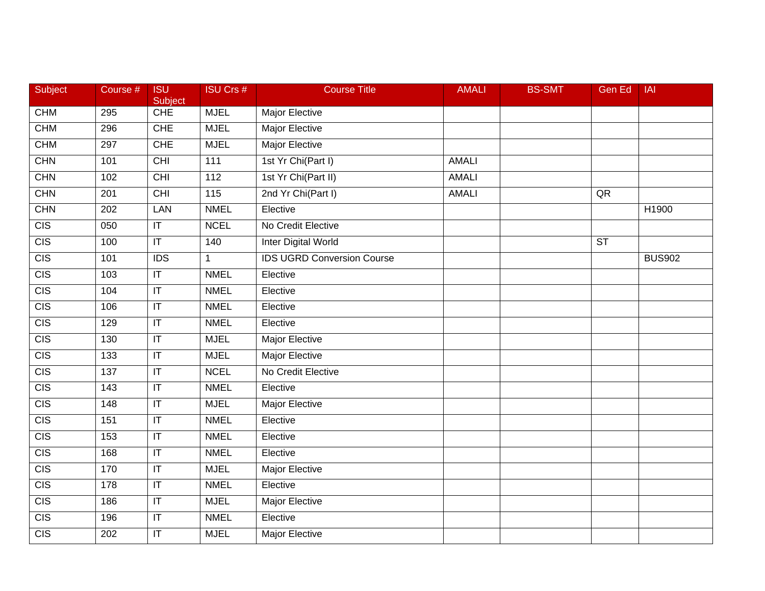| Subject | Course # | ISU Subject | ISU Crs # | Course Title | AMALI | BS-SMT | Gen Ed | IAI |
|---|---|---|---|---|---|---|---|---|
| CHM | 295 | CHE | MJEL | Major Elective | | | | |
| CHM | 296 | CHE | MJEL | Major Elective | | | | |
| CHM | 297 | CHE | MJEL | Major Elective | | | | |
| CHN | 101 | CHI | 111 | 1st Yr Chi(Part I) | AMALI | | | |
| CHN | 102 | CHI | 112 | 1st Yr Chi(Part II) | AMALI | | | |
| CHN | 201 | CHI | 115 | 2nd Yr Chi(Part I) | AMALI | | QR | |
| CHN | 202 | LAN | NMEL | Elective | | | | H1900 |
| CIS | 050 | IT | NCEL | No Credit Elective | | | | |
| CIS | 100 | IT | 140 | Inter Digital World | | | ST | |
| CIS | 101 | IDS | 1 | IDS UGRD Conversion Course | | | | BUS902 |
| CIS | 103 | IT | NMEL | Elective | | | | |
| CIS | 104 | IT | NMEL | Elective | | | | |
| CIS | 106 | IT | NMEL | Elective | | | | |
| CIS | 129 | IT | NMEL | Elective | | | | |
| CIS | 130 | IT | MJEL | Major Elective | | | | |
| CIS | 133 | IT | MJEL | Major Elective | | | | |
| CIS | 137 | IT | NCEL | No Credit Elective | | | | |
| CIS | 143 | IT | NMEL | Elective | | | | |
| CIS | 148 | IT | MJEL | Major Elective | | | | |
| CIS | 151 | IT | NMEL | Elective | | | | |
| CIS | 153 | IT | NMEL | Elective | | | | |
| CIS | 168 | IT | NMEL | Elective | | | | |
| CIS | 170 | IT | MJEL | Major Elective | | | | |
| CIS | 178 | IT | NMEL | Elective | | | | |
| CIS | 186 | IT | MJEL | Major Elective | | | | |
| CIS | 196 | IT | NMEL | Elective | | | | |
| CIS | 202 | IT | MJEL | Major Elective | | | | |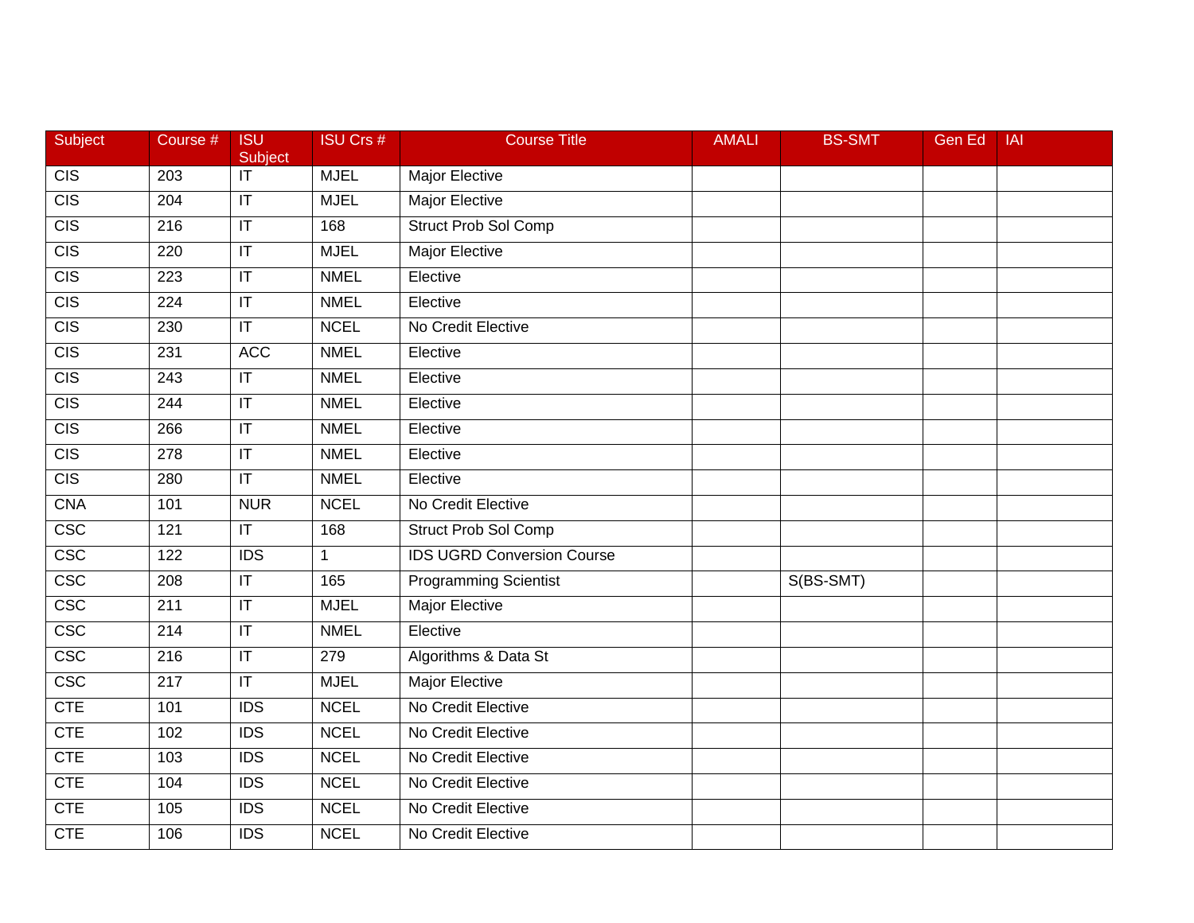| Subject | Course # | ISU Subject | ISU Crs # | Course Title | AMALI | BS-SMT | Gen Ed | IAI |
|---|---|---|---|---|---|---|---|---|
| CIS | 203 | IT | MJEL | Major Elective | | | | |
| CIS | 204 | IT | MJEL | Major Elective | | | | |
| CIS | 216 | IT | 168 | Struct Prob Sol Comp | | | | |
| CIS | 220 | IT | MJEL | Major Elective | | | | |
| CIS | 223 | IT | NMEL | Elective | | | | |
| CIS | 224 | IT | NMEL | Elective | | | | |
| CIS | 230 | IT | NCEL | No Credit Elective | | | | |
| CIS | 231 | ACC | NMEL | Elective | | | | |
| CIS | 243 | IT | NMEL | Elective | | | | |
| CIS | 244 | IT | NMEL | Elective | | | | |
| CIS | 266 | IT | NMEL | Elective | | | | |
| CIS | 278 | IT | NMEL | Elective | | | | |
| CIS | 280 | IT | NMEL | Elective | | | | |
| CNA | 101 | NUR | NCEL | No Credit Elective | | | | |
| CSC | 121 | IT | 168 | Struct Prob Sol Comp | | | | |
| CSC | 122 | IDS | 1 | IDS UGRD Conversion Course | | | | |
| CSC | 208 | IT | 165 | Programming Scientist | | S(BS-SMT) | | |
| CSC | 211 | IT | MJEL | Major Elective | | | | |
| CSC | 214 | IT | NMEL | Elective | | | | |
| CSC | 216 | IT | 279 | Algorithms & Data St | | | | |
| CSC | 217 | IT | MJEL | Major Elective | | | | |
| CTE | 101 | IDS | NCEL | No Credit Elective | | | | |
| CTE | 102 | IDS | NCEL | No Credit Elective | | | | |
| CTE | 103 | IDS | NCEL | No Credit Elective | | | | |
| CTE | 104 | IDS | NCEL | No Credit Elective | | | | |
| CTE | 105 | IDS | NCEL | No Credit Elective | | | | |
| CTE | 106 | IDS | NCEL | No Credit Elective | | | | |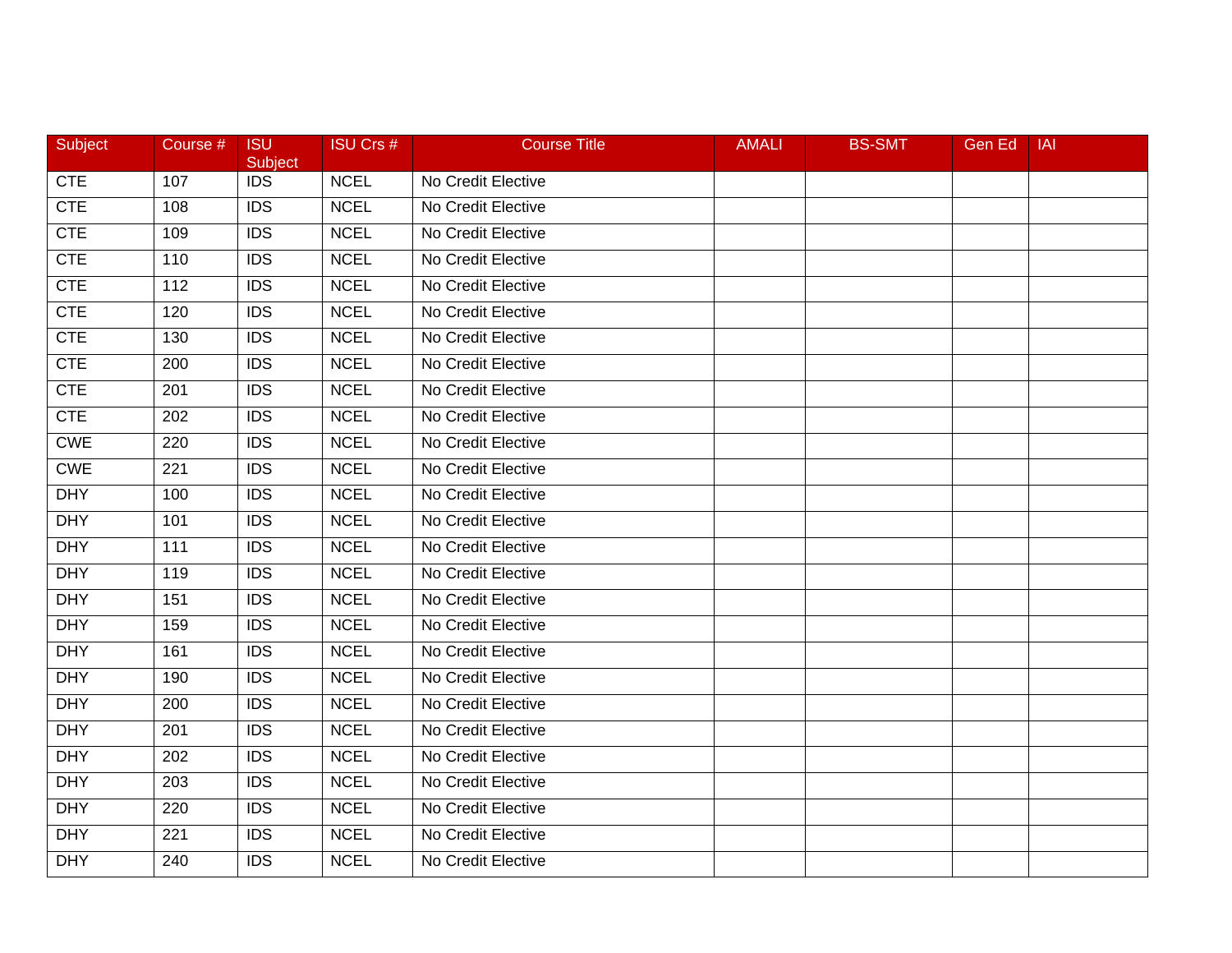| Subject | Course # | ISU Subject | ISU Crs # | Course Title | AMALI | BS-SMT | Gen Ed | IAI |
|---|---|---|---|---|---|---|---|---|
| CTE | 107 | IDS | NCEL | No Credit Elective | | | | |
| CTE | 108 | IDS | NCEL | No Credit Elective | | | | |
| CTE | 109 | IDS | NCEL | No Credit Elective | | | | |
| CTE | 110 | IDS | NCEL | No Credit Elective | | | | |
| CTE | 112 | IDS | NCEL | No Credit Elective | | | | |
| CTE | 120 | IDS | NCEL | No Credit Elective | | | | |
| CTE | 130 | IDS | NCEL | No Credit Elective | | | | |
| CTE | 200 | IDS | NCEL | No Credit Elective | | | | |
| CTE | 201 | IDS | NCEL | No Credit Elective | | | | |
| CTE | 202 | IDS | NCEL | No Credit Elective | | | | |
| CWE | 220 | IDS | NCEL | No Credit Elective | | | | |
| CWE | 221 | IDS | NCEL | No Credit Elective | | | | |
| DHY | 100 | IDS | NCEL | No Credit Elective | | | | |
| DHY | 101 | IDS | NCEL | No Credit Elective | | | | |
| DHY | 111 | IDS | NCEL | No Credit Elective | | | | |
| DHY | 119 | IDS | NCEL | No Credit Elective | | | | |
| DHY | 151 | IDS | NCEL | No Credit Elective | | | | |
| DHY | 159 | IDS | NCEL | No Credit Elective | | | | |
| DHY | 161 | IDS | NCEL | No Credit Elective | | | | |
| DHY | 190 | IDS | NCEL | No Credit Elective | | | | |
| DHY | 200 | IDS | NCEL | No Credit Elective | | | | |
| DHY | 201 | IDS | NCEL | No Credit Elective | | | | |
| DHY | 202 | IDS | NCEL | No Credit Elective | | | | |
| DHY | 203 | IDS | NCEL | No Credit Elective | | | | |
| DHY | 220 | IDS | NCEL | No Credit Elective | | | | |
| DHY | 221 | IDS | NCEL | No Credit Elective | | | | |
| DHY | 240 | IDS | NCEL | No Credit Elective | | | | |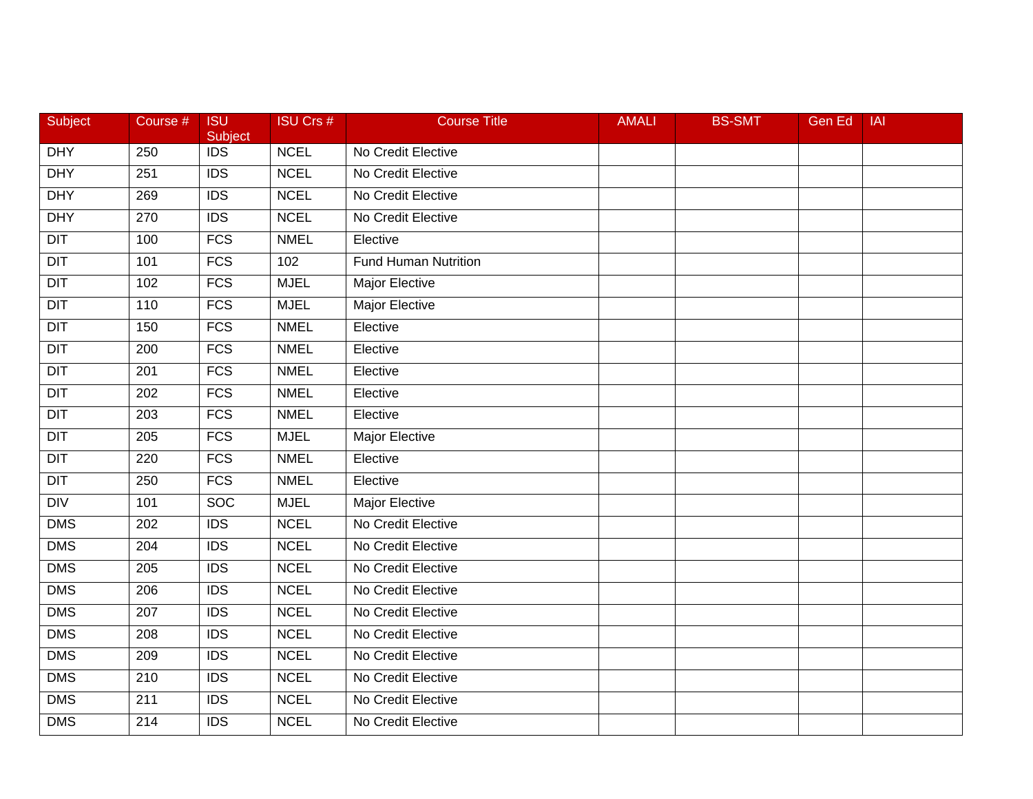| Subject | Course # | ISU Subject | ISU Crs # | Course Title | AMALI | BS-SMT | Gen Ed | IAI |
|---|---|---|---|---|---|---|---|---|
| DHY | 250 | IDS | NCEL | No Credit Elective | | | | |
| DHY | 251 | IDS | NCEL | No Credit Elective | | | | |
| DHY | 269 | IDS | NCEL | No Credit Elective | | | | |
| DHY | 270 | IDS | NCEL | No Credit Elective | | | | |
| DIT | 100 | FCS | NMEL | Elective | | | | |
| DIT | 101 | FCS | 102 | Fund Human Nutrition | | | | |
| DIT | 102 | FCS | MJEL | Major Elective | | | | |
| DIT | 110 | FCS | MJEL | Major Elective | | | | |
| DIT | 150 | FCS | NMEL | Elective | | | | |
| DIT | 200 | FCS | NMEL | Elective | | | | |
| DIT | 201 | FCS | NMEL | Elective | | | | |
| DIT | 202 | FCS | NMEL | Elective | | | | |
| DIT | 203 | FCS | NMEL | Elective | | | | |
| DIT | 205 | FCS | MJEL | Major Elective | | | | |
| DIT | 220 | FCS | NMEL | Elective | | | | |
| DIT | 250 | FCS | NMEL | Elective | | | | |
| DIV | 101 | SOC | MJEL | Major Elective | | | | |
| DMS | 202 | IDS | NCEL | No Credit Elective | | | | |
| DMS | 204 | IDS | NCEL | No Credit Elective | | | | |
| DMS | 205 | IDS | NCEL | No Credit Elective | | | | |
| DMS | 206 | IDS | NCEL | No Credit Elective | | | | |
| DMS | 207 | IDS | NCEL | No Credit Elective | | | | |
| DMS | 208 | IDS | NCEL | No Credit Elective | | | | |
| DMS | 209 | IDS | NCEL | No Credit Elective | | | | |
| DMS | 210 | IDS | NCEL | No Credit Elective | | | | |
| DMS | 211 | IDS | NCEL | No Credit Elective | | | | |
| DMS | 214 | IDS | NCEL | No Credit Elective | | | | |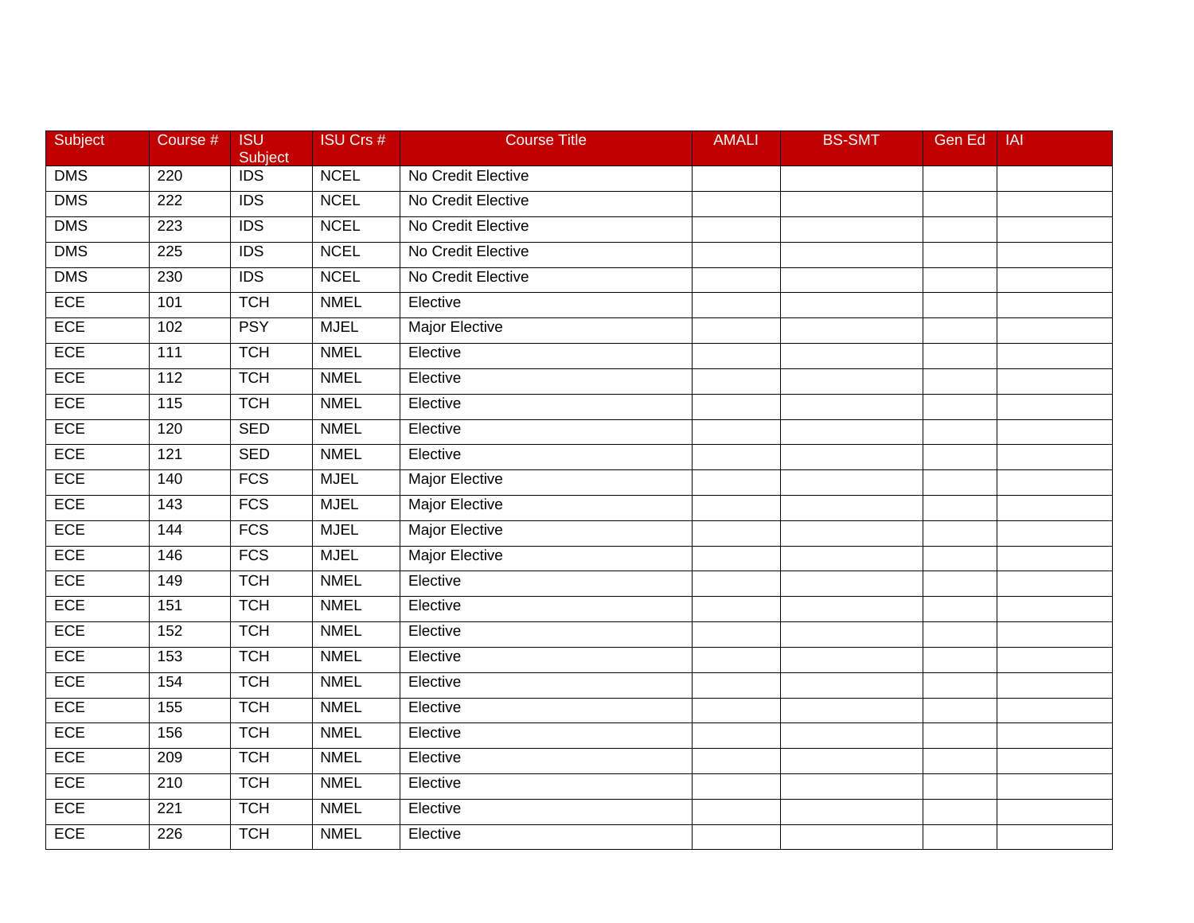| Subject | Course # | ISU Subject | ISU Crs # | Course Title | AMALI | BS-SMT | Gen Ed | IAI |
|---|---|---|---|---|---|---|---|---|
| DMS | 220 | IDS | NCEL | No Credit Elective | | | | |
| DMS | 222 | IDS | NCEL | No Credit Elective | | | | |
| DMS | 223 | IDS | NCEL | No Credit Elective | | | | |
| DMS | 225 | IDS | NCEL | No Credit Elective | | | | |
| DMS | 230 | IDS | NCEL | No Credit Elective | | | | |
| ECE | 101 | TCH | NMEL | Elective | | | | |
| ECE | 102 | PSY | MJEL | Major Elective | | | | |
| ECE | 111 | TCH | NMEL | Elective | | | | |
| ECE | 112 | TCH | NMEL | Elective | | | | |
| ECE | 115 | TCH | NMEL | Elective | | | | |
| ECE | 120 | SED | NMEL | Elective | | | | |
| ECE | 121 | SED | NMEL | Elective | | | | |
| ECE | 140 | FCS | MJEL | Major Elective | | | | |
| ECE | 143 | FCS | MJEL | Major Elective | | | | |
| ECE | 144 | FCS | MJEL | Major Elective | | | | |
| ECE | 146 | FCS | MJEL | Major Elective | | | | |
| ECE | 149 | TCH | NMEL | Elective | | | | |
| ECE | 151 | TCH | NMEL | Elective | | | | |
| ECE | 152 | TCH | NMEL | Elective | | | | |
| ECE | 153 | TCH | NMEL | Elective | | | | |
| ECE | 154 | TCH | NMEL | Elective | | | | |
| ECE | 155 | TCH | NMEL | Elective | | | | |
| ECE | 156 | TCH | NMEL | Elective | | | | |
| ECE | 209 | TCH | NMEL | Elective | | | | |
| ECE | 210 | TCH | NMEL | Elective | | | | |
| ECE | 221 | TCH | NMEL | Elective | | | | |
| ECE | 226 | TCH | NMEL | Elective | | | | |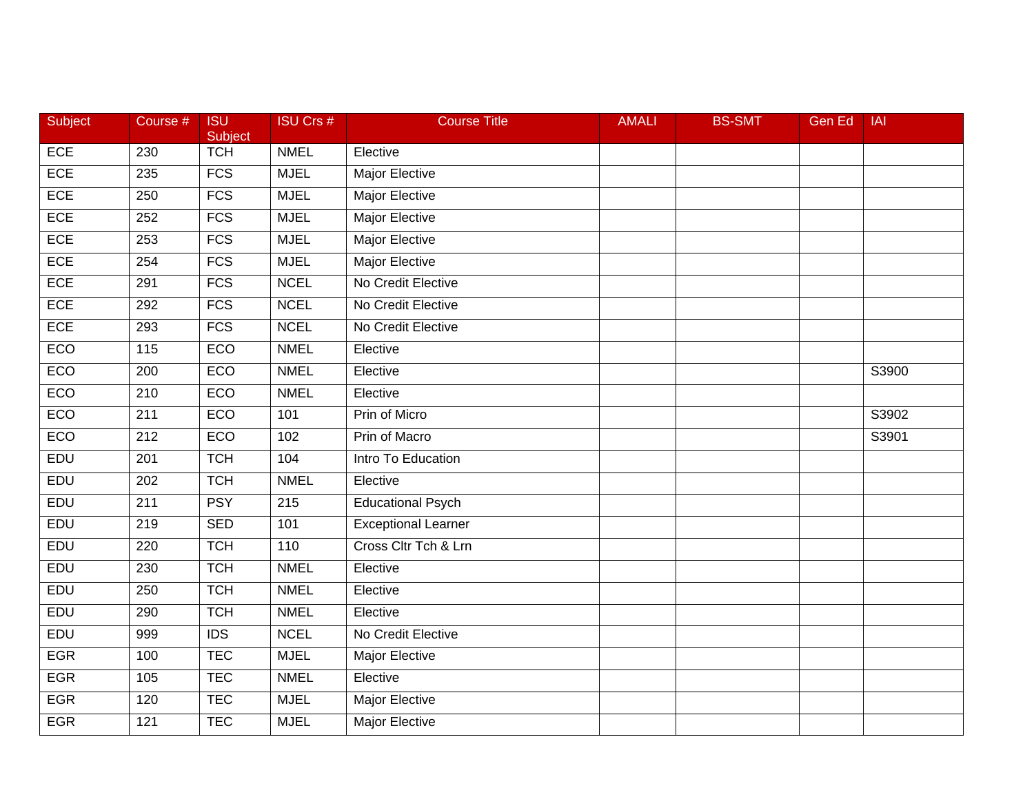| Subject | Course # | ISU Subject | ISU Crs # | Course Title | AMALI | BS-SMT | Gen Ed | IAI |
|---|---|---|---|---|---|---|---|---|
| ECE | 230 | TCH | NMEL | Elective | | | | |
| ECE | 235 | FCS | MJEL | Major Elective | | | | |
| ECE | 250 | FCS | MJEL | Major Elective | | | | |
| ECE | 252 | FCS | MJEL | Major Elective | | | | |
| ECE | 253 | FCS | MJEL | Major Elective | | | | |
| ECE | 254 | FCS | MJEL | Major Elective | | | | |
| ECE | 291 | FCS | NCEL | No Credit Elective | | | | |
| ECE | 292 | FCS | NCEL | No Credit Elective | | | | |
| ECE | 293 | FCS | NCEL | No Credit Elective | | | | |
| ECO | 115 | ECO | NMEL | Elective | | | | |
| ECO | 200 | ECO | NMEL | Elective | | | | S3900 |
| ECO | 210 | ECO | NMEL | Elective | | | | |
| ECO | 211 | ECO | 101 | Prin of Micro | | | | S3902 |
| ECO | 212 | ECO | 102 | Prin of Macro | | | | S3901 |
| EDU | 201 | TCH | 104 | Intro To Education | | | | |
| EDU | 202 | TCH | NMEL | Elective | | | | |
| EDU | 211 | PSY | 215 | Educational Psych | | | | |
| EDU | 219 | SED | 101 | Exceptional Learner | | | | |
| EDU | 220 | TCH | 110 | Cross Cltr Tch & Lrn | | | | |
| EDU | 230 | TCH | NMEL | Elective | | | | |
| EDU | 250 | TCH | NMEL | Elective | | | | |
| EDU | 290 | TCH | NMEL | Elective | | | | |
| EDU | 999 | IDS | NCEL | No Credit Elective | | | | |
| EGR | 100 | TEC | MJEL | Major Elective | | | | |
| EGR | 105 | TEC | NMEL | Elective | | | | |
| EGR | 120 | TEC | MJEL | Major Elective | | | | |
| EGR | 121 | TEC | MJEL | Major Elective | | | | |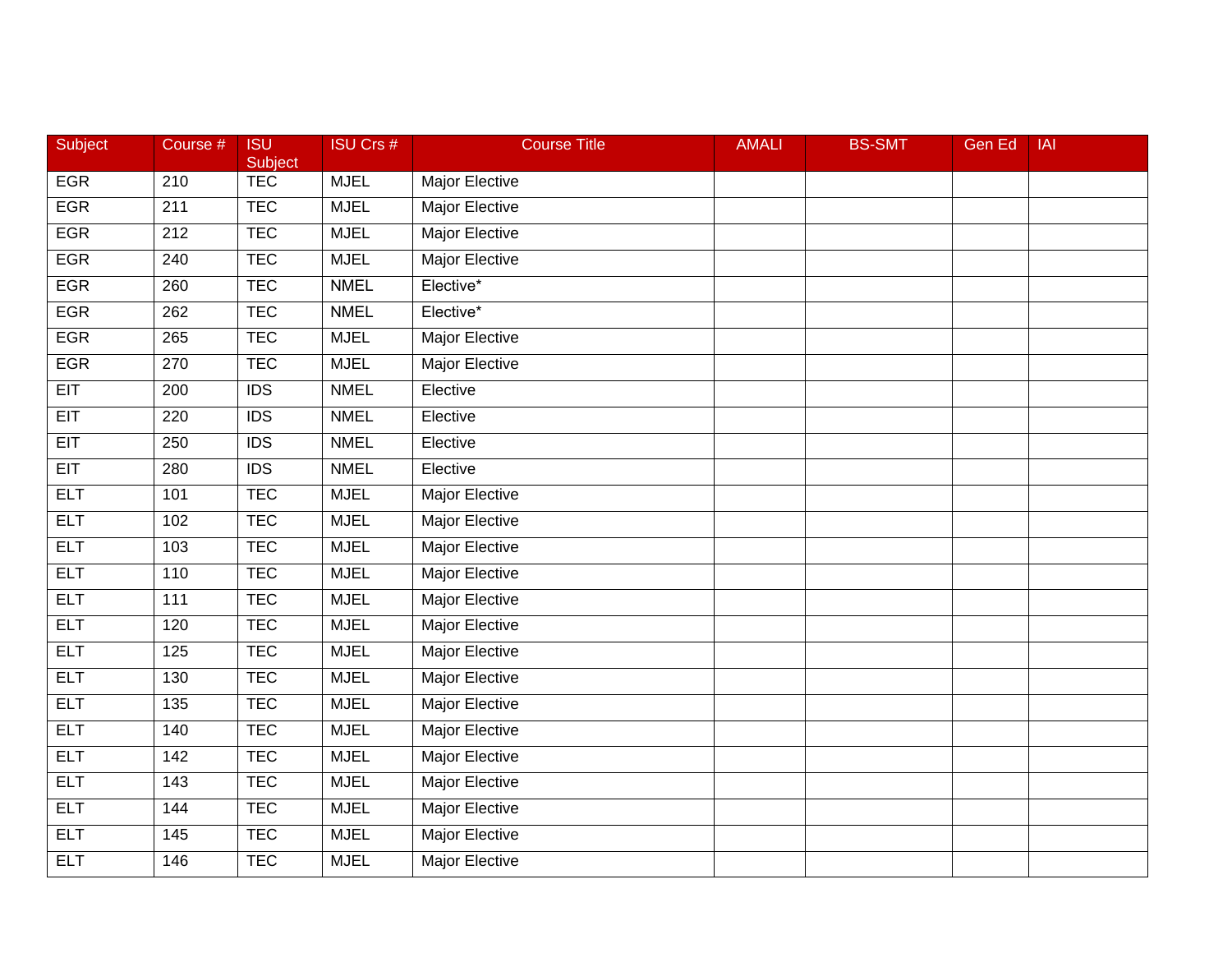| Subject | Course # | ISU Subject | ISU Crs # | Course Title | AMALI | BS-SMT | Gen Ed | IAI |
|---|---|---|---|---|---|---|---|---|
| EGR | 210 | TEC | MJEL | Major Elective | | | | |
| EGR | 211 | TEC | MJEL | Major Elective | | | | |
| EGR | 212 | TEC | MJEL | Major Elective | | | | |
| EGR | 240 | TEC | MJEL | Major Elective | | | | |
| EGR | 260 | TEC | NMEL | Elective* | | | | |
| EGR | 262 | TEC | NMEL | Elective* | | | | |
| EGR | 265 | TEC | MJEL | Major Elective | | | | |
| EGR | 270 | TEC | MJEL | Major Elective | | | | |
| EIT | 200 | IDS | NMEL | Elective | | | | |
| EIT | 220 | IDS | NMEL | Elective | | | | |
| EIT | 250 | IDS | NMEL | Elective | | | | |
| EIT | 280 | IDS | NMEL | Elective | | | | |
| ELT | 101 | TEC | MJEL | Major Elective | | | | |
| ELT | 102 | TEC | MJEL | Major Elective | | | | |
| ELT | 103 | TEC | MJEL | Major Elective | | | | |
| ELT | 110 | TEC | MJEL | Major Elective | | | | |
| ELT | 111 | TEC | MJEL | Major Elective | | | | |
| ELT | 120 | TEC | MJEL | Major Elective | | | | |
| ELT | 125 | TEC | MJEL | Major Elective | | | | |
| ELT | 130 | TEC | MJEL | Major Elective | | | | |
| ELT | 135 | TEC | MJEL | Major Elective | | | | |
| ELT | 140 | TEC | MJEL | Major Elective | | | | |
| ELT | 142 | TEC | MJEL | Major Elective | | | | |
| ELT | 143 | TEC | MJEL | Major Elective | | | | |
| ELT | 144 | TEC | MJEL | Major Elective | | | | |
| ELT | 145 | TEC | MJEL | Major Elective | | | | |
| ELT | 146 | TEC | MJEL | Major Elective | | | | |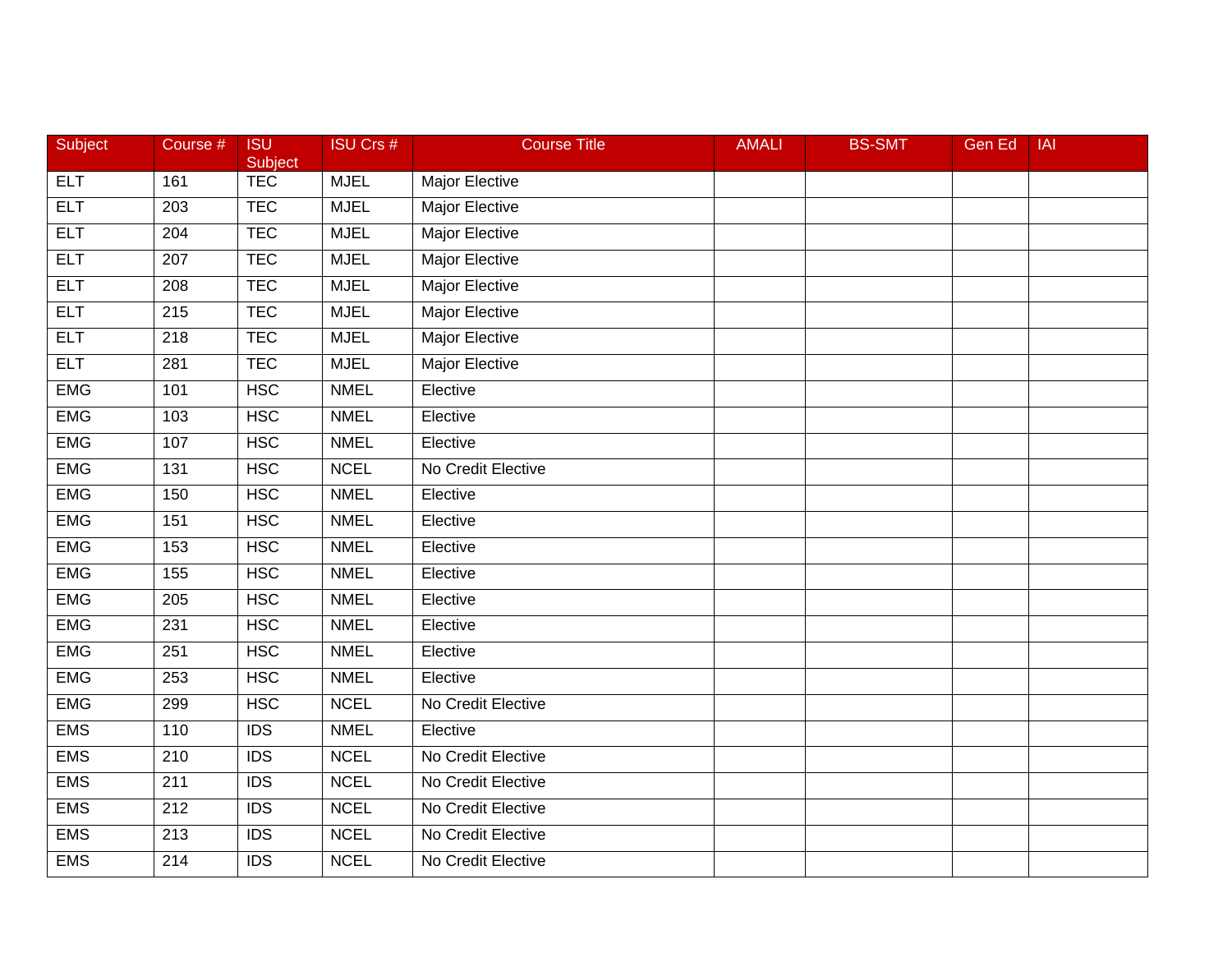| Subject | Course # | ISU Subject | ISU Crs # | Course Title | AMALI | BS-SMT | Gen Ed | IAI |
|---|---|---|---|---|---|---|---|---|
| ELT | 161 | TEC | MJEL | Major Elective | | | | |
| ELT | 203 | TEC | MJEL | Major Elective | | | | |
| ELT | 204 | TEC | MJEL | Major Elective | | | | |
| ELT | 207 | TEC | MJEL | Major Elective | | | | |
| ELT | 208 | TEC | MJEL | Major Elective | | | | |
| ELT | 215 | TEC | MJEL | Major Elective | | | | |
| ELT | 218 | TEC | MJEL | Major Elective | | | | |
| ELT | 281 | TEC | MJEL | Major Elective | | | | |
| EMG | 101 | HSC | NMEL | Elective | | | | |
| EMG | 103 | HSC | NMEL | Elective | | | | |
| EMG | 107 | HSC | NMEL | Elective | | | | |
| EMG | 131 | HSC | NCEL | No Credit Elective | | | | |
| EMG | 150 | HSC | NMEL | Elective | | | | |
| EMG | 151 | HSC | NMEL | Elective | | | | |
| EMG | 153 | HSC | NMEL | Elective | | | | |
| EMG | 155 | HSC | NMEL | Elective | | | | |
| EMG | 205 | HSC | NMEL | Elective | | | | |
| EMG | 231 | HSC | NMEL | Elective | | | | |
| EMG | 251 | HSC | NMEL | Elective | | | | |
| EMG | 253 | HSC | NMEL | Elective | | | | |
| EMG | 299 | HSC | NCEL | No Credit Elective | | | | |
| EMS | 110 | IDS | NMEL | Elective | | | | |
| EMS | 210 | IDS | NCEL | No Credit Elective | | | | |
| EMS | 211 | IDS | NCEL | No Credit Elective | | | | |
| EMS | 212 | IDS | NCEL | No Credit Elective | | | | |
| EMS | 213 | IDS | NCEL | No Credit Elective | | | | |
| EMS | 214 | IDS | NCEL | No Credit Elective | | | | |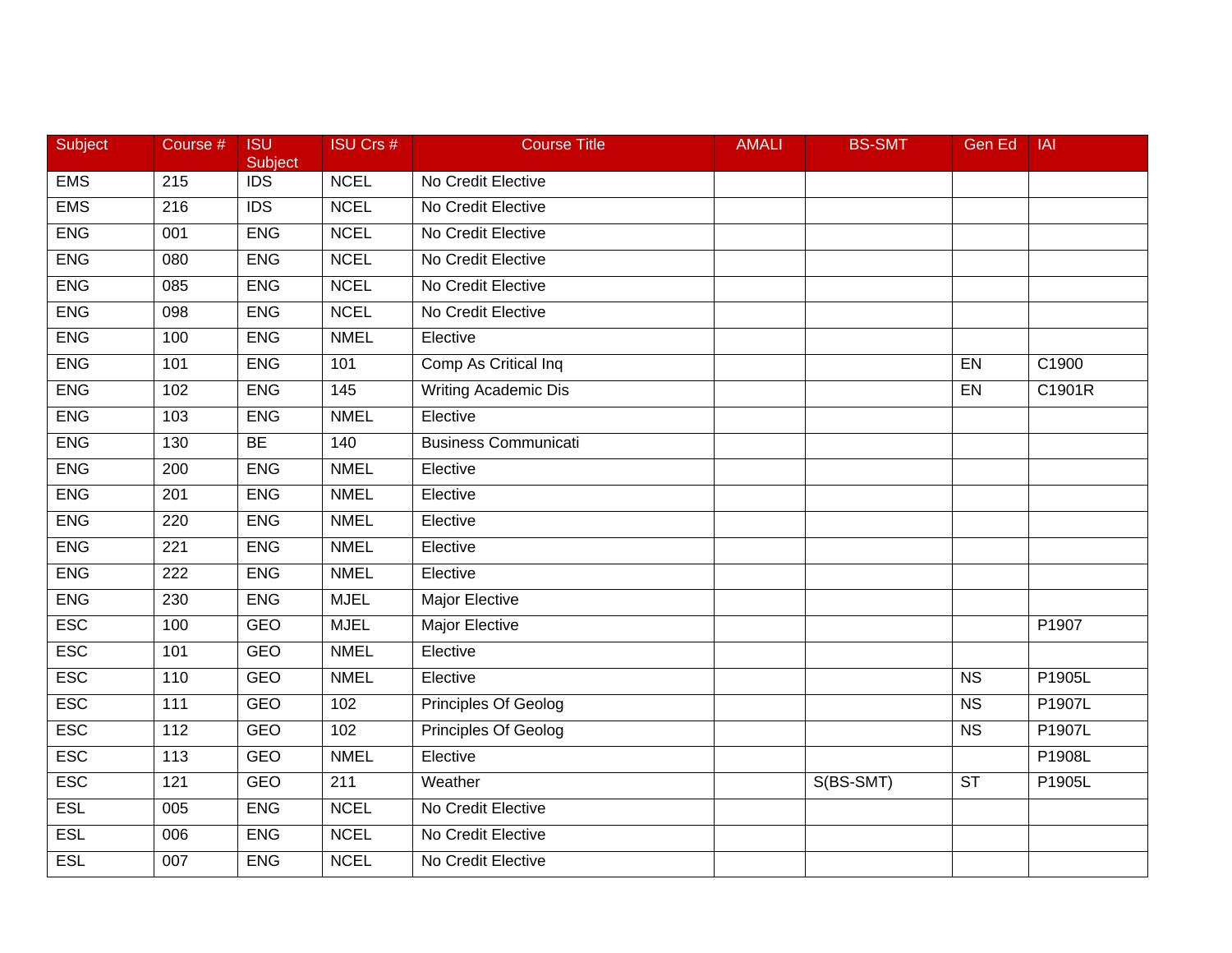| Subject | Course # | ISU Subject | ISU Crs # | Course Title | AMALI | BS-SMT | Gen Ed | IAI |
|---|---|---|---|---|---|---|---|---|
| EMS | 215 | IDS | NCEL | No Credit Elective | | | | |
| EMS | 216 | IDS | NCEL | No Credit Elective | | | | |
| ENG | 001 | ENG | NCEL | No Credit Elective | | | | |
| ENG | 080 | ENG | NCEL | No Credit Elective | | | | |
| ENG | 085 | ENG | NCEL | No Credit Elective | | | | |
| ENG | 098 | ENG | NCEL | No Credit Elective | | | | |
| ENG | 100 | ENG | NMEL | Elective | | | | |
| ENG | 101 | ENG | 101 | Comp As Critical Inq | | | EN | C1900 |
| ENG | 102 | ENG | 145 | Writing Academic Dis | | | EN | C1901R |
| ENG | 103 | ENG | NMEL | Elective | | | | |
| ENG | 130 | BE | 140 | Business Communicati | | | | |
| ENG | 200 | ENG | NMEL | Elective | | | | |
| ENG | 201 | ENG | NMEL | Elective | | | | |
| ENG | 220 | ENG | NMEL | Elective | | | | |
| ENG | 221 | ENG | NMEL | Elective | | | | |
| ENG | 222 | ENG | NMEL | Elective | | | | |
| ENG | 230 | ENG | MJEL | Major Elective | | | | |
| ESC | 100 | GEO | MJEL | Major Elective | | | | P1907 |
| ESC | 101 | GEO | NMEL | Elective | | | | |
| ESC | 110 | GEO | NMEL | Elective | | | NS | P1905L |
| ESC | 111 | GEO | 102 | Principles Of Geolog | | | NS | P1907L |
| ESC | 112 | GEO | 102 | Principles Of Geolog | | | NS | P1907L |
| ESC | 113 | GEO | NMEL | Elective | | | | P1908L |
| ESC | 121 | GEO | 211 | Weather | | S(BS-SMT) | ST | P1905L |
| ESL | 005 | ENG | NCEL | No Credit Elective | | | | |
| ESL | 006 | ENG | NCEL | No Credit Elective | | | | |
| ESL | 007 | ENG | NCEL | No Credit Elective | | | | |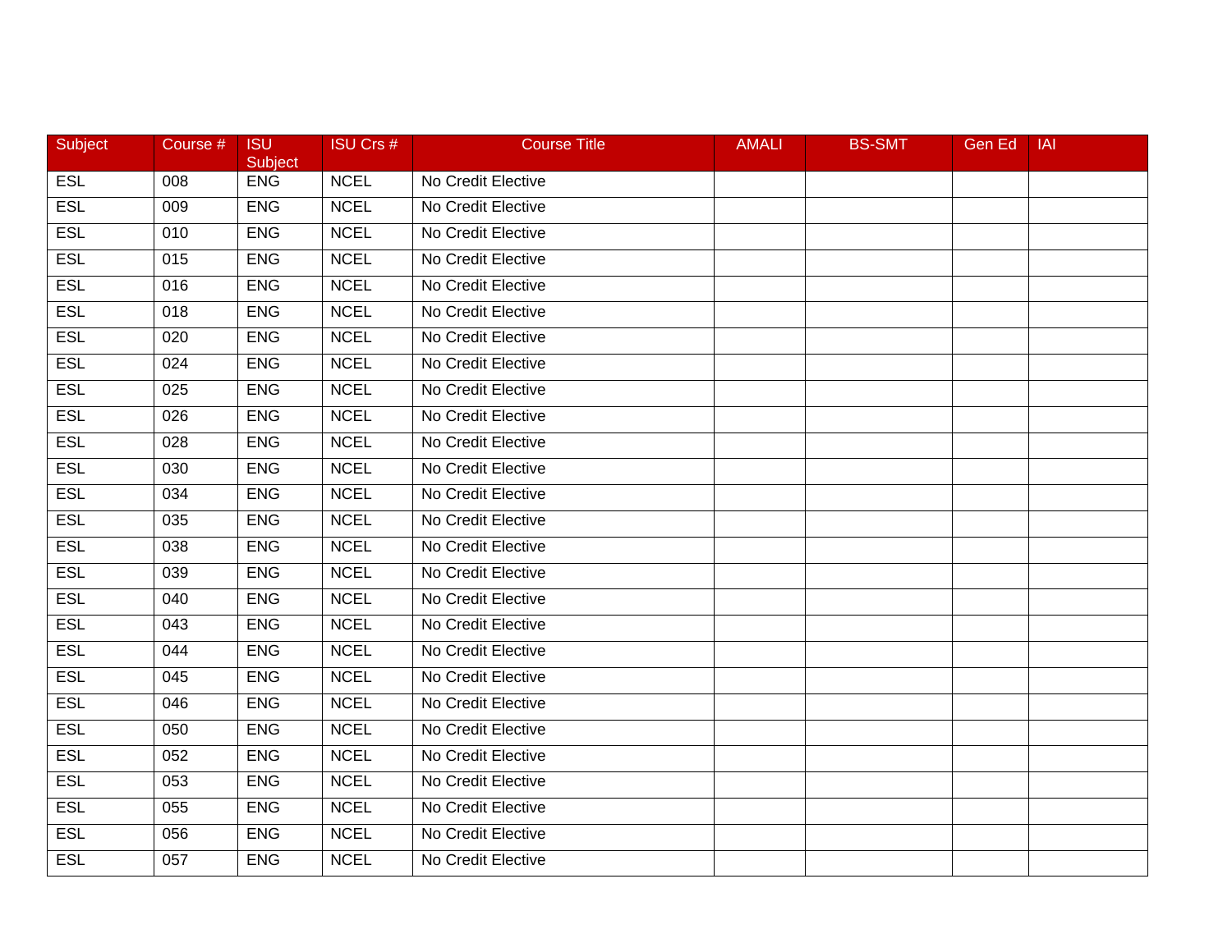| Subject | Course # | ISU Subject | ISU Crs # | Course Title | AMALI | BS-SMT | Gen Ed | IAI |
|---|---|---|---|---|---|---|---|---|
| ESL | 008 | ENG | NCEL | No Credit Elective | | | | |
| ESL | 009 | ENG | NCEL | No Credit Elective | | | | |
| ESL | 010 | ENG | NCEL | No Credit Elective | | | | |
| ESL | 015 | ENG | NCEL | No Credit Elective | | | | |
| ESL | 016 | ENG | NCEL | No Credit Elective | | | | |
| ESL | 018 | ENG | NCEL | No Credit Elective | | | | |
| ESL | 020 | ENG | NCEL | No Credit Elective | | | | |
| ESL | 024 | ENG | NCEL | No Credit Elective | | | | |
| ESL | 025 | ENG | NCEL | No Credit Elective | | | | |
| ESL | 026 | ENG | NCEL | No Credit Elective | | | | |
| ESL | 028 | ENG | NCEL | No Credit Elective | | | | |
| ESL | 030 | ENG | NCEL | No Credit Elective | | | | |
| ESL | 034 | ENG | NCEL | No Credit Elective | | | | |
| ESL | 035 | ENG | NCEL | No Credit Elective | | | | |
| ESL | 038 | ENG | NCEL | No Credit Elective | | | | |
| ESL | 039 | ENG | NCEL | No Credit Elective | | | | |
| ESL | 040 | ENG | NCEL | No Credit Elective | | | | |
| ESL | 043 | ENG | NCEL | No Credit Elective | | | | |
| ESL | 044 | ENG | NCEL | No Credit Elective | | | | |
| ESL | 045 | ENG | NCEL | No Credit Elective | | | | |
| ESL | 046 | ENG | NCEL | No Credit Elective | | | | |
| ESL | 050 | ENG | NCEL | No Credit Elective | | | | |
| ESL | 052 | ENG | NCEL | No Credit Elective | | | | |
| ESL | 053 | ENG | NCEL | No Credit Elective | | | | |
| ESL | 055 | ENG | NCEL | No Credit Elective | | | | |
| ESL | 056 | ENG | NCEL | No Credit Elective | | | | |
| ESL | 057 | ENG | NCEL | No Credit Elective | | | | |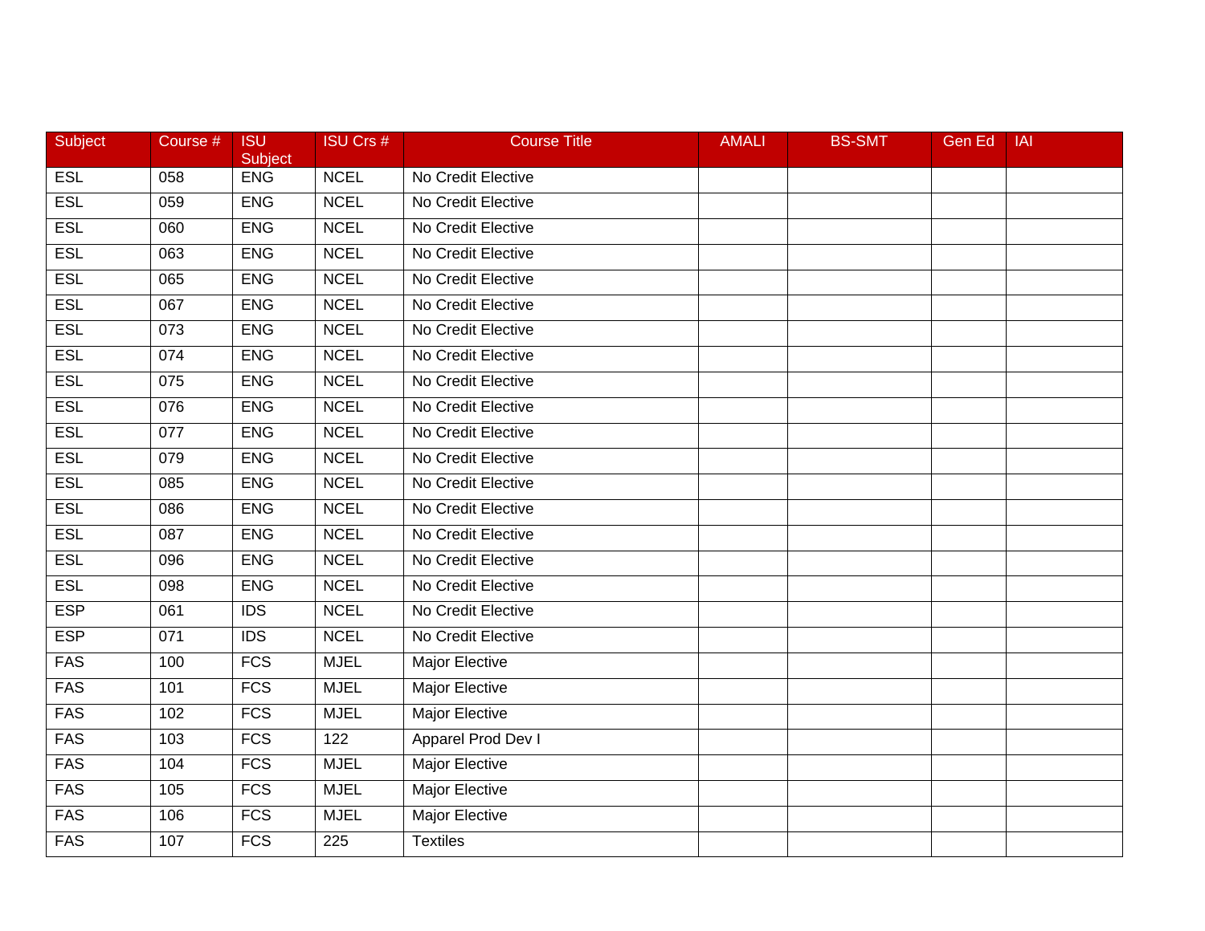| Subject | Course # | ISU Subject | ISU Crs # | Course Title | AMALI | BS-SMT | Gen Ed | IAI |
|---|---|---|---|---|---|---|---|---|
| ESL | 058 | ENG | NCEL | No Credit Elective | | | | |
| ESL | 059 | ENG | NCEL | No Credit Elective | | | | |
| ESL | 060 | ENG | NCEL | No Credit Elective | | | | |
| ESL | 063 | ENG | NCEL | No Credit Elective | | | | |
| ESL | 065 | ENG | NCEL | No Credit Elective | | | | |
| ESL | 067 | ENG | NCEL | No Credit Elective | | | | |
| ESL | 073 | ENG | NCEL | No Credit Elective | | | | |
| ESL | 074 | ENG | NCEL | No Credit Elective | | | | |
| ESL | 075 | ENG | NCEL | No Credit Elective | | | | |
| ESL | 076 | ENG | NCEL | No Credit Elective | | | | |
| ESL | 077 | ENG | NCEL | No Credit Elective | | | | |
| ESL | 079 | ENG | NCEL | No Credit Elective | | | | |
| ESL | 085 | ENG | NCEL | No Credit Elective | | | | |
| ESL | 086 | ENG | NCEL | No Credit Elective | | | | |
| ESL | 087 | ENG | NCEL | No Credit Elective | | | | |
| ESL | 096 | ENG | NCEL | No Credit Elective | | | | |
| ESL | 098 | ENG | NCEL | No Credit Elective | | | | |
| ESP | 061 | IDS | NCEL | No Credit Elective | | | | |
| ESP | 071 | IDS | NCEL | No Credit Elective | | | | |
| FAS | 100 | FCS | MJEL | Major Elective | | | | |
| FAS | 101 | FCS | MJEL | Major Elective | | | | |
| FAS | 102 | FCS | MJEL | Major Elective | | | | |
| FAS | 103 | FCS | 122 | Apparel Prod Dev I | | | | |
| FAS | 104 | FCS | MJEL | Major Elective | | | | |
| FAS | 105 | FCS | MJEL | Major Elective | | | | |
| FAS | 106 | FCS | MJEL | Major Elective | | | | |
| FAS | 107 | FCS | 225 | Textiles | | | | |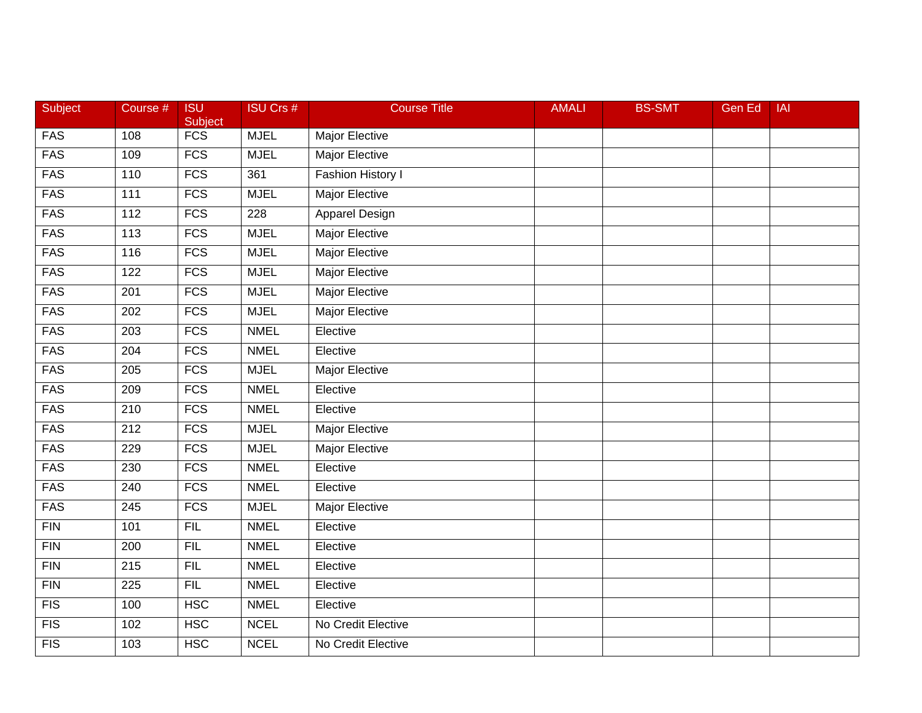| Subject | Course # | ISU Subject | ISU Crs # | Course Title | AMALI | BS-SMT | Gen Ed | IAI |
|---|---|---|---|---|---|---|---|---|
| FAS | 108 | FCS | MJEL | Major Elective | | | | |
| FAS | 109 | FCS | MJEL | Major Elective | | | | |
| FAS | 110 | FCS | 361 | Fashion History I | | | | |
| FAS | 111 | FCS | MJEL | Major Elective | | | | |
| FAS | 112 | FCS | 228 | Apparel Design | | | | |
| FAS | 113 | FCS | MJEL | Major Elective | | | | |
| FAS | 116 | FCS | MJEL | Major Elective | | | | |
| FAS | 122 | FCS | MJEL | Major Elective | | | | |
| FAS | 201 | FCS | MJEL | Major Elective | | | | |
| FAS | 202 | FCS | MJEL | Major Elective | | | | |
| FAS | 203 | FCS | NMEL | Elective | | | | |
| FAS | 204 | FCS | NMEL | Elective | | | | |
| FAS | 205 | FCS | MJEL | Major Elective | | | | |
| FAS | 209 | FCS | NMEL | Elective | | | | |
| FAS | 210 | FCS | NMEL | Elective | | | | |
| FAS | 212 | FCS | MJEL | Major Elective | | | | |
| FAS | 229 | FCS | MJEL | Major Elective | | | | |
| FAS | 230 | FCS | NMEL | Elective | | | | |
| FAS | 240 | FCS | NMEL | Elective | | | | |
| FAS | 245 | FCS | MJEL | Major Elective | | | | |
| FIN | 101 | FIL | NMEL | Elective | | | | |
| FIN | 200 | FIL | NMEL | Elective | | | | |
| FIN | 215 | FIL | NMEL | Elective | | | | |
| FIN | 225 | FIL | NMEL | Elective | | | | |
| FIS | 100 | HSC | NMEL | Elective | | | | |
| FIS | 102 | HSC | NCEL | No Credit Elective | | | | |
| FIS | 103 | HSC | NCEL | No Credit Elective | | | | |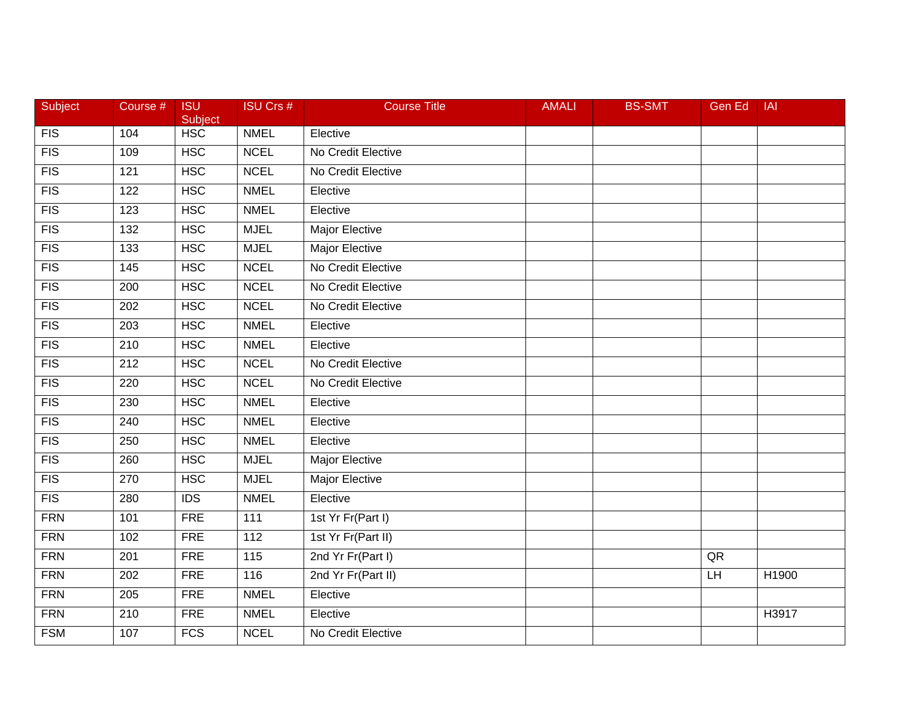| Subject | Course # | ISU Subject | ISU Crs # | Course Title | AMALI | BS-SMT | Gen Ed | IAI |
|---|---|---|---|---|---|---|---|---|
| FIS | 104 | HSC | NMEL | Elective | | | | |
| FIS | 109 | HSC | NCEL | No Credit Elective | | | | |
| FIS | 121 | HSC | NCEL | No Credit Elective | | | | |
| FIS | 122 | HSC | NMEL | Elective | | | | |
| FIS | 123 | HSC | NMEL | Elective | | | | |
| FIS | 132 | HSC | MJEL | Major Elective | | | | |
| FIS | 133 | HSC | MJEL | Major Elective | | | | |
| FIS | 145 | HSC | NCEL | No Credit Elective | | | | |
| FIS | 200 | HSC | NCEL | No Credit Elective | | | | |
| FIS | 202 | HSC | NCEL | No Credit Elective | | | | |
| FIS | 203 | HSC | NMEL | Elective | | | | |
| FIS | 210 | HSC | NMEL | Elective | | | | |
| FIS | 212 | HSC | NCEL | No Credit Elective | | | | |
| FIS | 220 | HSC | NCEL | No Credit Elective | | | | |
| FIS | 230 | HSC | NMEL | Elective | | | | |
| FIS | 240 | HSC | NMEL | Elective | | | | |
| FIS | 250 | HSC | NMEL | Elective | | | | |
| FIS | 260 | HSC | MJEL | Major Elective | | | | |
| FIS | 270 | HSC | MJEL | Major Elective | | | | |
| FIS | 280 | IDS | NMEL | Elective | | | | |
| FRN | 101 | FRE | 111 | 1st Yr Fr(Part I) | | | | |
| FRN | 102 | FRE | 112 | 1st Yr Fr(Part II) | | | | |
| FRN | 201 | FRE | 115 | 2nd Yr Fr(Part I) | | | QR | |
| FRN | 202 | FRE | 116 | 2nd Yr Fr(Part II) | | | LH | H1900 |
| FRN | 205 | FRE | NMEL | Elective | | | | |
| FRN | 210 | FRE | NMEL | Elective | | | | H3917 |
| FSM | 107 | FCS | NCEL | No Credit Elective | | | | |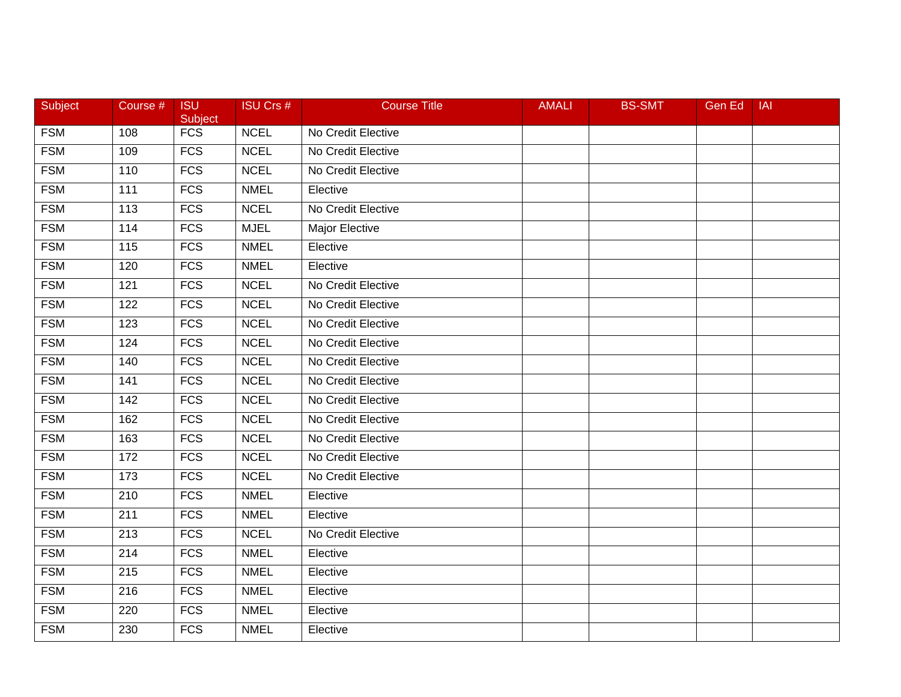| Subject | Course # | ISU Subject | ISU Crs # | Course Title | AMALI | BS-SMT | Gen Ed | IAI |
|---|---|---|---|---|---|---|---|---|
| FSM | 108 | FCS | NCEL | No Credit Elective | | | | |
| FSM | 109 | FCS | NCEL | No Credit Elective | | | | |
| FSM | 110 | FCS | NCEL | No Credit Elective | | | | |
| FSM | 111 | FCS | NMEL | Elective | | | | |
| FSM | 113 | FCS | NCEL | No Credit Elective | | | | |
| FSM | 114 | FCS | MJEL | Major Elective | | | | |
| FSM | 115 | FCS | NMEL | Elective | | | | |
| FSM | 120 | FCS | NMEL | Elective | | | | |
| FSM | 121 | FCS | NCEL | No Credit Elective | | | | |
| FSM | 122 | FCS | NCEL | No Credit Elective | | | | |
| FSM | 123 | FCS | NCEL | No Credit Elective | | | | |
| FSM | 124 | FCS | NCEL | No Credit Elective | | | | |
| FSM | 140 | FCS | NCEL | No Credit Elective | | | | |
| FSM | 141 | FCS | NCEL | No Credit Elective | | | | |
| FSM | 142 | FCS | NCEL | No Credit Elective | | | | |
| FSM | 162 | FCS | NCEL | No Credit Elective | | | | |
| FSM | 163 | FCS | NCEL | No Credit Elective | | | | |
| FSM | 172 | FCS | NCEL | No Credit Elective | | | | |
| FSM | 173 | FCS | NCEL | No Credit Elective | | | | |
| FSM | 210 | FCS | NMEL | Elective | | | | |
| FSM | 211 | FCS | NMEL | Elective | | | | |
| FSM | 213 | FCS | NCEL | No Credit Elective | | | | |
| FSM | 214 | FCS | NMEL | Elective | | | | |
| FSM | 215 | FCS | NMEL | Elective | | | | |
| FSM | 216 | FCS | NMEL | Elective | | | | |
| FSM | 220 | FCS | NMEL | Elective | | | | |
| FSM | 230 | FCS | NMEL | Elective | | | | |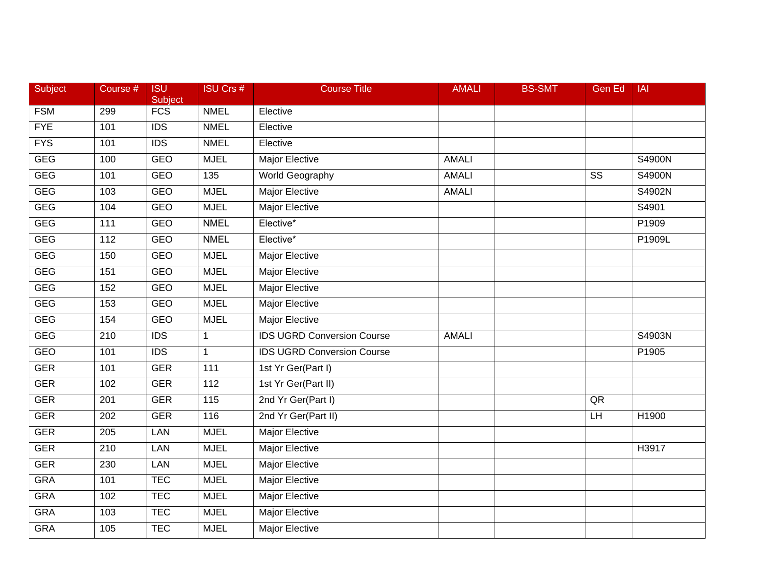| Subject | Course # | ISU Subject | ISU Crs # | Course Title | AMALI | BS-SMT | Gen Ed | IAI |
|---|---|---|---|---|---|---|---|---|
| FSM | 299 | FCS | NMEL | Elective | | | | |
| FYE | 101 | IDS | NMEL | Elective | | | | |
| FYS | 101 | IDS | NMEL | Elective | | | | |
| GEG | 100 | GEO | MJEL | Major Elective | AMALI | | | S4900N |
| GEG | 101 | GEO | 135 | World Geography | AMALI | | SS | S4900N |
| GEG | 103 | GEO | MJEL | Major Elective | AMALI | | | S4902N |
| GEG | 104 | GEO | MJEL | Major Elective | | | | S4901 |
| GEG | 111 | GEO | NMEL | Elective* | | | | P1909 |
| GEG | 112 | GEO | NMEL | Elective* | | | | P1909L |
| GEG | 150 | GEO | MJEL | Major Elective | | | | |
| GEG | 151 | GEO | MJEL | Major Elective | | | | |
| GEG | 152 | GEO | MJEL | Major Elective | | | | |
| GEG | 153 | GEO | MJEL | Major Elective | | | | |
| GEG | 154 | GEO | MJEL | Major Elective | | | | |
| GEG | 210 | IDS | 1 | IDS UGRD Conversion Course | AMALI | | | S4903N |
| GEO | 101 | IDS | 1 | IDS UGRD Conversion Course | | | | P1905 |
| GER | 101 | GER | 111 | 1st Yr Ger(Part I) | | | | |
| GER | 102 | GER | 112 | 1st Yr Ger(Part II) | | | | |
| GER | 201 | GER | 115 | 2nd Yr Ger(Part I) | | | QR | |
| GER | 202 | GER | 116 | 2nd Yr Ger(Part II) | | | LH | H1900 |
| GER | 205 | LAN | MJEL | Major Elective | | | | |
| GER | 210 | LAN | MJEL | Major Elective | | | | H3917 |
| GER | 230 | LAN | MJEL | Major Elective | | | | |
| GRA | 101 | TEC | MJEL | Major Elective | | | | |
| GRA | 102 | TEC | MJEL | Major Elective | | | | |
| GRA | 103 | TEC | MJEL | Major Elective | | | | |
| GRA | 105 | TEC | MJEL | Major Elective | | | | |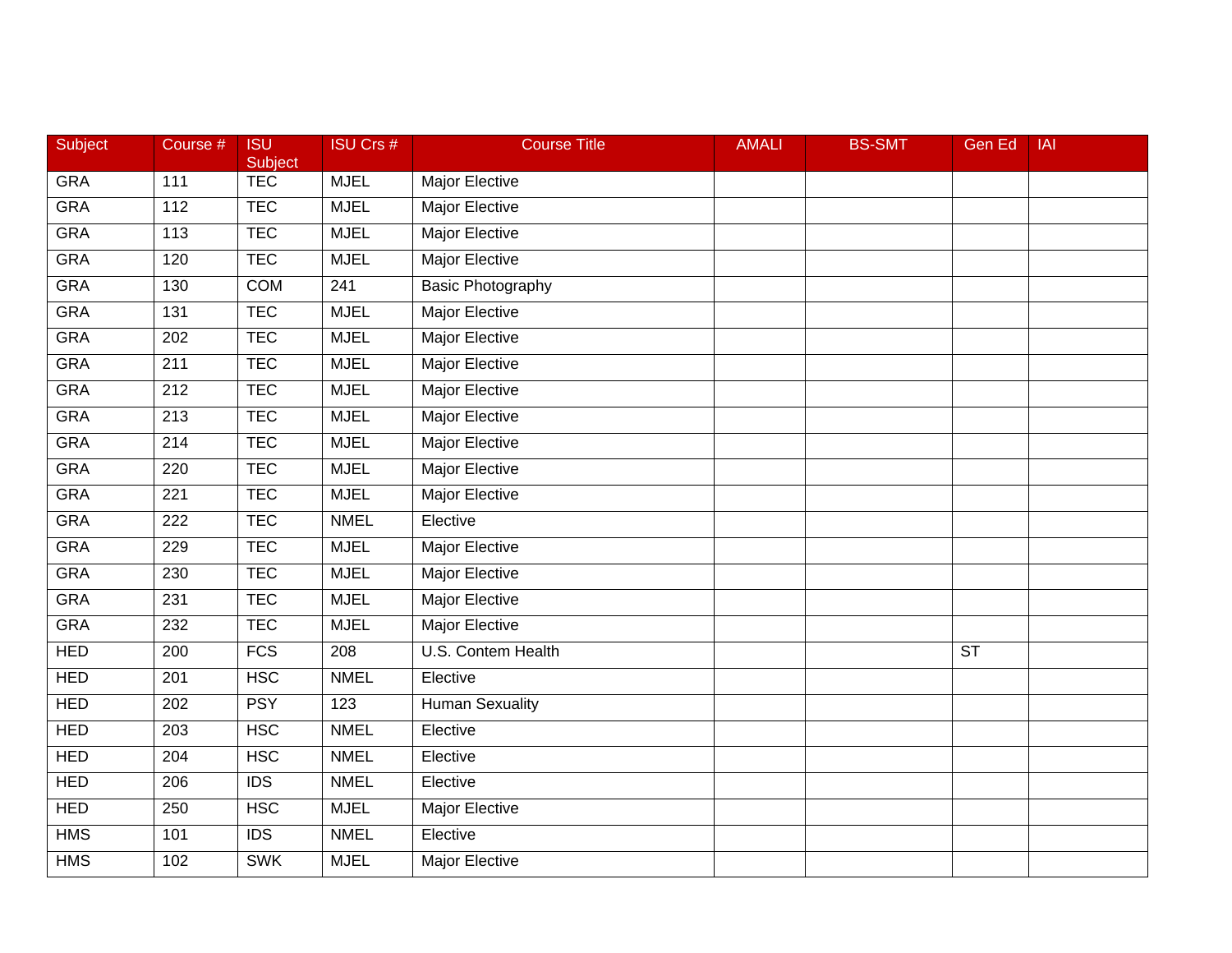| Subject | Course # | ISU Subject | ISU Crs # | Course Title | AMALI | BS-SMT | Gen Ed | IAI |
|---|---|---|---|---|---|---|---|---|
| GRA | 111 | TEC | MJEL | Major Elective | | | | |
| GRA | 112 | TEC | MJEL | Major Elective | | | | |
| GRA | 113 | TEC | MJEL | Major Elective | | | | |
| GRA | 120 | TEC | MJEL | Major Elective | | | | |
| GRA | 130 | COM | 241 | Basic Photography | | | | |
| GRA | 131 | TEC | MJEL | Major Elective | | | | |
| GRA | 202 | TEC | MJEL | Major Elective | | | | |
| GRA | 211 | TEC | MJEL | Major Elective | | | | |
| GRA | 212 | TEC | MJEL | Major Elective | | | | |
| GRA | 213 | TEC | MJEL | Major Elective | | | | |
| GRA | 214 | TEC | MJEL | Major Elective | | | | |
| GRA | 220 | TEC | MJEL | Major Elective | | | | |
| GRA | 221 | TEC | MJEL | Major Elective | | | | |
| GRA | 222 | TEC | NMEL | Elective | | | | |
| GRA | 229 | TEC | MJEL | Major Elective | | | | |
| GRA | 230 | TEC | MJEL | Major Elective | | | | |
| GRA | 231 | TEC | MJEL | Major Elective | | | | |
| GRA | 232 | TEC | MJEL | Major Elective | | | | |
| HED | 200 | FCS | 208 | U.S. Contem Health | | | ST | |
| HED | 201 | HSC | NMEL | Elective | | | | |
| HED | 202 | PSY | 123 | Human Sexuality | | | | |
| HED | 203 | HSC | NMEL | Elective | | | | |
| HED | 204 | HSC | NMEL | Elective | | | | |
| HED | 206 | IDS | NMEL | Elective | | | | |
| HED | 250 | HSC | MJEL | Major Elective | | | | |
| HMS | 101 | IDS | NMEL | Elective | | | | |
| HMS | 102 | SWK | MJEL | Major Elective | | | | |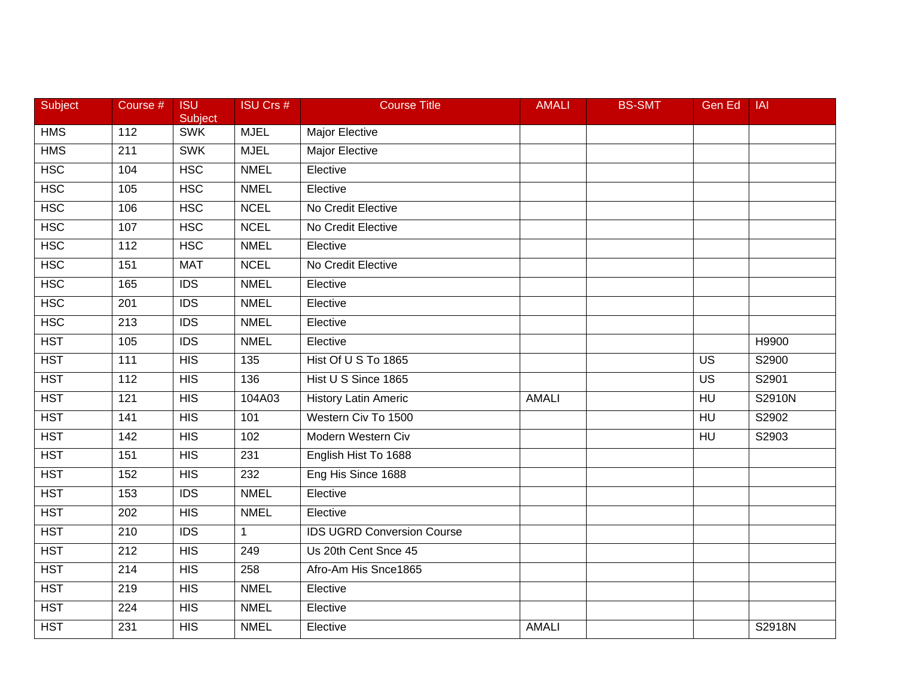| Subject | Course # | ISU Subject | ISU Crs # | Course Title | AMALI | BS-SMT | Gen Ed | IAI |
|---|---|---|---|---|---|---|---|---|
| HMS | 112 | SWK | MJEL | Major Elective | | | | |
| HMS | 211 | SWK | MJEL | Major Elective | | | | |
| HSC | 104 | HSC | NMEL | Elective | | | | |
| HSC | 105 | HSC | NMEL | Elective | | | | |
| HSC | 106 | HSC | NCEL | No Credit Elective | | | | |
| HSC | 107 | HSC | NCEL | No Credit Elective | | | | |
| HSC | 112 | HSC | NMEL | Elective | | | | |
| HSC | 151 | MAT | NCEL | No Credit Elective | | | | |
| HSC | 165 | IDS | NMEL | Elective | | | | |
| HSC | 201 | IDS | NMEL | Elective | | | | |
| HSC | 213 | IDS | NMEL | Elective | | | | |
| HST | 105 | IDS | NMEL | Elective | | | | H9900 |
| HST | 111 | HIS | 135 | Hist Of U S To 1865 | | | US | S2900 |
| HST | 112 | HIS | 136 | Hist U S Since 1865 | | | US | S2901 |
| HST | 121 | HIS | 104A03 | History Latin Americ | AMALI | | HU | S2910N |
| HST | 141 | HIS | 101 | Western Civ To 1500 | | | HU | S2902 |
| HST | 142 | HIS | 102 | Modern Western Civ | | | HU | S2903 |
| HST | 151 | HIS | 231 | English Hist To 1688 | | | | |
| HST | 152 | HIS | 232 | Eng His Since 1688 | | | | |
| HST | 153 | IDS | NMEL | Elective | | | | |
| HST | 202 | HIS | NMEL | Elective | | | | |
| HST | 210 | IDS | 1 | IDS UGRD Conversion Course | | | | |
| HST | 212 | HIS | 249 | Us 20th Cent Snce 45 | | | | |
| HST | 214 | HIS | 258 | Afro-Am His Snce1865 | | | | |
| HST | 219 | HIS | NMEL | Elective | | | | |
| HST | 224 | HIS | NMEL | Elective | | | | |
| HST | 231 | HIS | NMEL | Elective | AMALI | | | S2918N |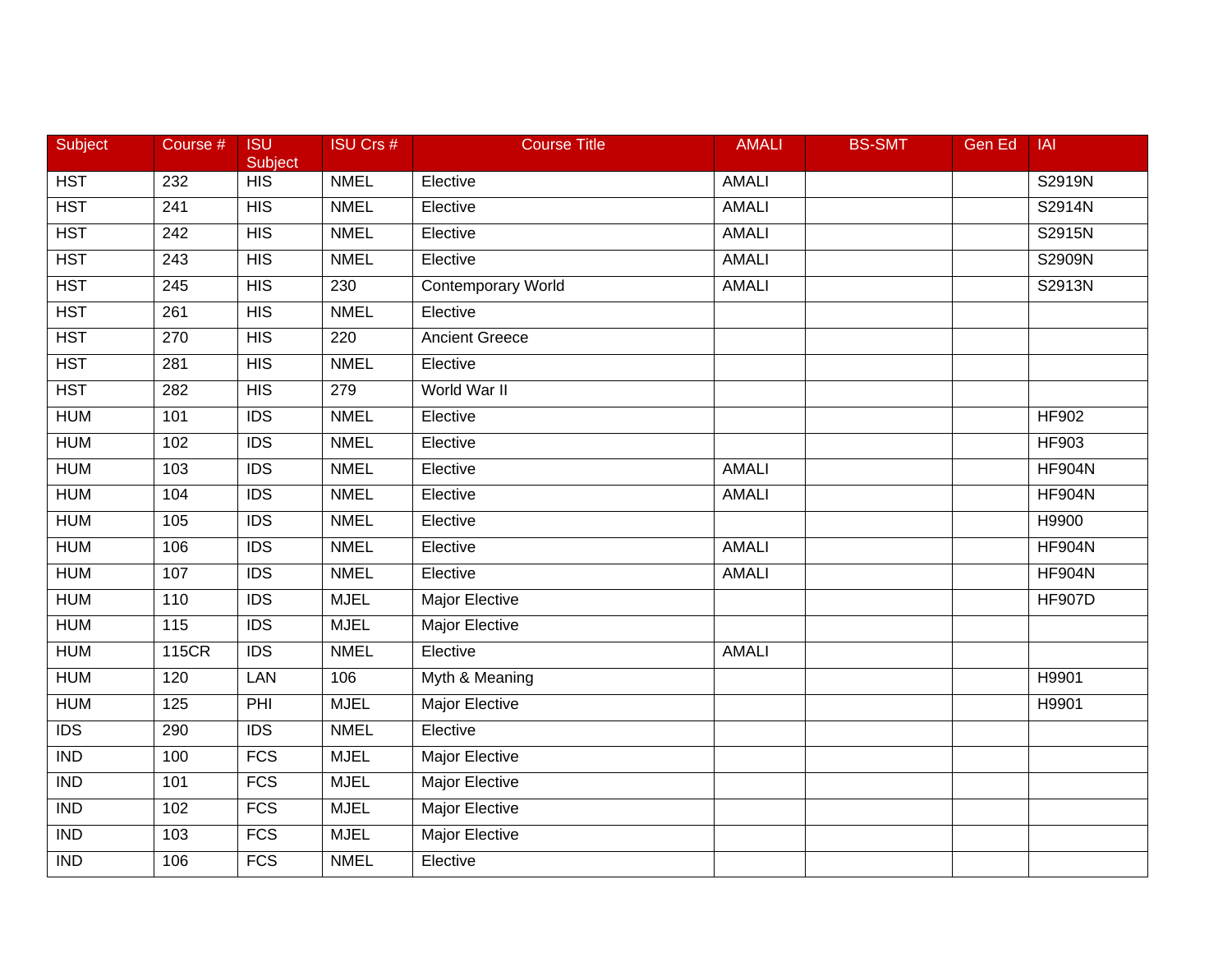| Subject | Course # | ISU Subject | ISU Crs # | Course Title | AMALI | BS-SMT | Gen Ed | IAI |
|---|---|---|---|---|---|---|---|---|
| HST | 232 | HIS | NMEL | Elective | AMALI | | | S2919N |
| HST | 241 | HIS | NMEL | Elective | AMALI | | | S2914N |
| HST | 242 | HIS | NMEL | Elective | AMALI | | | S2915N |
| HST | 243 | HIS | NMEL | Elective | AMALI | | | S2909N |
| HST | 245 | HIS | 230 | Contemporary World | AMALI | | | S2913N |
| HST | 261 | HIS | NMEL | Elective | | | | |
| HST | 270 | HIS | 220 | Ancient Greece | | | | |
| HST | 281 | HIS | NMEL | Elective | | | | |
| HST | 282 | HIS | 279 | World War II | | | | |
| HUM | 101 | IDS | NMEL | Elective | | | | HF902 |
| HUM | 102 | IDS | NMEL | Elective | | | | HF903 |
| HUM | 103 | IDS | NMEL | Elective | AMALI | | | HF904N |
| HUM | 104 | IDS | NMEL | Elective | AMALI | | | HF904N |
| HUM | 105 | IDS | NMEL | Elective | | | | H9900 |
| HUM | 106 | IDS | NMEL | Elective | AMALI | | | HF904N |
| HUM | 107 | IDS | NMEL | Elective | AMALI | | | HF904N |
| HUM | 110 | IDS | MJEL | Major Elective | | | | HF907D |
| HUM | 115 | IDS | MJEL | Major Elective | | | | |
| HUM | 115CR | IDS | NMEL | Elective | AMALI | | | |
| HUM | 120 | LAN | 106 | Myth & Meaning | | | | H9901 |
| HUM | 125 | PHI | MJEL | Major Elective | | | | H9901 |
| IDS | 290 | IDS | NMEL | Elective | | | | |
| IND | 100 | FCS | MJEL | Major Elective | | | | |
| IND | 101 | FCS | MJEL | Major Elective | | | | |
| IND | 102 | FCS | MJEL | Major Elective | | | | |
| IND | 103 | FCS | MJEL | Major Elective | | | | |
| IND | 106 | FCS | NMEL | Elective | | | | |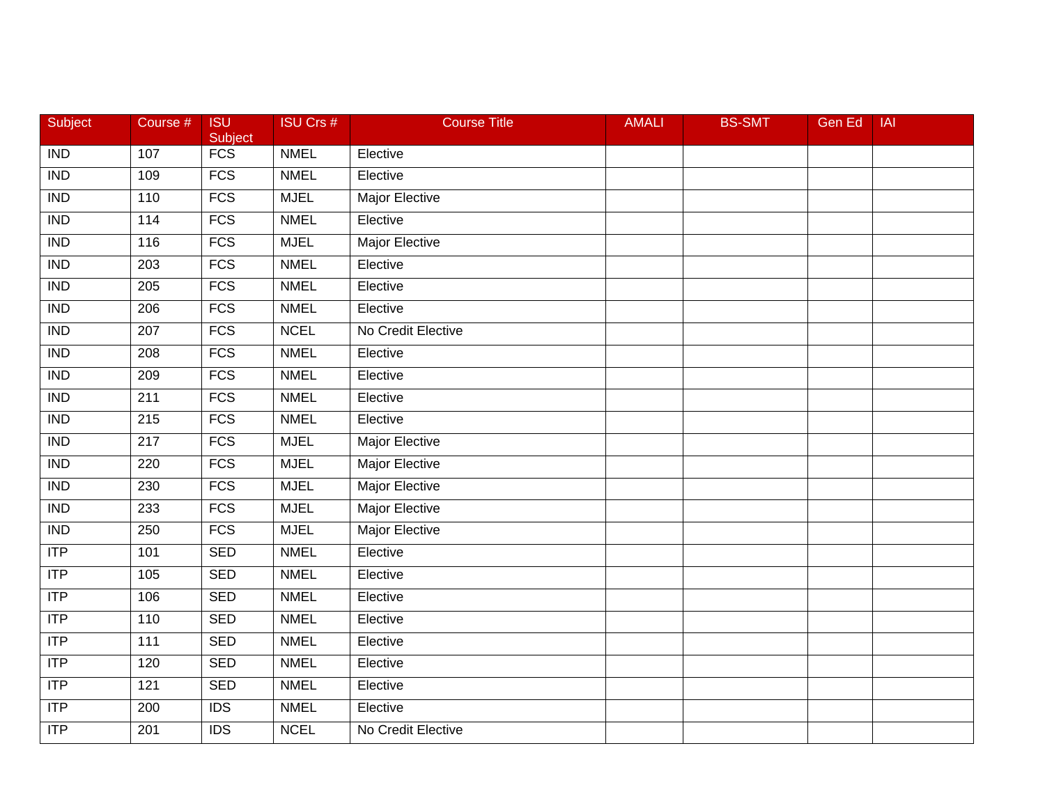| Subject | Course # | ISU Subject | ISU Crs # | Course Title | AMALI | BS-SMT | Gen Ed | IAI |
|---|---|---|---|---|---|---|---|---|
| IND | 107 | FCS | NMEL | Elective | | | | |
| IND | 109 | FCS | NMEL | Elective | | | | |
| IND | 110 | FCS | MJEL | Major Elective | | | | |
| IND | 114 | FCS | NMEL | Elective | | | | |
| IND | 116 | FCS | MJEL | Major Elective | | | | |
| IND | 203 | FCS | NMEL | Elective | | | | |
| IND | 205 | FCS | NMEL | Elective | | | | |
| IND | 206 | FCS | NMEL | Elective | | | | |
| IND | 207 | FCS | NCEL | No Credit Elective | | | | |
| IND | 208 | FCS | NMEL | Elective | | | | |
| IND | 209 | FCS | NMEL | Elective | | | | |
| IND | 211 | FCS | NMEL | Elective | | | | |
| IND | 215 | FCS | NMEL | Elective | | | | |
| IND | 217 | FCS | MJEL | Major Elective | | | | |
| IND | 220 | FCS | MJEL | Major Elective | | | | |
| IND | 230 | FCS | MJEL | Major Elective | | | | |
| IND | 233 | FCS | MJEL | Major Elective | | | | |
| IND | 250 | FCS | MJEL | Major Elective | | | | |
| ITP | 101 | SED | NMEL | Elective | | | | |
| ITP | 105 | SED | NMEL | Elective | | | | |
| ITP | 106 | SED | NMEL | Elective | | | | |
| ITP | 110 | SED | NMEL | Elective | | | | |
| ITP | 111 | SED | NMEL | Elective | | | | |
| ITP | 120 | SED | NMEL | Elective | | | | |
| ITP | 121 | SED | NMEL | Elective | | | | |
| ITP | 200 | IDS | NMEL | Elective | | | | |
| ITP | 201 | IDS | NCEL | No Credit Elective | | | | |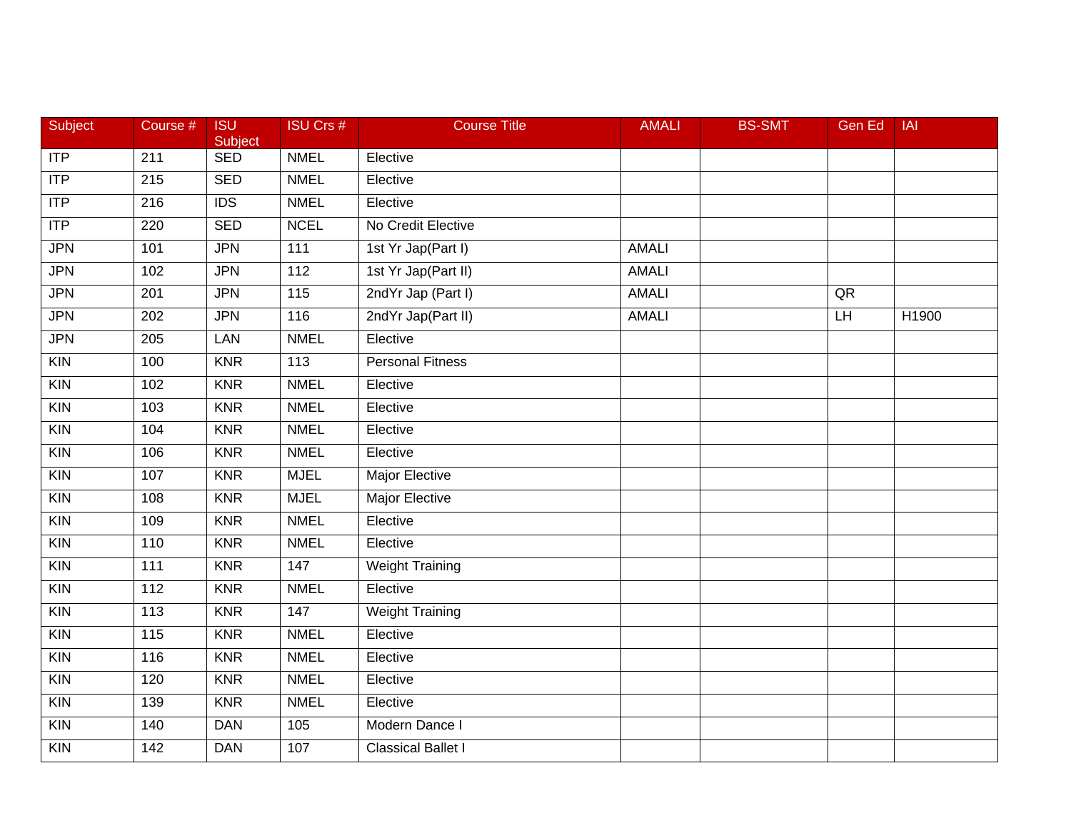| Subject | Course # | ISU Subject | ISU Crs # | Course Title | AMALI | BS-SMT | Gen Ed | IAI |
|---|---|---|---|---|---|---|---|---|
| ITP | 211 | SED | NMEL | Elective | | | | |
| ITP | 215 | SED | NMEL | Elective | | | | |
| ITP | 216 | IDS | NMEL | Elective | | | | |
| ITP | 220 | SED | NCEL | No Credit Elective | | | | |
| JPN | 101 | JPN | 111 | 1st Yr Jap(Part I) | AMALI | | | |
| JPN | 102 | JPN | 112 | 1st Yr Jap(Part II) | AMALI | | | |
| JPN | 201 | JPN | 115 | 2ndYr Jap (Part I) | AMALI | | QR | |
| JPN | 202 | JPN | 116 | 2ndYr Jap(Part II) | AMALI | | LH | H1900 |
| JPN | 205 | LAN | NMEL | Elective | | | | |
| KIN | 100 | KNR | 113 | Personal Fitness | | | | |
| KIN | 102 | KNR | NMEL | Elective | | | | |
| KIN | 103 | KNR | NMEL | Elective | | | | |
| KIN | 104 | KNR | NMEL | Elective | | | | |
| KIN | 106 | KNR | NMEL | Elective | | | | |
| KIN | 107 | KNR | MJEL | Major Elective | | | | |
| KIN | 108 | KNR | MJEL | Major Elective | | | | |
| KIN | 109 | KNR | NMEL | Elective | | | | |
| KIN | 110 | KNR | NMEL | Elective | | | | |
| KIN | 111 | KNR | 147 | Weight Training | | | | |
| KIN | 112 | KNR | NMEL | Elective | | | | |
| KIN | 113 | KNR | 147 | Weight Training | | | | |
| KIN | 115 | KNR | NMEL | Elective | | | | |
| KIN | 116 | KNR | NMEL | Elective | | | | |
| KIN | 120 | KNR | NMEL | Elective | | | | |
| KIN | 139 | KNR | NMEL | Elective | | | | |
| KIN | 140 | DAN | 105 | Modern Dance I | | | | |
| KIN | 142 | DAN | 107 | Classical Ballet I | | | | |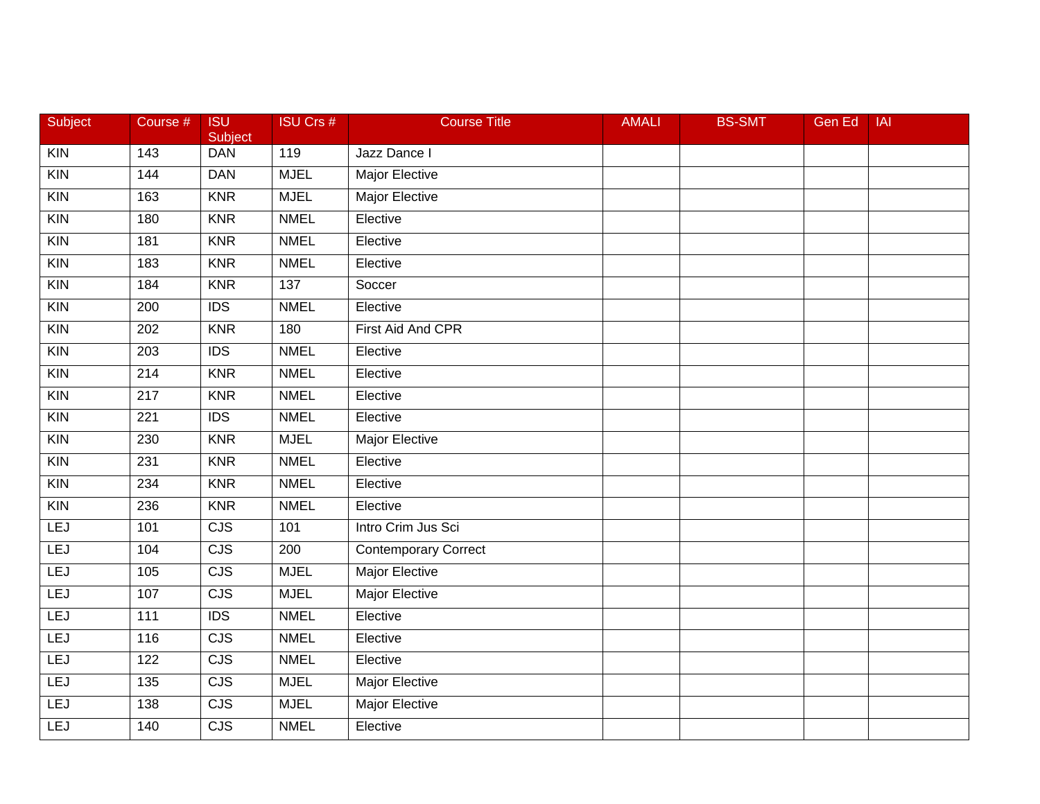| Subject | Course # | ISU Subject | ISU Crs # | Course Title | AMALI | BS-SMT | Gen Ed | IAI |
|---|---|---|---|---|---|---|---|---|
| KIN | 143 | DAN | 119 | Jazz Dance I | | | | |
| KIN | 144 | DAN | MJEL | Major Elective | | | | |
| KIN | 163 | KNR | MJEL | Major Elective | | | | |
| KIN | 180 | KNR | NMEL | Elective | | | | |
| KIN | 181 | KNR | NMEL | Elective | | | | |
| KIN | 183 | KNR | NMEL | Elective | | | | |
| KIN | 184 | KNR | 137 | Soccer | | | | |
| KIN | 200 | IDS | NMEL | Elective | | | | |
| KIN | 202 | KNR | 180 | First Aid And CPR | | | | |
| KIN | 203 | IDS | NMEL | Elective | | | | |
| KIN | 214 | KNR | NMEL | Elective | | | | |
| KIN | 217 | KNR | NMEL | Elective | | | | |
| KIN | 221 | IDS | NMEL | Elective | | | | |
| KIN | 230 | KNR | MJEL | Major Elective | | | | |
| KIN | 231 | KNR | NMEL | Elective | | | | |
| KIN | 234 | KNR | NMEL | Elective | | | | |
| KIN | 236 | KNR | NMEL | Elective | | | | |
| LEJ | 101 | CJS | 101 | Intro Crim Jus Sci | | | | |
| LEJ | 104 | CJS | 200 | Contemporary Correct | | | | |
| LEJ | 105 | CJS | MJEL | Major Elective | | | | |
| LEJ | 107 | CJS | MJEL | Major Elective | | | | |
| LEJ | 111 | IDS | NMEL | Elective | | | | |
| LEJ | 116 | CJS | NMEL | Elective | | | | |
| LEJ | 122 | CJS | NMEL | Elective | | | | |
| LEJ | 135 | CJS | MJEL | Major Elective | | | | |
| LEJ | 138 | CJS | MJEL | Major Elective | | | | |
| LEJ | 140 | CJS | NMEL | Elective | | | | |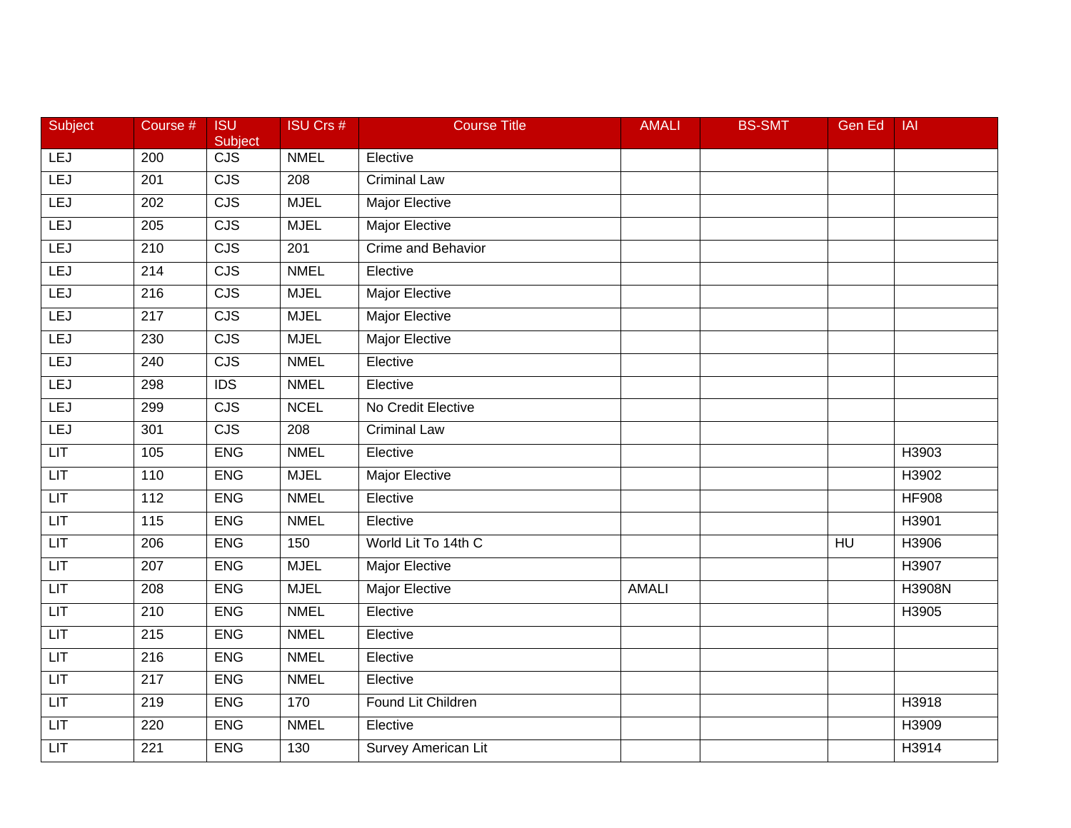| Subject | Course # | ISU Subject | ISU Crs # | Course Title | AMALI | BS-SMT | Gen Ed | IAI |
|---|---|---|---|---|---|---|---|---|
| LEJ | 200 | CJS | NMEL | Elective | | | | |
| LEJ | 201 | CJS | 208 | Criminal Law | | | | |
| LEJ | 202 | CJS | MJEL | Major Elective | | | | |
| LEJ | 205 | CJS | MJEL | Major Elective | | | | |
| LEJ | 210 | CJS | 201 | Crime and Behavior | | | | |
| LEJ | 214 | CJS | NMEL | Elective | | | | |
| LEJ | 216 | CJS | MJEL | Major Elective | | | | |
| LEJ | 217 | CJS | MJEL | Major Elective | | | | |
| LEJ | 230 | CJS | MJEL | Major Elective | | | | |
| LEJ | 240 | CJS | NMEL | Elective | | | | |
| LEJ | 298 | IDS | NMEL | Elective | | | | |
| LEJ | 299 | CJS | NCEL | No Credit Elective | | | | |
| LEJ | 301 | CJS | 208 | Criminal Law | | | | |
| LIT | 105 | ENG | NMEL | Elective | | | | H3903 |
| LIT | 110 | ENG | MJEL | Major Elective | | | | H3902 |
| LIT | 112 | ENG | NMEL | Elective | | | | HF908 |
| LIT | 115 | ENG | NMEL | Elective | | | | H3901 |
| LIT | 206 | ENG | 150 | World Lit To 14th C | | | HU | H3906 |
| LIT | 207 | ENG | MJEL | Major Elective | | | | H3907 |
| LIT | 208 | ENG | MJEL | Major Elective | AMALI | | | H3908N |
| LIT | 210 | ENG | NMEL | Elective | | | | H3905 |
| LIT | 215 | ENG | NMEL | Elective | | | | |
| LIT | 216 | ENG | NMEL | Elective | | | | |
| LIT | 217 | ENG | NMEL | Elective | | | | |
| LIT | 219 | ENG | 170 | Found Lit Children | | | | H3918 |
| LIT | 220 | ENG | NMEL | Elective | | | | H3909 |
| LIT | 221 | ENG | 130 | Survey American Lit | | | | H3914 |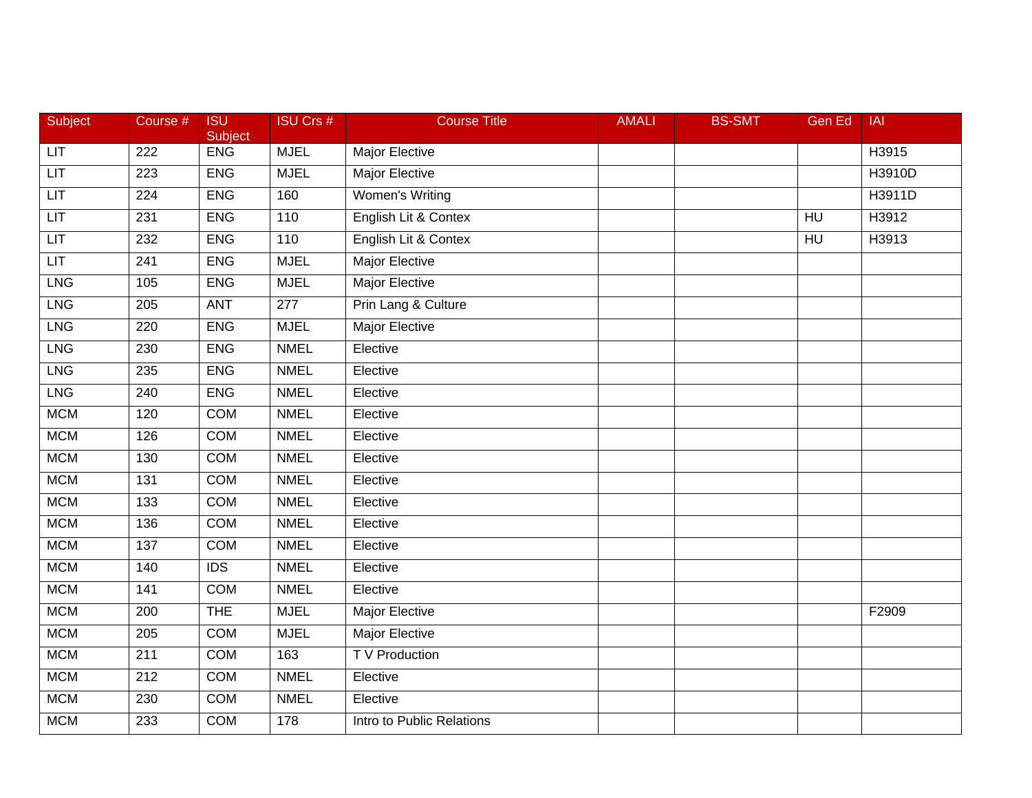| Subject | Course # | ISU Subject | ISU Crs # | Course Title | AMALI | BS-SMT | Gen Ed | IAI |
|---|---|---|---|---|---|---|---|---|
| LIT | 222 | ENG | MJEL | Major Elective | | | | H3915 |
| LIT | 223 | ENG | MJEL | Major Elective | | | | H3910D |
| LIT | 224 | ENG | 160 | Women's Writing | | | | H3911D |
| LIT | 231 | ENG | 110 | English Lit & Contex | | | HU | H3912 |
| LIT | 232 | ENG | 110 | English Lit & Contex | | | HU | H3913 |
| LIT | 241 | ENG | MJEL | Major Elective | | | | |
| LNG | 105 | ENG | MJEL | Major Elective | | | | |
| LNG | 205 | ANT | 277 | Prin Lang & Culture | | | | |
| LNG | 220 | ENG | MJEL | Major Elective | | | | |
| LNG | 230 | ENG | NMEL | Elective | | | | |
| LNG | 235 | ENG | NMEL | Elective | | | | |
| LNG | 240 | ENG | NMEL | Elective | | | | |
| MCM | 120 | COM | NMEL | Elective | | | | |
| MCM | 126 | COM | NMEL | Elective | | | | |
| MCM | 130 | COM | NMEL | Elective | | | | |
| MCM | 131 | COM | NMEL | Elective | | | | |
| MCM | 133 | COM | NMEL | Elective | | | | |
| MCM | 136 | COM | NMEL | Elective | | | | |
| MCM | 137 | COM | NMEL | Elective | | | | |
| MCM | 140 | IDS | NMEL | Elective | | | | |
| MCM | 141 | COM | NMEL | Elective | | | | |
| MCM | 200 | THE | MJEL | Major Elective | | | | F2909 |
| MCM | 205 | COM | MJEL | Major Elective | | | | |
| MCM | 211 | COM | 163 | T V Production | | | | |
| MCM | 212 | COM | NMEL | Elective | | | | |
| MCM | 230 | COM | NMEL | Elective | | | | |
| MCM | 233 | COM | 178 | Intro to Public Relations | | | | |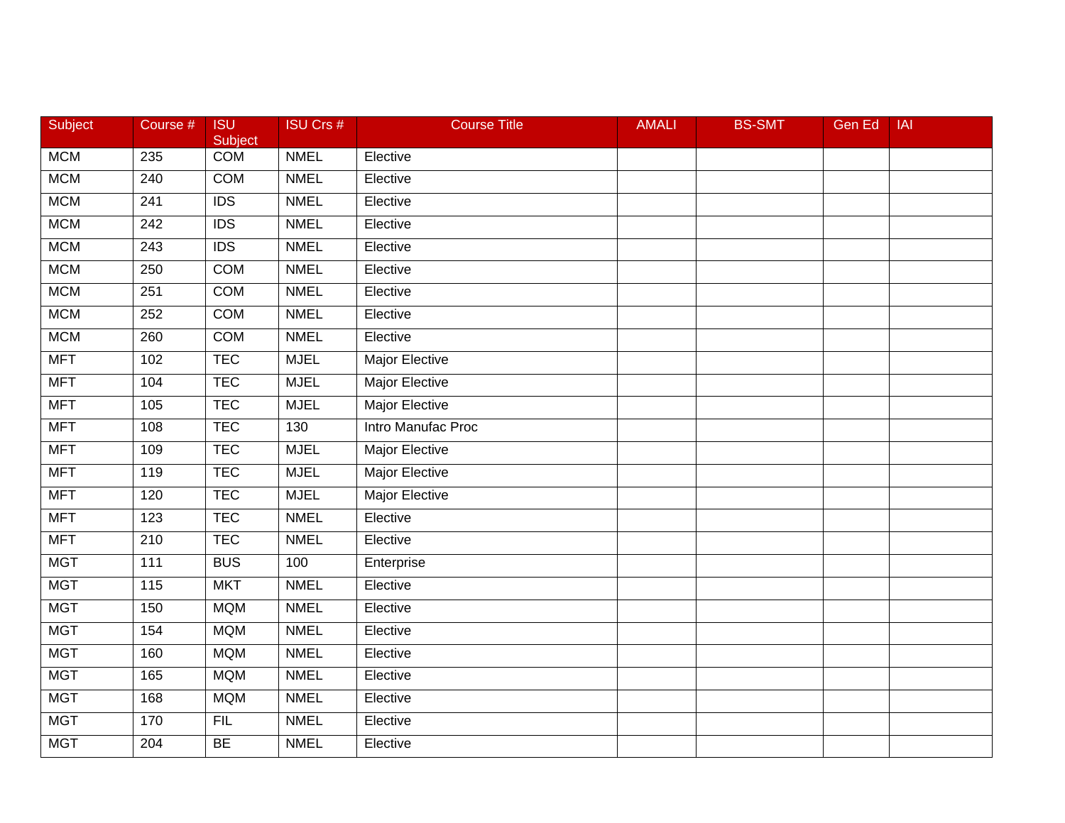| Subject | Course # | ISU Subject | ISU Crs # | Course Title | AMALI | BS-SMT | Gen Ed | IAI |
|---|---|---|---|---|---|---|---|---|
| MCM | 235 | COM | NMEL | Elective | | | | |
| MCM | 240 | COM | NMEL | Elective | | | | |
| MCM | 241 | IDS | NMEL | Elective | | | | |
| MCM | 242 | IDS | NMEL | Elective | | | | |
| MCM | 243 | IDS | NMEL | Elective | | | | |
| MCM | 250 | COM | NMEL | Elective | | | | |
| MCM | 251 | COM | NMEL | Elective | | | | |
| MCM | 252 | COM | NMEL | Elective | | | | |
| MCM | 260 | COM | NMEL | Elective | | | | |
| MFT | 102 | TEC | MJEL | Major Elective | | | | |
| MFT | 104 | TEC | MJEL | Major Elective | | | | |
| MFT | 105 | TEC | MJEL | Major Elective | | | | |
| MFT | 108 | TEC | 130 | Intro Manufac Proc | | | | |
| MFT | 109 | TEC | MJEL | Major Elective | | | | |
| MFT | 119 | TEC | MJEL | Major Elective | | | | |
| MFT | 120 | TEC | MJEL | Major Elective | | | | |
| MFT | 123 | TEC | NMEL | Elective | | | | |
| MFT | 210 | TEC | NMEL | Elective | | | | |
| MGT | 111 | BUS | 100 | Enterprise | | | | |
| MGT | 115 | MKT | NMEL | Elective | | | | |
| MGT | 150 | MQM | NMEL | Elective | | | | |
| MGT | 154 | MQM | NMEL | Elective | | | | |
| MGT | 160 | MQM | NMEL | Elective | | | | |
| MGT | 165 | MQM | NMEL | Elective | | | | |
| MGT | 168 | MQM | NMEL | Elective | | | | |
| MGT | 170 | FIL | NMEL | Elective | | | | |
| MGT | 204 | BE | NMEL | Elective | | | | |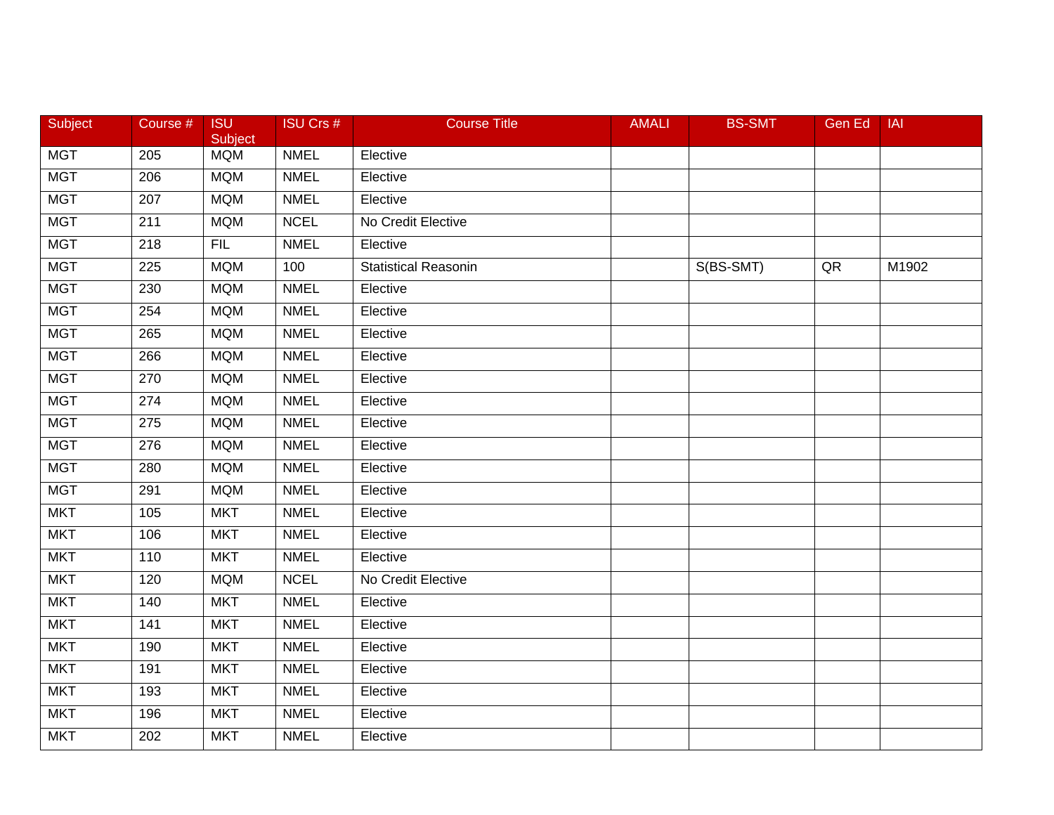| Subject | Course # | ISU Subject | ISU Crs # | Course Title | AMALI | BS-SMT | Gen Ed | IAI |
|---|---|---|---|---|---|---|---|---|
| MGT | 205 | MQM | NMEL | Elective | | | | |
| MGT | 206 | MQM | NMEL | Elective | | | | |
| MGT | 207 | MQM | NMEL | Elective | | | | |
| MGT | 211 | MQM | NCEL | No Credit Elective | | | | |
| MGT | 218 | FIL | NMEL | Elective | | | | |
| MGT | 225 | MQM | 100 | Statistical Reasonin | | S(BS-SMT) | QR | M1902 |
| MGT | 230 | MQM | NMEL | Elective | | | | |
| MGT | 254 | MQM | NMEL | Elective | | | | |
| MGT | 265 | MQM | NMEL | Elective | | | | |
| MGT | 266 | MQM | NMEL | Elective | | | | |
| MGT | 270 | MQM | NMEL | Elective | | | | |
| MGT | 274 | MQM | NMEL | Elective | | | | |
| MGT | 275 | MQM | NMEL | Elective | | | | |
| MGT | 276 | MQM | NMEL | Elective | | | | |
| MGT | 280 | MQM | NMEL | Elective | | | | |
| MGT | 291 | MQM | NMEL | Elective | | | | |
| MKT | 105 | MKT | NMEL | Elective | | | | |
| MKT | 106 | MKT | NMEL | Elective | | | | |
| MKT | 110 | MKT | NMEL | Elective | | | | |
| MKT | 120 | MQM | NCEL | No Credit Elective | | | | |
| MKT | 140 | MKT | NMEL | Elective | | | | |
| MKT | 141 | MKT | NMEL | Elective | | | | |
| MKT | 190 | MKT | NMEL | Elective | | | | |
| MKT | 191 | MKT | NMEL | Elective | | | | |
| MKT | 193 | MKT | NMEL | Elective | | | | |
| MKT | 196 | MKT | NMEL | Elective | | | | |
| MKT | 202 | MKT | NMEL | Elective | | | | |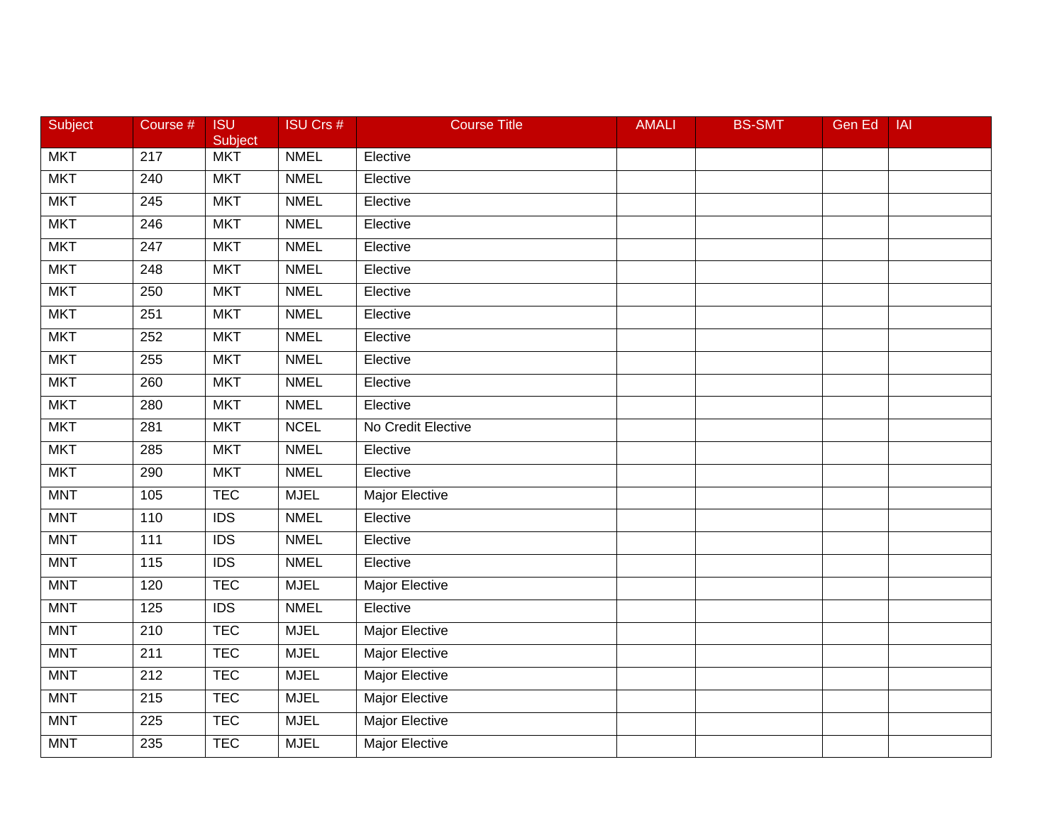| Subject | Course # | ISU Subject | ISU Crs # | Course Title | AMALI | BS-SMT | Gen Ed | IAI |
|---|---|---|---|---|---|---|---|---|
| MKT | 217 | MKT | NMEL | Elective | | | | |
| MKT | 240 | MKT | NMEL | Elective | | | | |
| MKT | 245 | MKT | NMEL | Elective | | | | |
| MKT | 246 | MKT | NMEL | Elective | | | | |
| MKT | 247 | MKT | NMEL | Elective | | | | |
| MKT | 248 | MKT | NMEL | Elective | | | | |
| MKT | 250 | MKT | NMEL | Elective | | | | |
| MKT | 251 | MKT | NMEL | Elective | | | | |
| MKT | 252 | MKT | NMEL | Elective | | | | |
| MKT | 255 | MKT | NMEL | Elective | | | | |
| MKT | 260 | MKT | NMEL | Elective | | | | |
| MKT | 280 | MKT | NMEL | Elective | | | | |
| MKT | 281 | MKT | NCEL | No Credit Elective | | | | |
| MKT | 285 | MKT | NMEL | Elective | | | | |
| MKT | 290 | MKT | NMEL | Elective | | | | |
| MNT | 105 | TEC | MJEL | Major Elective | | | | |
| MNT | 110 | IDS | NMEL | Elective | | | | |
| MNT | 111 | IDS | NMEL | Elective | | | | |
| MNT | 115 | IDS | NMEL | Elective | | | | |
| MNT | 120 | TEC | MJEL | Major Elective | | | | |
| MNT | 125 | IDS | NMEL | Elective | | | | |
| MNT | 210 | TEC | MJEL | Major Elective | | | | |
| MNT | 211 | TEC | MJEL | Major Elective | | | | |
| MNT | 212 | TEC | MJEL | Major Elective | | | | |
| MNT | 215 | TEC | MJEL | Major Elective | | | | |
| MNT | 225 | TEC | MJEL | Major Elective | | | | |
| MNT | 235 | TEC | MJEL | Major Elective | | | | |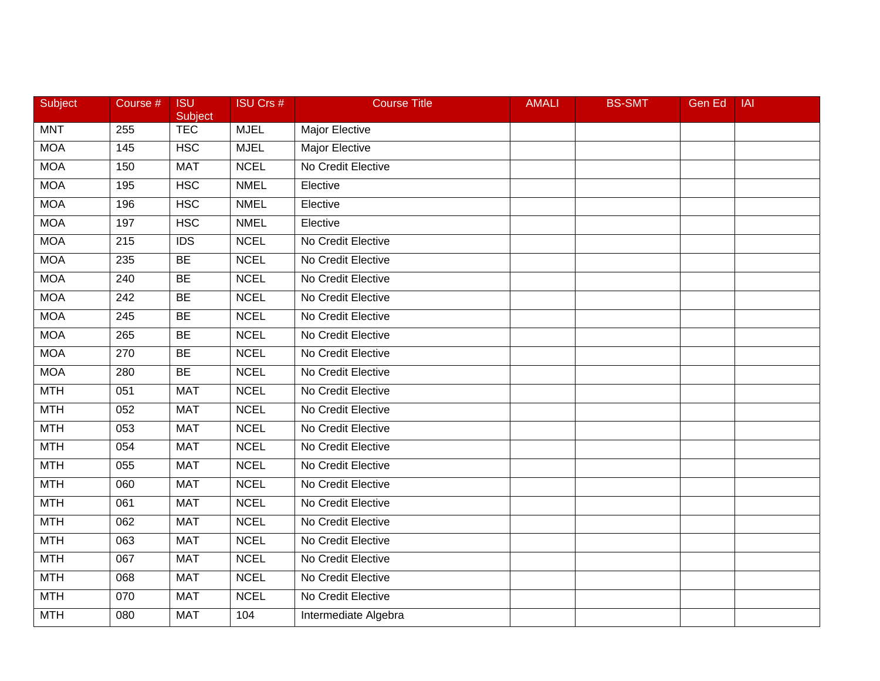| Subject | Course # | ISU Subject | ISU Crs # | Course Title | AMALI | BS-SMT | Gen Ed | IAI |
|---|---|---|---|---|---|---|---|---|
| MNT | 255 | TEC | MJEL | Major Elective | | | | |
| MOA | 145 | HSC | MJEL | Major Elective | | | | |
| MOA | 150 | MAT | NCEL | No Credit Elective | | | | |
| MOA | 195 | HSC | NMEL | Elective | | | | |
| MOA | 196 | HSC | NMEL | Elective | | | | |
| MOA | 197 | HSC | NMEL | Elective | | | | |
| MOA | 215 | IDS | NCEL | No Credit Elective | | | | |
| MOA | 235 | BE | NCEL | No Credit Elective | | | | |
| MOA | 240 | BE | NCEL | No Credit Elective | | | | |
| MOA | 242 | BE | NCEL | No Credit Elective | | | | |
| MOA | 245 | BE | NCEL | No Credit Elective | | | | |
| MOA | 265 | BE | NCEL | No Credit Elective | | | | |
| MOA | 270 | BE | NCEL | No Credit Elective | | | | |
| MOA | 280 | BE | NCEL | No Credit Elective | | | | |
| MTH | 051 | MAT | NCEL | No Credit Elective | | | | |
| MTH | 052 | MAT | NCEL | No Credit Elective | | | | |
| MTH | 053 | MAT | NCEL | No Credit Elective | | | | |
| MTH | 054 | MAT | NCEL | No Credit Elective | | | | |
| MTH | 055 | MAT | NCEL | No Credit Elective | | | | |
| MTH | 060 | MAT | NCEL | No Credit Elective | | | | |
| MTH | 061 | MAT | NCEL | No Credit Elective | | | | |
| MTH | 062 | MAT | NCEL | No Credit Elective | | | | |
| MTH | 063 | MAT | NCEL | No Credit Elective | | | | |
| MTH | 067 | MAT | NCEL | No Credit Elective | | | | |
| MTH | 068 | MAT | NCEL | No Credit Elective | | | | |
| MTH | 070 | MAT | NCEL | No Credit Elective | | | | |
| MTH | 080 | MAT | 104 | Intermediate Algebra | | | | |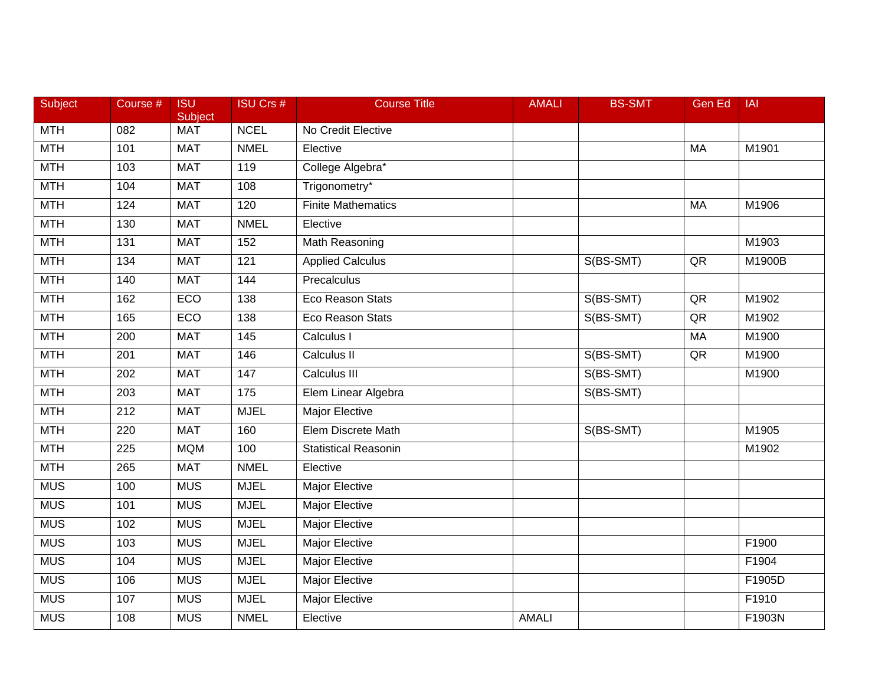| Subject | Course # | ISU Subject | ISU Crs # | Course Title | AMALI | BS-SMT | Gen Ed | IAI |
|---|---|---|---|---|---|---|---|---|
| MTH | 082 | MAT | NCEL | No Credit Elective | | | | |
| MTH | 101 | MAT | NMEL | Elective | | | MA | M1901 |
| MTH | 103 | MAT | 119 | College Algebra* | | | | |
| MTH | 104 | MAT | 108 | Trigonometry* | | | | |
| MTH | 124 | MAT | 120 | Finite Mathematics | | | MA | M1906 |
| MTH | 130 | MAT | NMEL | Elective | | | | |
| MTH | 131 | MAT | 152 | Math Reasoning | | | | M1903 |
| MTH | 134 | MAT | 121 | Applied Calculus | | S(BS-SMT) | QR | M1900B |
| MTH | 140 | MAT | 144 | Precalculus | | | | |
| MTH | 162 | ECO | 138 | Eco Reason Stats | | S(BS-SMT) | QR | M1902 |
| MTH | 165 | ECO | 138 | Eco Reason Stats | | S(BS-SMT) | QR | M1902 |
| MTH | 200 | MAT | 145 | Calculus I | | | MA | M1900 |
| MTH | 201 | MAT | 146 | Calculus II | | S(BS-SMT) | QR | M1900 |
| MTH | 202 | MAT | 147 | Calculus III | | S(BS-SMT) | | M1900 |
| MTH | 203 | MAT | 175 | Elem Linear Algebra | | S(BS-SMT) | | |
| MTH | 212 | MAT | MJEL | Major Elective | | | | |
| MTH | 220 | MAT | 160 | Elem Discrete Math | | S(BS-SMT) | | M1905 |
| MTH | 225 | MQM | 100 | Statistical Reasonin | | | | M1902 |
| MTH | 265 | MAT | NMEL | Elective | | | | |
| MUS | 100 | MUS | MJEL | Major Elective | | | | |
| MUS | 101 | MUS | MJEL | Major Elective | | | | |
| MUS | 102 | MUS | MJEL | Major Elective | | | | |
| MUS | 103 | MUS | MJEL | Major Elective | | | | F1900 |
| MUS | 104 | MUS | MJEL | Major Elective | | | | F1904 |
| MUS | 106 | MUS | MJEL | Major Elective | | | | F1905D |
| MUS | 107 | MUS | MJEL | Major Elective | | | | F1910 |
| MUS | 108 | MUS | NMEL | Elective | AMALI | | | F1903N |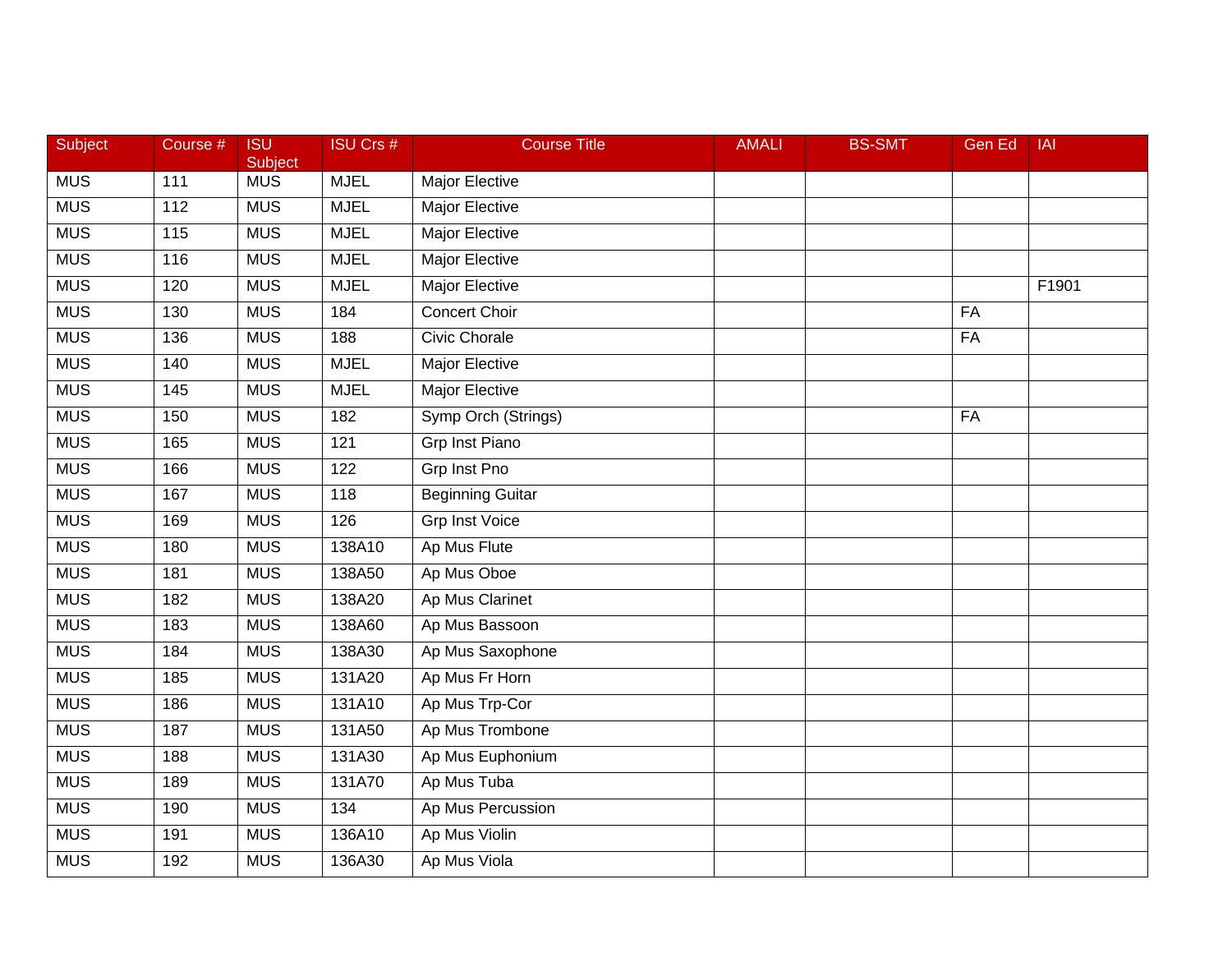| Subject | Course # | ISU Subject | ISU Crs # | Course Title | AMALI | BS-SMT | Gen Ed | IAI |
|---|---|---|---|---|---|---|---|---|
| MUS | 111 | MUS | MJEL | Major Elective | | | | |
| MUS | 112 | MUS | MJEL | Major Elective | | | | |
| MUS | 115 | MUS | MJEL | Major Elective | | | | |
| MUS | 116 | MUS | MJEL | Major Elective | | | | |
| MUS | 120 | MUS | MJEL | Major Elective | | | | F1901 |
| MUS | 130 | MUS | 184 | Concert Choir | | | FA | |
| MUS | 136 | MUS | 188 | Civic Chorale | | | FA | |
| MUS | 140 | MUS | MJEL | Major Elective | | | | |
| MUS | 145 | MUS | MJEL | Major Elective | | | | |
| MUS | 150 | MUS | 182 | Symp Orch (Strings) | | | FA | |
| MUS | 165 | MUS | 121 | Grp Inst Piano | | | | |
| MUS | 166 | MUS | 122 | Grp Inst Pno | | | | |
| MUS | 167 | MUS | 118 | Beginning Guitar | | | | |
| MUS | 169 | MUS | 126 | Grp Inst Voice | | | | |
| MUS | 180 | MUS | 138A10 | Ap Mus Flute | | | | |
| MUS | 181 | MUS | 138A50 | Ap Mus Oboe | | | | |
| MUS | 182 | MUS | 138A20 | Ap Mus Clarinet | | | | |
| MUS | 183 | MUS | 138A60 | Ap Mus Bassoon | | | | |
| MUS | 184 | MUS | 138A30 | Ap Mus Saxophone | | | | |
| MUS | 185 | MUS | 131A20 | Ap Mus Fr Horn | | | | |
| MUS | 186 | MUS | 131A10 | Ap Mus Trp-Cor | | | | |
| MUS | 187 | MUS | 131A50 | Ap Mus Trombone | | | | |
| MUS | 188 | MUS | 131A30 | Ap Mus Euphonium | | | | |
| MUS | 189 | MUS | 131A70 | Ap Mus Tuba | | | | |
| MUS | 190 | MUS | 134 | Ap Mus Percussion | | | | |
| MUS | 191 | MUS | 136A10 | Ap Mus Violin | | | | |
| MUS | 192 | MUS | 136A30 | Ap Mus Viola | | | | |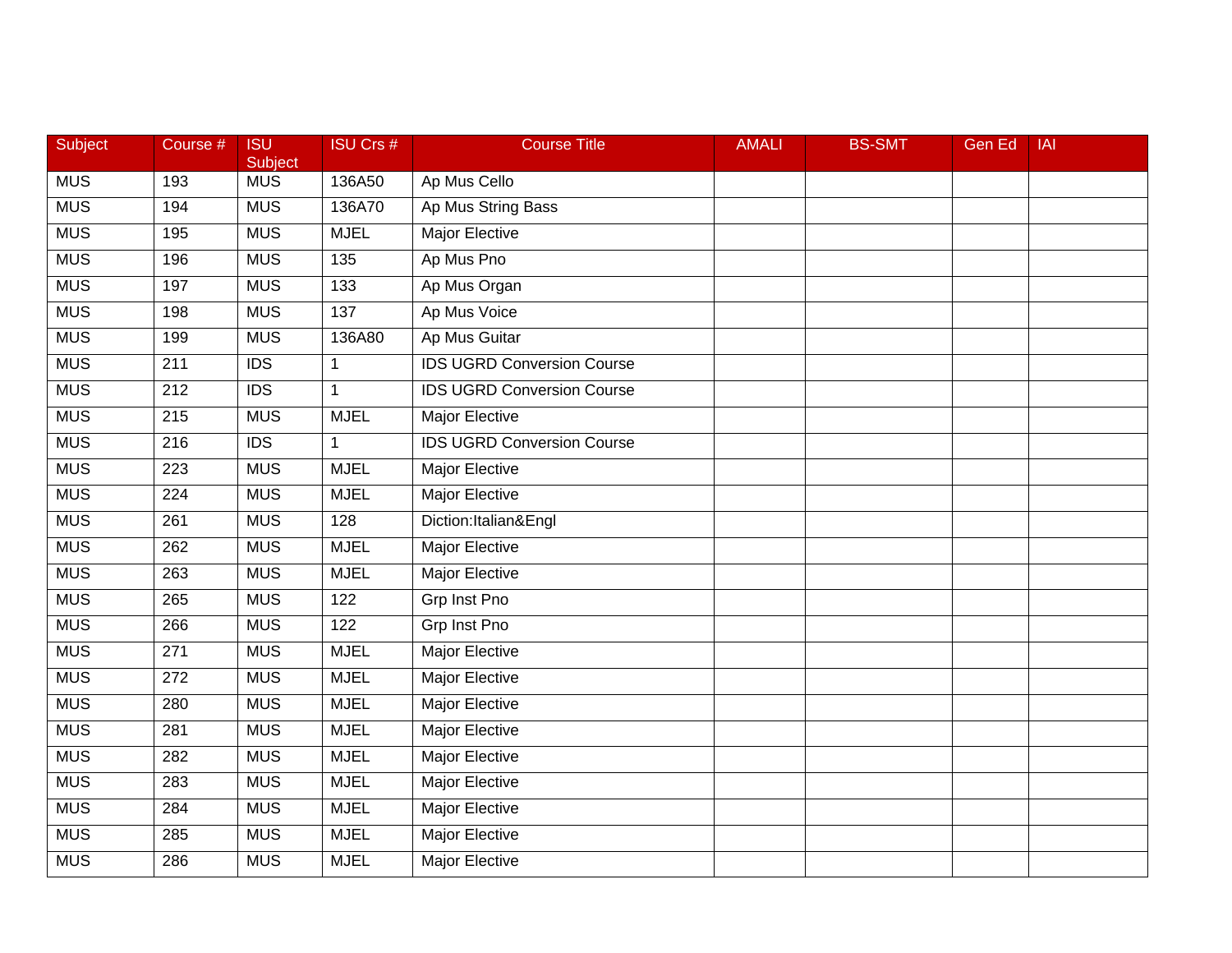| Subject | Course # | ISU Subject | ISU Crs # | Course Title | AMALI | BS-SMT | Gen Ed | IAI |
|---|---|---|---|---|---|---|---|---|
| MUS | 193 | MUS | 136A50 | Ap Mus Cello | | | | |
| MUS | 194 | MUS | 136A70 | Ap Mus String Bass | | | | |
| MUS | 195 | MUS | MJEL | Major Elective | | | | |
| MUS | 196 | MUS | 135 | Ap Mus Pno | | | | |
| MUS | 197 | MUS | 133 | Ap Mus Organ | | | | |
| MUS | 198 | MUS | 137 | Ap Mus Voice | | | | |
| MUS | 199 | MUS | 136A80 | Ap Mus Guitar | | | | |
| MUS | 211 | IDS | 1 | IDS UGRD Conversion Course | | | | |
| MUS | 212 | IDS | 1 | IDS UGRD Conversion Course | | | | |
| MUS | 215 | MUS | MJEL | Major Elective | | | | |
| MUS | 216 | IDS | 1 | IDS UGRD Conversion Course | | | | |
| MUS | 223 | MUS | MJEL | Major Elective | | | | |
| MUS | 224 | MUS | MJEL | Major Elective | | | | |
| MUS | 261 | MUS | 128 | Diction:Italian&Engl | | | | |
| MUS | 262 | MUS | MJEL | Major Elective | | | | |
| MUS | 263 | MUS | MJEL | Major Elective | | | | |
| MUS | 265 | MUS | 122 | Grp Inst Pno | | | | |
| MUS | 266 | MUS | 122 | Grp Inst Pno | | | | |
| MUS | 271 | MUS | MJEL | Major Elective | | | | |
| MUS | 272 | MUS | MJEL | Major Elective | | | | |
| MUS | 280 | MUS | MJEL | Major Elective | | | | |
| MUS | 281 | MUS | MJEL | Major Elective | | | | |
| MUS | 282 | MUS | MJEL | Major Elective | | | | |
| MUS | 283 | MUS | MJEL | Major Elective | | | | |
| MUS | 284 | MUS | MJEL | Major Elective | | | | |
| MUS | 285 | MUS | MJEL | Major Elective | | | | |
| MUS | 286 | MUS | MJEL | Major Elective | | | | |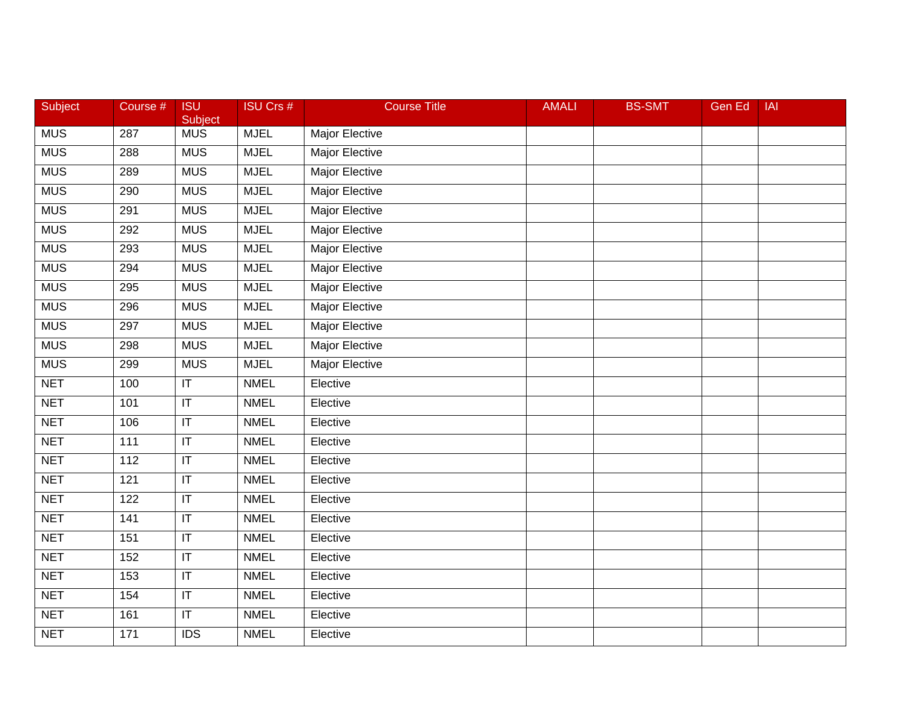| Subject | Course # | ISU Subject | ISU Crs # | Course Title | AMALI | BS-SMT | Gen Ed | IAI |
|---|---|---|---|---|---|---|---|---|
| MUS | 287 | MUS | MJEL | Major Elective | | | | |
| MUS | 288 | MUS | MJEL | Major Elective | | | | |
| MUS | 289 | MUS | MJEL | Major Elective | | | | |
| MUS | 290 | MUS | MJEL | Major Elective | | | | |
| MUS | 291 | MUS | MJEL | Major Elective | | | | |
| MUS | 292 | MUS | MJEL | Major Elective | | | | |
| MUS | 293 | MUS | MJEL | Major Elective | | | | |
| MUS | 294 | MUS | MJEL | Major Elective | | | | |
| MUS | 295 | MUS | MJEL | Major Elective | | | | |
| MUS | 296 | MUS | MJEL | Major Elective | | | | |
| MUS | 297 | MUS | MJEL | Major Elective | | | | |
| MUS | 298 | MUS | MJEL | Major Elective | | | | |
| MUS | 299 | MUS | MJEL | Major Elective | | | | |
| NET | 100 | IT | NMEL | Elective | | | | |
| NET | 101 | IT | NMEL | Elective | | | | |
| NET | 106 | IT | NMEL | Elective | | | | |
| NET | 111 | IT | NMEL | Elective | | | | |
| NET | 112 | IT | NMEL | Elective | | | | |
| NET | 121 | IT | NMEL | Elective | | | | |
| NET | 122 | IT | NMEL | Elective | | | | |
| NET | 141 | IT | NMEL | Elective | | | | |
| NET | 151 | IT | NMEL | Elective | | | | |
| NET | 152 | IT | NMEL | Elective | | | | |
| NET | 153 | IT | NMEL | Elective | | | | |
| NET | 154 | IT | NMEL | Elective | | | | |
| NET | 161 | IT | NMEL | Elective | | | | |
| NET | 171 | IDS | NMEL | Elective | | | | |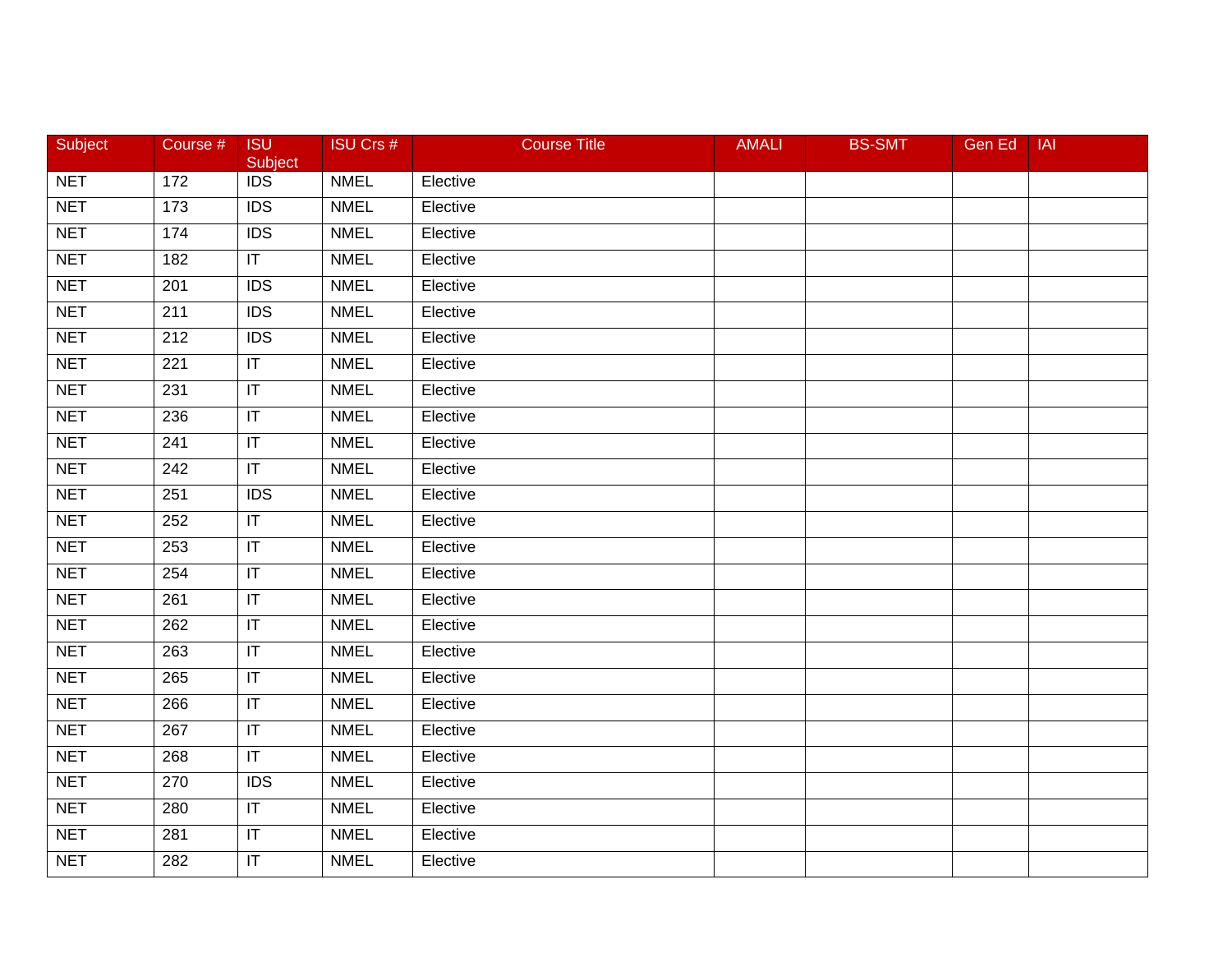| Subject | Course # | ISU Subject | ISU Crs # | Course Title | AMALI | BS-SMT | Gen Ed | IAI |
|---|---|---|---|---|---|---|---|---|
| NET | 172 | IDS | NMEL | Elective | | | | |
| NET | 173 | IDS | NMEL | Elective | | | | |
| NET | 174 | IDS | NMEL | Elective | | | | |
| NET | 182 | IT | NMEL | Elective | | | | |
| NET | 201 | IDS | NMEL | Elective | | | | |
| NET | 211 | IDS | NMEL | Elective | | | | |
| NET | 212 | IDS | NMEL | Elective | | | | |
| NET | 221 | IT | NMEL | Elective | | | | |
| NET | 231 | IT | NMEL | Elective | | | | |
| NET | 236 | IT | NMEL | Elective | | | | |
| NET | 241 | IT | NMEL | Elective | | | | |
| NET | 242 | IT | NMEL | Elective | | | | |
| NET | 251 | IDS | NMEL | Elective | | | | |
| NET | 252 | IT | NMEL | Elective | | | | |
| NET | 253 | IT | NMEL | Elective | | | | |
| NET | 254 | IT | NMEL | Elective | | | | |
| NET | 261 | IT | NMEL | Elective | | | | |
| NET | 262 | IT | NMEL | Elective | | | | |
| NET | 263 | IT | NMEL | Elective | | | | |
| NET | 265 | IT | NMEL | Elective | | | | |
| NET | 266 | IT | NMEL | Elective | | | | |
| NET | 267 | IT | NMEL | Elective | | | | |
| NET | 268 | IT | NMEL | Elective | | | | |
| NET | 270 | IDS | NMEL | Elective | | | | |
| NET | 280 | IT | NMEL | Elective | | | | |
| NET | 281 | IT | NMEL | Elective | | | | |
| NET | 282 | IT | NMEL | Elective | | | | |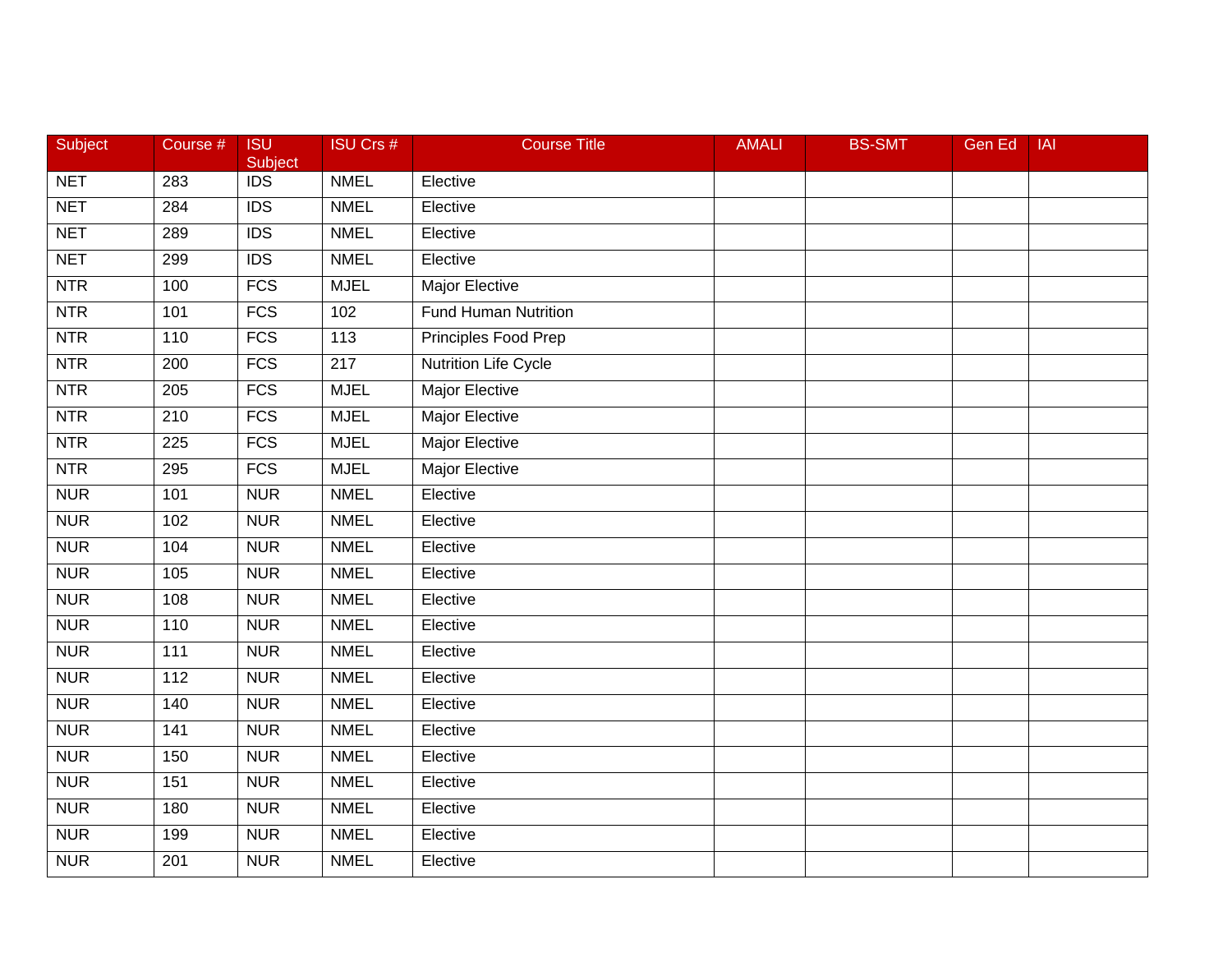| Subject | Course # | ISU Subject | ISU Crs # | Course Title | AMALI | BS-SMT | Gen Ed | IAI |
|---|---|---|---|---|---|---|---|---|
| NET | 283 | IDS | NMEL | Elective | | | | |
| NET | 284 | IDS | NMEL | Elective | | | | |
| NET | 289 | IDS | NMEL | Elective | | | | |
| NET | 299 | IDS | NMEL | Elective | | | | |
| NTR | 100 | FCS | MJEL | Major Elective | | | | |
| NTR | 101 | FCS | 102 | Fund Human Nutrition | | | | |
| NTR | 110 | FCS | 113 | Principles Food Prep | | | | |
| NTR | 200 | FCS | 217 | Nutrition Life Cycle | | | | |
| NTR | 205 | FCS | MJEL | Major Elective | | | | |
| NTR | 210 | FCS | MJEL | Major Elective | | | | |
| NTR | 225 | FCS | MJEL | Major Elective | | | | |
| NTR | 295 | FCS | MJEL | Major Elective | | | | |
| NUR | 101 | NUR | NMEL | Elective | | | | |
| NUR | 102 | NUR | NMEL | Elective | | | | |
| NUR | 104 | NUR | NMEL | Elective | | | | |
| NUR | 105 | NUR | NMEL | Elective | | | | |
| NUR | 108 | NUR | NMEL | Elective | | | | |
| NUR | 110 | NUR | NMEL | Elective | | | | |
| NUR | 111 | NUR | NMEL | Elective | | | | |
| NUR | 112 | NUR | NMEL | Elective | | | | |
| NUR | 140 | NUR | NMEL | Elective | | | | |
| NUR | 141 | NUR | NMEL | Elective | | | | |
| NUR | 150 | NUR | NMEL | Elective | | | | |
| NUR | 151 | NUR | NMEL | Elective | | | | |
| NUR | 180 | NUR | NMEL | Elective | | | | |
| NUR | 199 | NUR | NMEL | Elective | | | | |
| NUR | 201 | NUR | NMEL | Elective | | | | |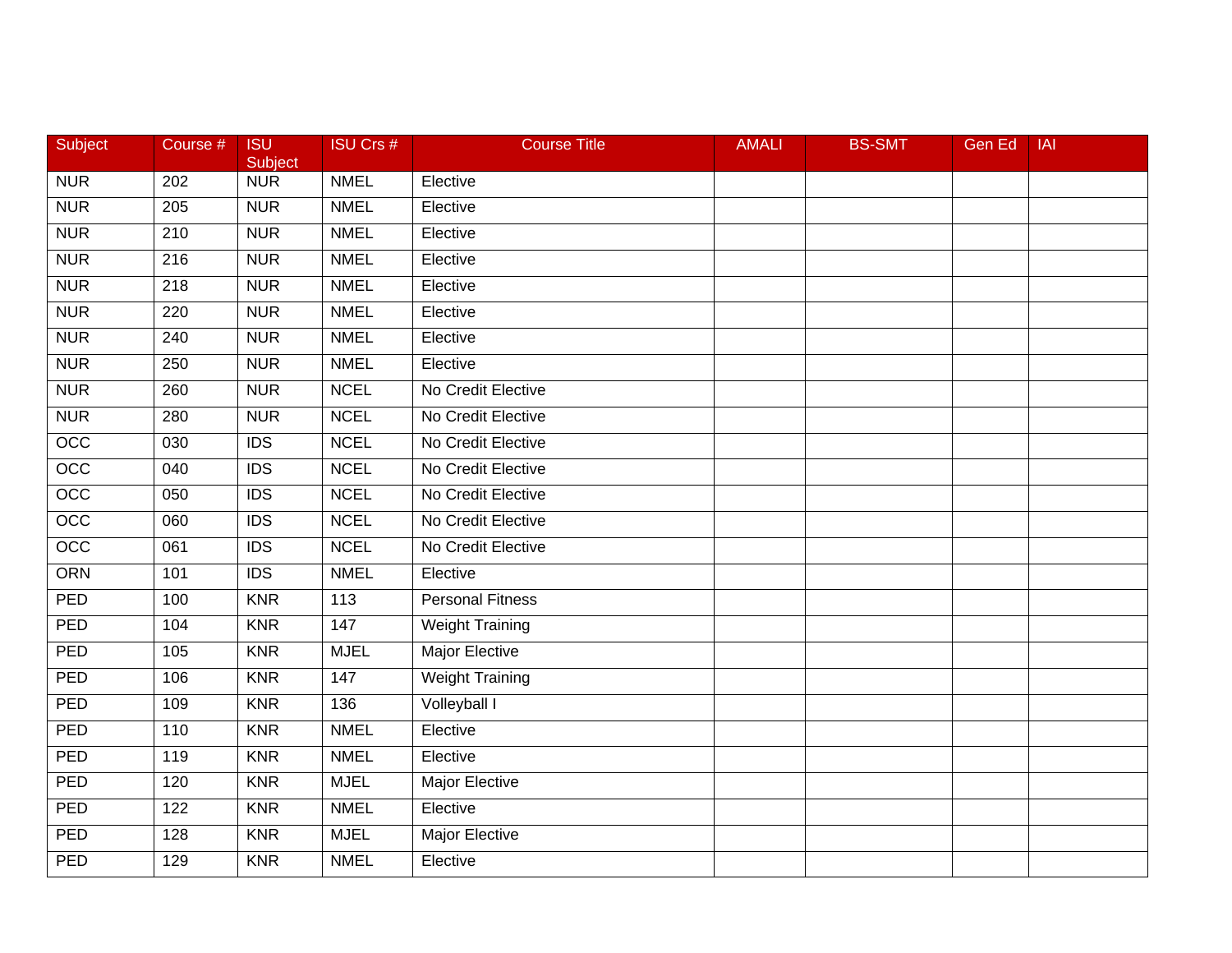| Subject | Course # | ISU Subject | ISU Crs # | Course Title | AMALI | BS-SMT | Gen Ed | IAI |
|---|---|---|---|---|---|---|---|---|
| NUR | 202 | NUR | NMEL | Elective | | | | |
| NUR | 205 | NUR | NMEL | Elective | | | | |
| NUR | 210 | NUR | NMEL | Elective | | | | |
| NUR | 216 | NUR | NMEL | Elective | | | | |
| NUR | 218 | NUR | NMEL | Elective | | | | |
| NUR | 220 | NUR | NMEL | Elective | | | | |
| NUR | 240 | NUR | NMEL | Elective | | | | |
| NUR | 250 | NUR | NMEL | Elective | | | | |
| NUR | 260 | NUR | NCEL | No Credit Elective | | | | |
| NUR | 280 | NUR | NCEL | No Credit Elective | | | | |
| OCC | 030 | IDS | NCEL | No Credit Elective | | | | |
| OCC | 040 | IDS | NCEL | No Credit Elective | | | | |
| OCC | 050 | IDS | NCEL | No Credit Elective | | | | |
| OCC | 060 | IDS | NCEL | No Credit Elective | | | | |
| OCC | 061 | IDS | NCEL | No Credit Elective | | | | |
| ORN | 101 | IDS | NMEL | Elective | | | | |
| PED | 100 | KNR | 113 | Personal Fitness | | | | |
| PED | 104 | KNR | 147 | Weight Training | | | | |
| PED | 105 | KNR | MJEL | Major Elective | | | | |
| PED | 106 | KNR | 147 | Weight Training | | | | |
| PED | 109 | KNR | 136 | Volleyball I | | | | |
| PED | 110 | KNR | NMEL | Elective | | | | |
| PED | 119 | KNR | NMEL | Elective | | | | |
| PED | 120 | KNR | MJEL | Major Elective | | | | |
| PED | 122 | KNR | NMEL | Elective | | | | |
| PED | 128 | KNR | MJEL | Major Elective | | | | |
| PED | 129 | KNR | NMEL | Elective | | | | |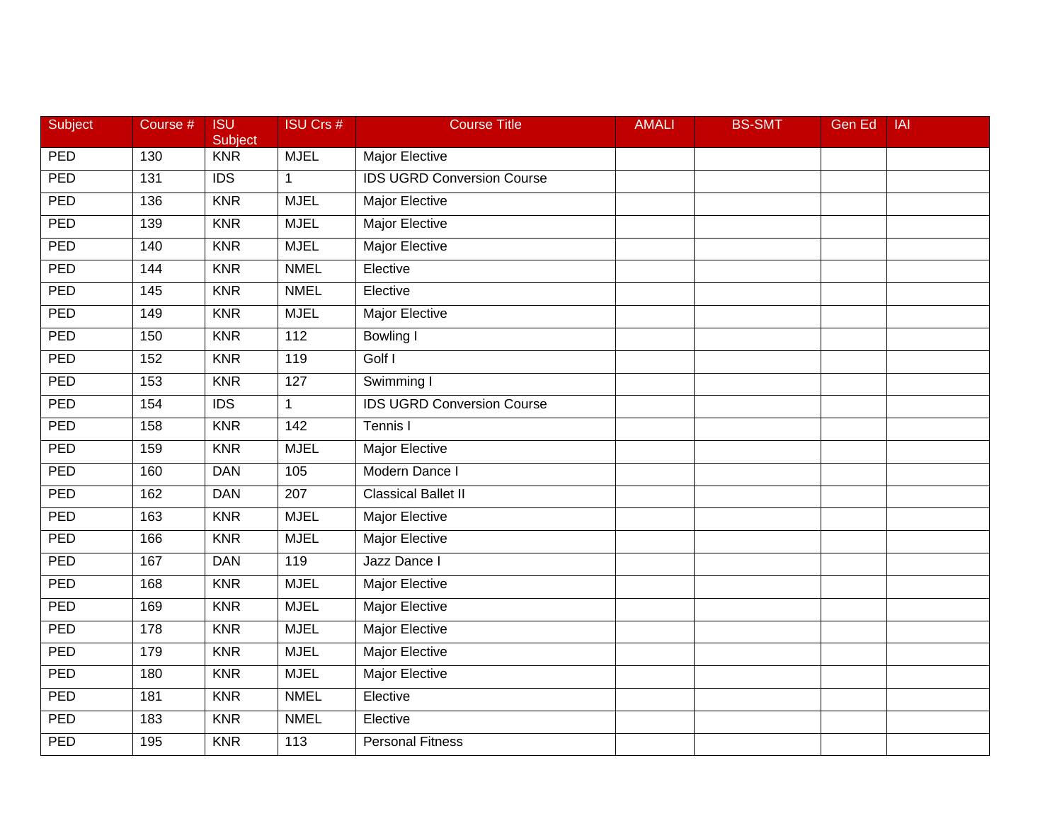| Subject | Course # | ISU Subject | ISU Crs # | Course Title | AMALI | BS-SMT | Gen Ed | IAI |
|---|---|---|---|---|---|---|---|---|
| PED | 130 | KNR | MJEL | Major Elective | | | | |
| PED | 131 | IDS | 1 | IDS UGRD Conversion Course | | | | |
| PED | 136 | KNR | MJEL | Major Elective | | | | |
| PED | 139 | KNR | MJEL | Major Elective | | | | |
| PED | 140 | KNR | MJEL | Major Elective | | | | |
| PED | 144 | KNR | NMEL | Elective | | | | |
| PED | 145 | KNR | NMEL | Elective | | | | |
| PED | 149 | KNR | MJEL | Major Elective | | | | |
| PED | 150 | KNR | 112 | Bowling I | | | | |
| PED | 152 | KNR | 119 | Golf I | | | | |
| PED | 153 | KNR | 127 | Swimming I | | | | |
| PED | 154 | IDS | 1 | IDS UGRD Conversion Course | | | | |
| PED | 158 | KNR | 142 | Tennis I | | | | |
| PED | 159 | KNR | MJEL | Major Elective | | | | |
| PED | 160 | DAN | 105 | Modern Dance I | | | | |
| PED | 162 | DAN | 207 | Classical Ballet II | | | | |
| PED | 163 | KNR | MJEL | Major Elective | | | | |
| PED | 166 | KNR | MJEL | Major Elective | | | | |
| PED | 167 | DAN | 119 | Jazz Dance I | | | | |
| PED | 168 | KNR | MJEL | Major Elective | | | | |
| PED | 169 | KNR | MJEL | Major Elective | | | | |
| PED | 178 | KNR | MJEL | Major Elective | | | | |
| PED | 179 | KNR | MJEL | Major Elective | | | | |
| PED | 180 | KNR | MJEL | Major Elective | | | | |
| PED | 181 | KNR | NMEL | Elective | | | | |
| PED | 183 | KNR | NMEL | Elective | | | | |
| PED | 195 | KNR | 113 | Personal Fitness | | | | |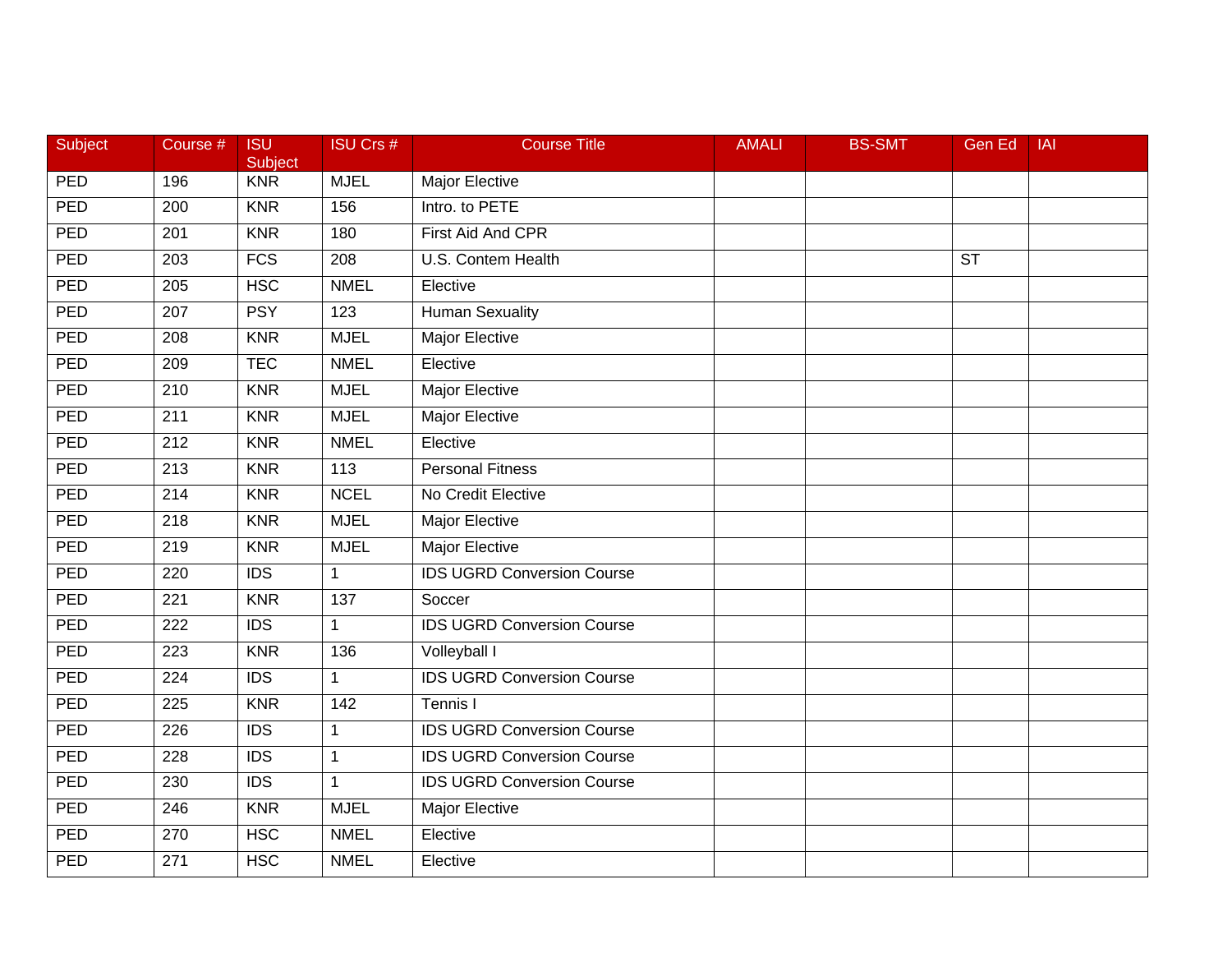| Subject | Course # | ISU Subject | ISU Crs # | Course Title | AMALI | BS-SMT | Gen Ed | IAI |
|---|---|---|---|---|---|---|---|---|
| PED | 196 | KNR | MJEL | Major Elective | | | | |
| PED | 200 | KNR | 156 | Intro. to PETE | | | | |
| PED | 201 | KNR | 180 | First Aid And CPR | | | | |
| PED | 203 | FCS | 208 | U.S. Contem Health | | | ST | |
| PED | 205 | HSC | NMEL | Elective | | | | |
| PED | 207 | PSY | 123 | Human Sexuality | | | | |
| PED | 208 | KNR | MJEL | Major Elective | | | | |
| PED | 209 | TEC | NMEL | Elective | | | | |
| PED | 210 | KNR | MJEL | Major Elective | | | | |
| PED | 211 | KNR | MJEL | Major Elective | | | | |
| PED | 212 | KNR | NMEL | Elective | | | | |
| PED | 213 | KNR | 113 | Personal Fitness | | | | |
| PED | 214 | KNR | NCEL | No Credit Elective | | | | |
| PED | 218 | KNR | MJEL | Major Elective | | | | |
| PED | 219 | KNR | MJEL | Major Elective | | | | |
| PED | 220 | IDS | 1 | IDS UGRD Conversion Course | | | | |
| PED | 221 | KNR | 137 | Soccer | | | | |
| PED | 222 | IDS | 1 | IDS UGRD Conversion Course | | | | |
| PED | 223 | KNR | 136 | Volleyball I | | | | |
| PED | 224 | IDS | 1 | IDS UGRD Conversion Course | | | | |
| PED | 225 | KNR | 142 | Tennis I | | | | |
| PED | 226 | IDS | 1 | IDS UGRD Conversion Course | | | | |
| PED | 228 | IDS | 1 | IDS UGRD Conversion Course | | | | |
| PED | 230 | IDS | 1 | IDS UGRD Conversion Course | | | | |
| PED | 246 | KNR | MJEL | Major Elective | | | | |
| PED | 270 | HSC | NMEL | Elective | | | | |
| PED | 271 | HSC | NMEL | Elective | | | | |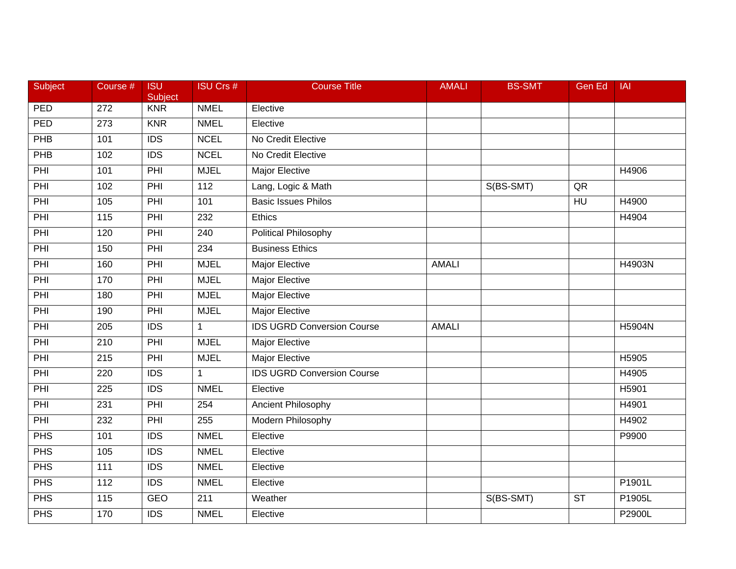| Subject | Course # | ISU Subject | ISU Crs # | Course Title | AMALI | BS-SMT | Gen Ed | IAI |
|---|---|---|---|---|---|---|---|---|
| PED | 272 | KNR | NMEL | Elective | | | | |
| PED | 273 | KNR | NMEL | Elective | | | | |
| PHB | 101 | IDS | NCEL | No Credit Elective | | | | |
| PHB | 102 | IDS | NCEL | No Credit Elective | | | | |
| PHI | 101 | PHI | MJEL | Major Elective | | | | H4906 |
| PHI | 102 | PHI | 112 | Lang, Logic & Math | | S(BS-SMT) | QR | |
| PHI | 105 | PHI | 101 | Basic Issues Philos | | | HU | H4900 |
| PHI | 115 | PHI | 232 | Ethics | | | | H4904 |
| PHI | 120 | PHI | 240 | Political Philosophy | | | | |
| PHI | 150 | PHI | 234 | Business Ethics | | | | |
| PHI | 160 | PHI | MJEL | Major Elective | AMALI | | | H4903N |
| PHI | 170 | PHI | MJEL | Major Elective | | | | |
| PHI | 180 | PHI | MJEL | Major Elective | | | | |
| PHI | 190 | PHI | MJEL | Major Elective | | | | |
| PHI | 205 | IDS | 1 | IDS UGRD Conversion Course | AMALI | | | H5904N |
| PHI | 210 | PHI | MJEL | Major Elective | | | | |
| PHI | 215 | PHI | MJEL | Major Elective | | | | H5905 |
| PHI | 220 | IDS | 1 | IDS UGRD Conversion Course | | | | H4905 |
| PHI | 225 | IDS | NMEL | Elective | | | | H5901 |
| PHI | 231 | PHI | 254 | Ancient Philosophy | | | | H4901 |
| PHI | 232 | PHI | 255 | Modern Philosophy | | | | H4902 |
| PHS | 101 | IDS | NMEL | Elective | | | | P9900 |
| PHS | 105 | IDS | NMEL | Elective | | | | |
| PHS | 111 | IDS | NMEL | Elective | | | | |
| PHS | 112 | IDS | NMEL | Elective | | | | P1901L |
| PHS | 115 | GEO | 211 | Weather | | S(BS-SMT) | ST | P1905L |
| PHS | 170 | IDS | NMEL | Elective | | | | P2900L |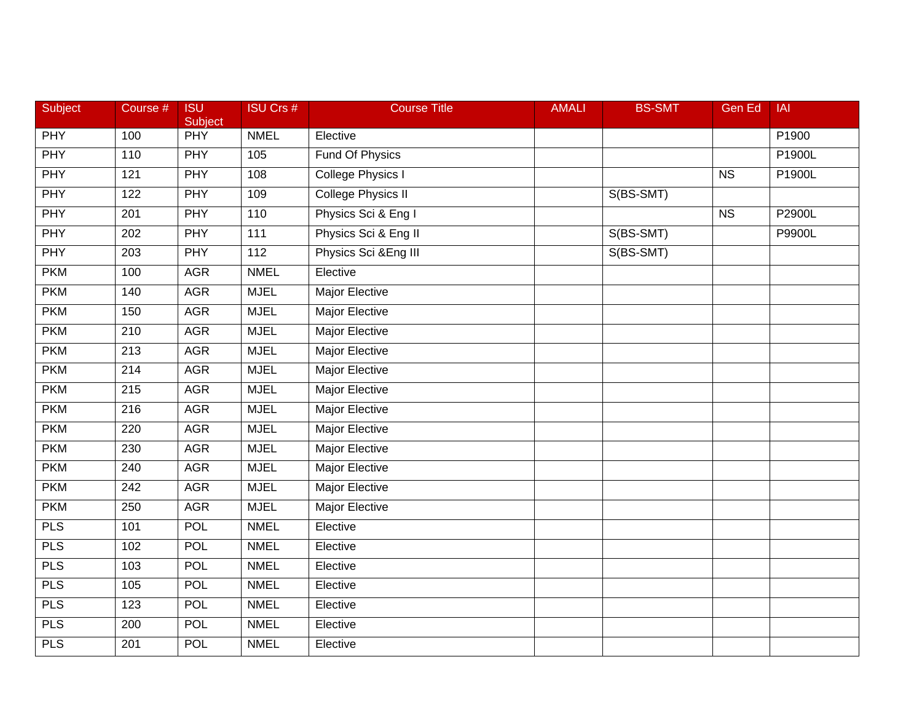| Subject | Course # | ISU Subject | ISU Crs # | Course Title | AMALI | BS-SMT | Gen Ed | IAI |
|---|---|---|---|---|---|---|---|---|
| PHY | 100 | PHY | NMEL | Elective | | | | P1900 |
| PHY | 110 | PHY | 105 | Fund Of Physics | | | | P1900L |
| PHY | 121 | PHY | 108 | College Physics I | | | NS | P1900L |
| PHY | 122 | PHY | 109 | College Physics II | | S(BS-SMT) | | |
| PHY | 201 | PHY | 110 | Physics Sci & Eng I | | | NS | P2900L |
| PHY | 202 | PHY | 111 | Physics Sci & Eng II | | S(BS-SMT) | | P9900L |
| PHY | 203 | PHY | 112 | Physics Sci &Eng III | | S(BS-SMT) | | |
| PKM | 100 | AGR | NMEL | Elective | | | | |
| PKM | 140 | AGR | MJEL | Major Elective | | | | |
| PKM | 150 | AGR | MJEL | Major Elective | | | | |
| PKM | 210 | AGR | MJEL | Major Elective | | | | |
| PKM | 213 | AGR | MJEL | Major Elective | | | | |
| PKM | 214 | AGR | MJEL | Major Elective | | | | |
| PKM | 215 | AGR | MJEL | Major Elective | | | | |
| PKM | 216 | AGR | MJEL | Major Elective | | | | |
| PKM | 220 | AGR | MJEL | Major Elective | | | | |
| PKM | 230 | AGR | MJEL | Major Elective | | | | |
| PKM | 240 | AGR | MJEL | Major Elective | | | | |
| PKM | 242 | AGR | MJEL | Major Elective | | | | |
| PKM | 250 | AGR | MJEL | Major Elective | | | | |
| PLS | 101 | POL | NMEL | Elective | | | | |
| PLS | 102 | POL | NMEL | Elective | | | | |
| PLS | 103 | POL | NMEL | Elective | | | | |
| PLS | 105 | POL | NMEL | Elective | | | | |
| PLS | 123 | POL | NMEL | Elective | | | | |
| PLS | 200 | POL | NMEL | Elective | | | | |
| PLS | 201 | POL | NMEL | Elective | | | | |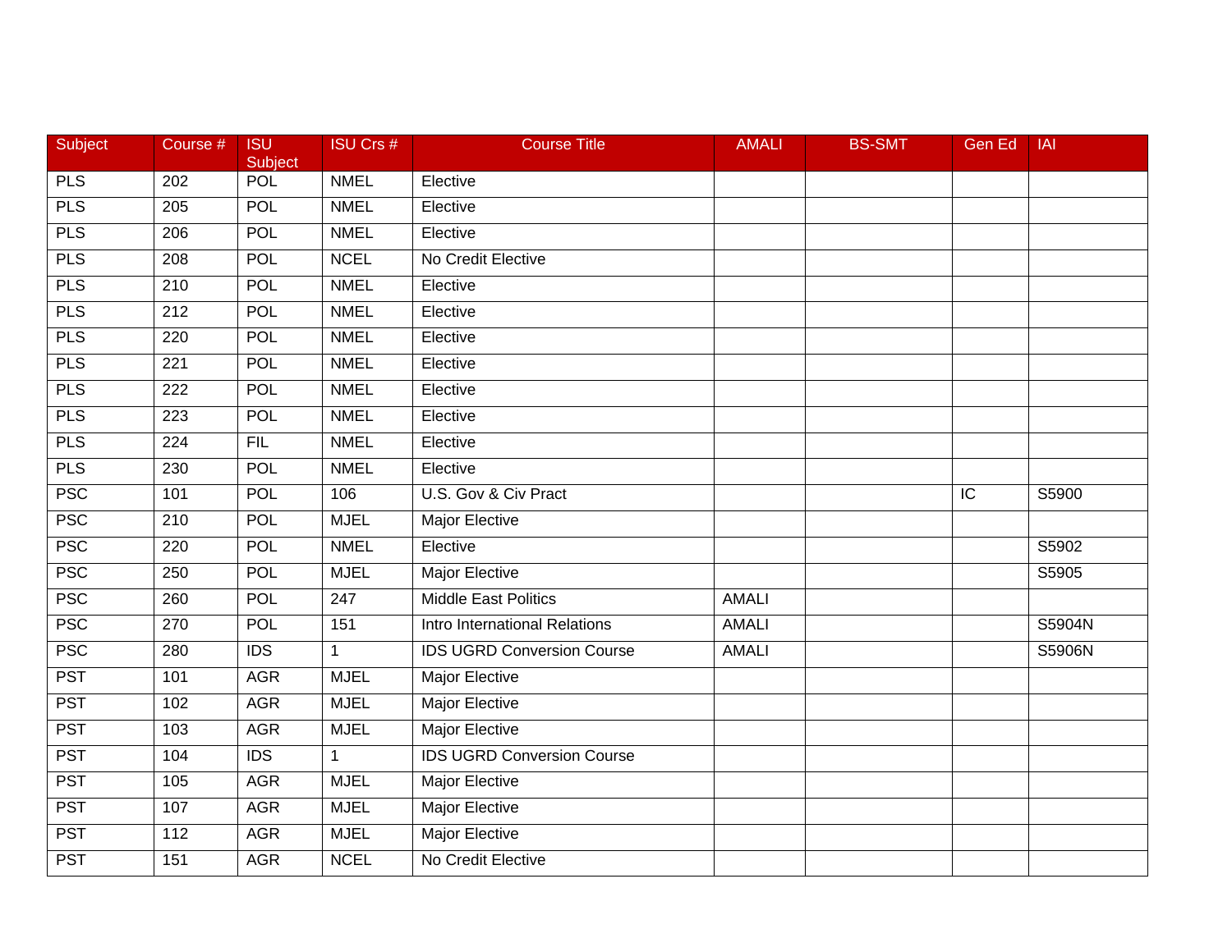| Subject | Course # | ISU Subject | ISU Crs # | Course Title | AMALI | BS-SMT | Gen Ed | IAI |
|---|---|---|---|---|---|---|---|---|
| PLS | 202 | POL | NMEL | Elective | | | | |
| PLS | 205 | POL | NMEL | Elective | | | | |
| PLS | 206 | POL | NMEL | Elective | | | | |
| PLS | 208 | POL | NCEL | No Credit Elective | | | | |
| PLS | 210 | POL | NMEL | Elective | | | | |
| PLS | 212 | POL | NMEL | Elective | | | | |
| PLS | 220 | POL | NMEL | Elective | | | | |
| PLS | 221 | POL | NMEL | Elective | | | | |
| PLS | 222 | POL | NMEL | Elective | | | | |
| PLS | 223 | POL | NMEL | Elective | | | | |
| PLS | 224 | FIL | NMEL | Elective | | | | |
| PLS | 230 | POL | NMEL | Elective | | | | |
| PSC | 101 | POL | 106 | U.S. Gov & Civ Pract | | | IC | S5900 |
| PSC | 210 | POL | MJEL | Major Elective | | | | |
| PSC | 220 | POL | NMEL | Elective | | | | S5902 |
| PSC | 250 | POL | MJEL | Major Elective | | | | S5905 |
| PSC | 260 | POL | 247 | Middle East Politics | AMALI | | | |
| PSC | 270 | POL | 151 | Intro International Relations | AMALI | | | S5904N |
| PSC | 280 | IDS | 1 | IDS UGRD Conversion Course | AMALI | | | S5906N |
| PST | 101 | AGR | MJEL | Major Elective | | | | |
| PST | 102 | AGR | MJEL | Major Elective | | | | |
| PST | 103 | AGR | MJEL | Major Elective | | | | |
| PST | 104 | IDS | 1 | IDS UGRD Conversion Course | | | | |
| PST | 105 | AGR | MJEL | Major Elective | | | | |
| PST | 107 | AGR | MJEL | Major Elective | | | | |
| PST | 112 | AGR | MJEL | Major Elective | | | | |
| PST | 151 | AGR | NCEL | No Credit Elective | | | | |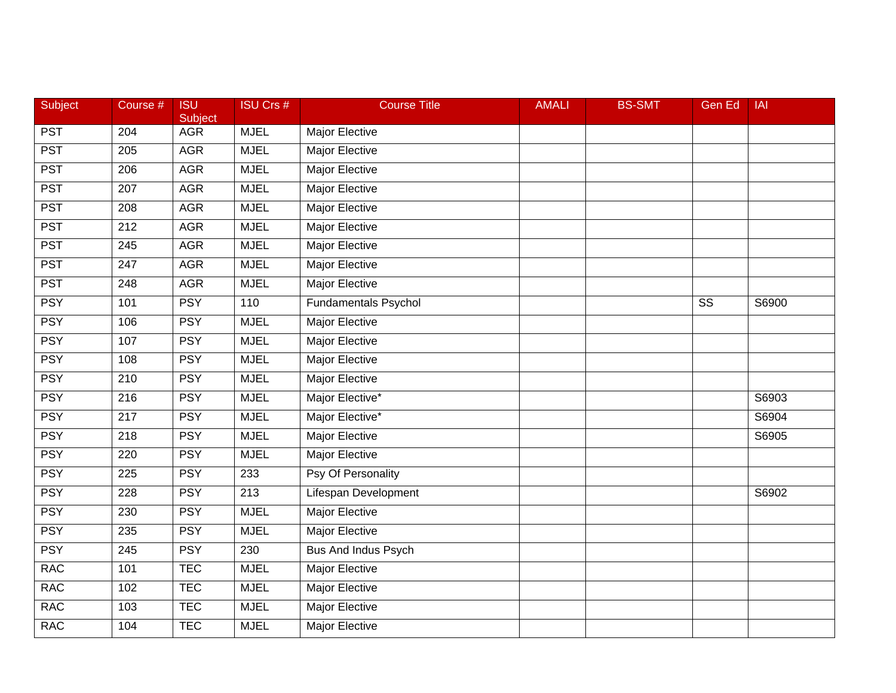| Subject | Course # | ISU Subject | ISU Crs # | Course Title | AMALI | BS-SMT | Gen Ed | IAI |
|---|---|---|---|---|---|---|---|---|
| PST | 204 | AGR | MJEL | Major Elective | | | | |
| PST | 205 | AGR | MJEL | Major Elective | | | | |
| PST | 206 | AGR | MJEL | Major Elective | | | | |
| PST | 207 | AGR | MJEL | Major Elective | | | | |
| PST | 208 | AGR | MJEL | Major Elective | | | | |
| PST | 212 | AGR | MJEL | Major Elective | | | | |
| PST | 245 | AGR | MJEL | Major Elective | | | | |
| PST | 247 | AGR | MJEL | Major Elective | | | | |
| PST | 248 | AGR | MJEL | Major Elective | | | | |
| PSY | 101 | PSY | 110 | Fundamentals Psychol | | | SS | S6900 |
| PSY | 106 | PSY | MJEL | Major Elective | | | | |
| PSY | 107 | PSY | MJEL | Major Elective | | | | |
| PSY | 108 | PSY | MJEL | Major Elective | | | | |
| PSY | 210 | PSY | MJEL | Major Elective | | | | |
| PSY | 216 | PSY | MJEL | Major Elective* | | | | S6903 |
| PSY | 217 | PSY | MJEL | Major Elective* | | | | S6904 |
| PSY | 218 | PSY | MJEL | Major Elective | | | | S6905 |
| PSY | 220 | PSY | MJEL | Major Elective | | | | |
| PSY | 225 | PSY | 233 | Psy Of Personality | | | | |
| PSY | 228 | PSY | 213 | Lifespan Development | | | | S6902 |
| PSY | 230 | PSY | MJEL | Major Elective | | | | |
| PSY | 235 | PSY | MJEL | Major Elective | | | | |
| PSY | 245 | PSY | 230 | Bus And Indus Psych | | | | |
| RAC | 101 | TEC | MJEL | Major Elective | | | | |
| RAC | 102 | TEC | MJEL | Major Elective | | | | |
| RAC | 103 | TEC | MJEL | Major Elective | | | | |
| RAC | 104 | TEC | MJEL | Major Elective | | | | |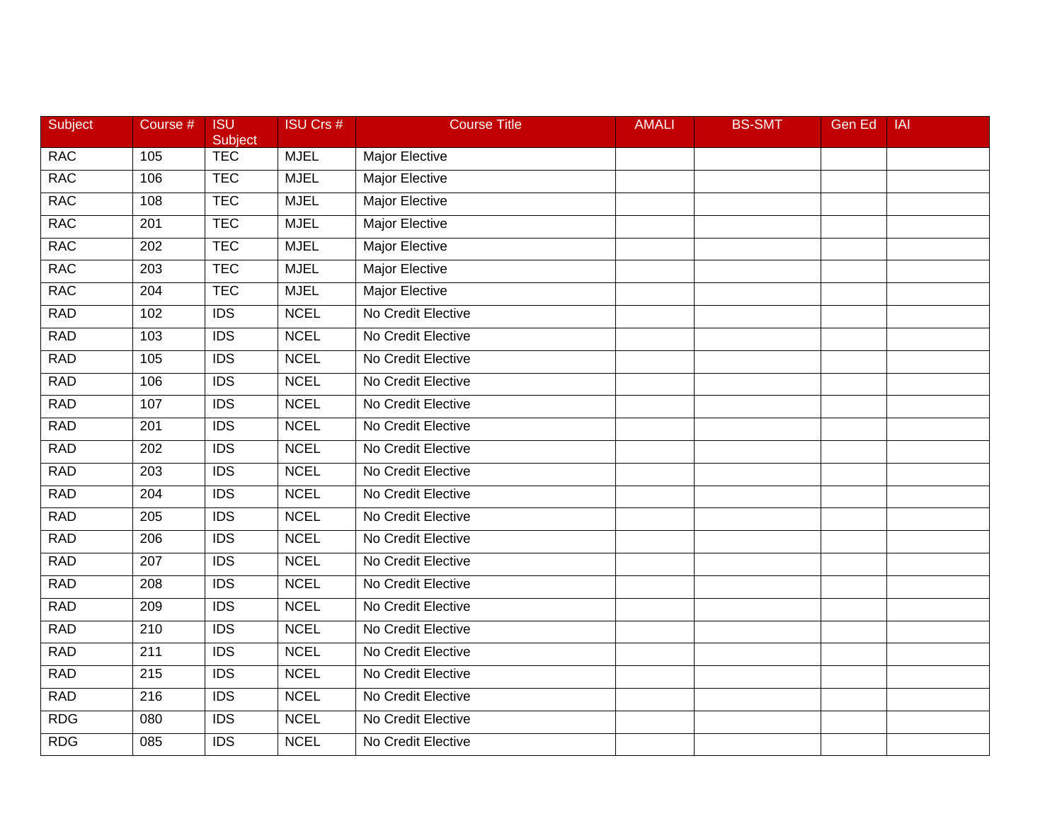| Subject | Course # | ISU Subject | ISU Crs # | Course Title | AMALI | BS-SMT | Gen Ed | IAI |
|---|---|---|---|---|---|---|---|---|
| RAC | 105 | TEC | MJEL | Major Elective | | | | |
| RAC | 106 | TEC | MJEL | Major Elective | | | | |
| RAC | 108 | TEC | MJEL | Major Elective | | | | |
| RAC | 201 | TEC | MJEL | Major Elective | | | | |
| RAC | 202 | TEC | MJEL | Major Elective | | | | |
| RAC | 203 | TEC | MJEL | Major Elective | | | | |
| RAC | 204 | TEC | MJEL | Major Elective | | | | |
| RAD | 102 | IDS | NCEL | No Credit Elective | | | | |
| RAD | 103 | IDS | NCEL | No Credit Elective | | | | |
| RAD | 105 | IDS | NCEL | No Credit Elective | | | | |
| RAD | 106 | IDS | NCEL | No Credit Elective | | | | |
| RAD | 107 | IDS | NCEL | No Credit Elective | | | | |
| RAD | 201 | IDS | NCEL | No Credit Elective | | | | |
| RAD | 202 | IDS | NCEL | No Credit Elective | | | | |
| RAD | 203 | IDS | NCEL | No Credit Elective | | | | |
| RAD | 204 | IDS | NCEL | No Credit Elective | | | | |
| RAD | 205 | IDS | NCEL | No Credit Elective | | | | |
| RAD | 206 | IDS | NCEL | No Credit Elective | | | | |
| RAD | 207 | IDS | NCEL | No Credit Elective | | | | |
| RAD | 208 | IDS | NCEL | No Credit Elective | | | | |
| RAD | 209 | IDS | NCEL | No Credit Elective | | | | |
| RAD | 210 | IDS | NCEL | No Credit Elective | | | | |
| RAD | 211 | IDS | NCEL | No Credit Elective | | | | |
| RAD | 215 | IDS | NCEL | No Credit Elective | | | | |
| RAD | 216 | IDS | NCEL | No Credit Elective | | | | |
| RDG | 080 | IDS | NCEL | No Credit Elective | | | | |
| RDG | 085 | IDS | NCEL | No Credit Elective | | | | |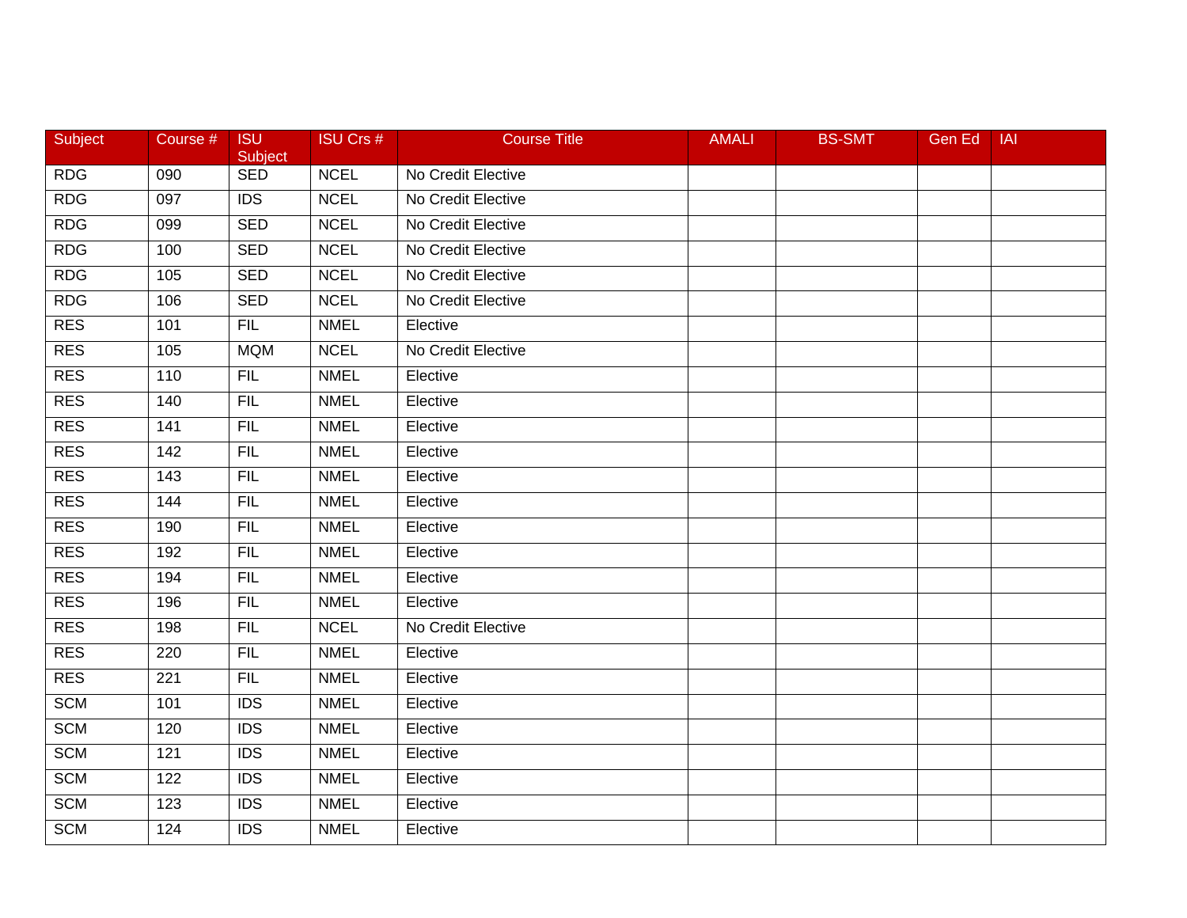| Subject | Course # | ISU Subject | ISU Crs # | Course Title | AMALI | BS-SMT | Gen Ed | IAI |
|---|---|---|---|---|---|---|---|---|
| RDG | 090 | SED | NCEL | No Credit Elective | | | | |
| RDG | 097 | IDS | NCEL | No Credit Elective | | | | |
| RDG | 099 | SED | NCEL | No Credit Elective | | | | |
| RDG | 100 | SED | NCEL | No Credit Elective | | | | |
| RDG | 105 | SED | NCEL | No Credit Elective | | | | |
| RDG | 106 | SED | NCEL | No Credit Elective | | | | |
| RES | 101 | FIL | NMEL | Elective | | | | |
| RES | 105 | MQM | NCEL | No Credit Elective | | | | |
| RES | 110 | FIL | NMEL | Elective | | | | |
| RES | 140 | FIL | NMEL | Elective | | | | |
| RES | 141 | FIL | NMEL | Elective | | | | |
| RES | 142 | FIL | NMEL | Elective | | | | |
| RES | 143 | FIL | NMEL | Elective | | | | |
| RES | 144 | FIL | NMEL | Elective | | | | |
| RES | 190 | FIL | NMEL | Elective | | | | |
| RES | 192 | FIL | NMEL | Elective | | | | |
| RES | 194 | FIL | NMEL | Elective | | | | |
| RES | 196 | FIL | NMEL | Elective | | | | |
| RES | 198 | FIL | NCEL | No Credit Elective | | | | |
| RES | 220 | FIL | NMEL | Elective | | | | |
| RES | 221 | FIL | NMEL | Elective | | | | |
| SCM | 101 | IDS | NMEL | Elective | | | | |
| SCM | 120 | IDS | NMEL | Elective | | | | |
| SCM | 121 | IDS | NMEL | Elective | | | | |
| SCM | 122 | IDS | NMEL | Elective | | | | |
| SCM | 123 | IDS | NMEL | Elective | | | | |
| SCM | 124 | IDS | NMEL | Elective | | | | |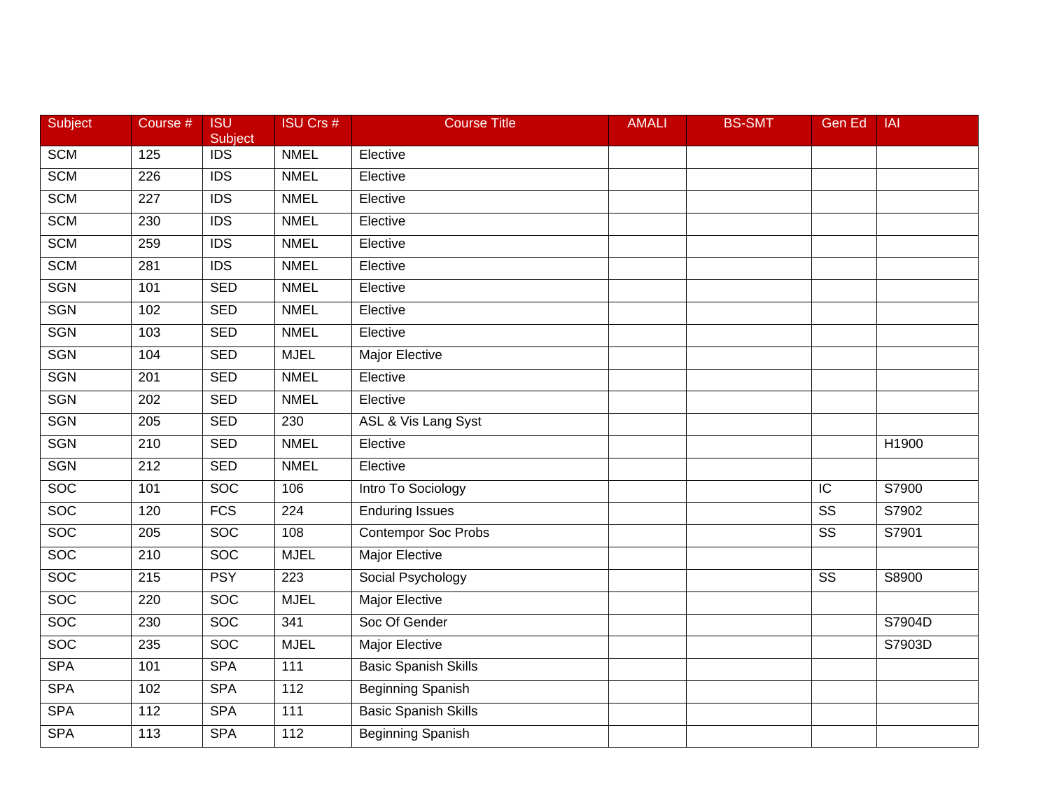| Subject | Course # | ISU Subject | ISU Crs # | Course Title | AMALI | BS-SMT | Gen Ed | IAI |
|---|---|---|---|---|---|---|---|---|
| SCM | 125 | IDS | NMEL | Elective | | | | |
| SCM | 226 | IDS | NMEL | Elective | | | | |
| SCM | 227 | IDS | NMEL | Elective | | | | |
| SCM | 230 | IDS | NMEL | Elective | | | | |
| SCM | 259 | IDS | NMEL | Elective | | | | |
| SCM | 281 | IDS | NMEL | Elective | | | | |
| SGN | 101 | SED | NMEL | Elective | | | | |
| SGN | 102 | SED | NMEL | Elective | | | | |
| SGN | 103 | SED | NMEL | Elective | | | | |
| SGN | 104 | SED | MJEL | Major Elective | | | | |
| SGN | 201 | SED | NMEL | Elective | | | | |
| SGN | 202 | SED | NMEL | Elective | | | | |
| SGN | 205 | SED | 230 | ASL & Vis Lang Syst | | | | |
| SGN | 210 | SED | NMEL | Elective | | | | H1900 |
| SGN | 212 | SED | NMEL | Elective | | | | |
| SOC | 101 | SOC | 106 | Intro To Sociology | | | IC | S7900 |
| SOC | 120 | FCS | 224 | Enduring Issues | | | SS | S7902 |
| SOC | 205 | SOC | 108 | Contempor Soc Probs | | | SS | S7901 |
| SOC | 210 | SOC | MJEL | Major Elective | | | | |
| SOC | 215 | PSY | 223 | Social Psychology | | | SS | S8900 |
| SOC | 220 | SOC | MJEL | Major Elective | | | | |
| SOC | 230 | SOC | 341 | Soc Of Gender | | | | S7904D |
| SOC | 235 | SOC | MJEL | Major Elective | | | | S7903D |
| SPA | 101 | SPA | 111 | Basic Spanish Skills | | | | |
| SPA | 102 | SPA | 112 | Beginning Spanish | | | | |
| SPA | 112 | SPA | 111 | Basic Spanish Skills | | | | |
| SPA | 113 | SPA | 112 | Beginning Spanish | | | | |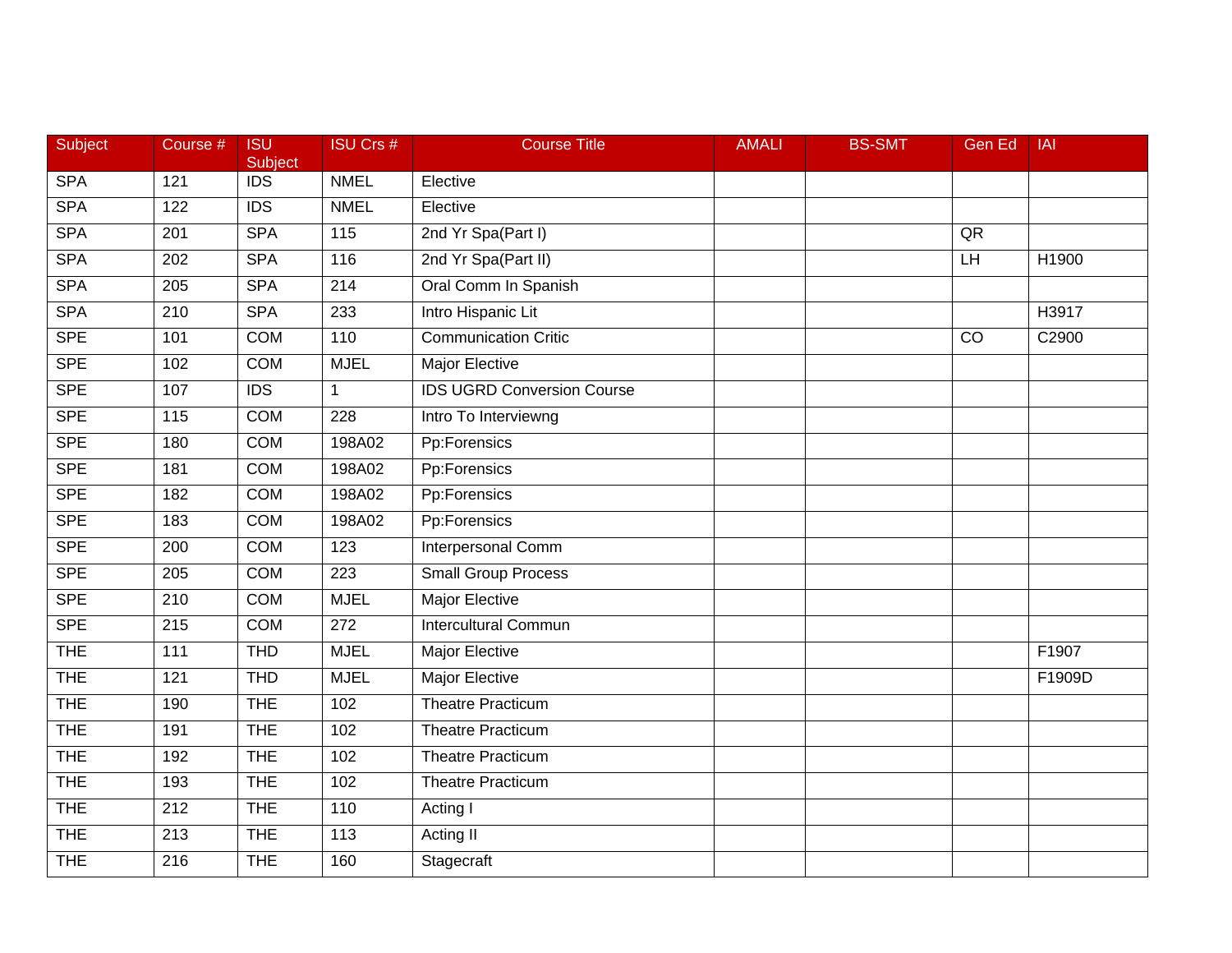| Subject | Course # | ISU Subject | ISU Crs # | Course Title | AMALI | BS-SMT | Gen Ed | IAI |
|---|---|---|---|---|---|---|---|---|
| SPA | 121 | IDS | NMEL | Elective | | | | |
| SPA | 122 | IDS | NMEL | Elective | | | | |
| SPA | 201 | SPA | 115 | 2nd Yr Spa(Part I) | | | QR | |
| SPA | 202 | SPA | 116 | 2nd Yr Spa(Part II) | | | LH | H1900 |
| SPA | 205 | SPA | 214 | Oral Comm In Spanish | | | | |
| SPA | 210 | SPA | 233 | Intro Hispanic Lit | | | | H3917 |
| SPE | 101 | COM | 110 | Communication Critic | | | CO | C2900 |
| SPE | 102 | COM | MJEL | Major Elective | | | | |
| SPE | 107 | IDS | 1 | IDS UGRD Conversion Course | | | | |
| SPE | 115 | COM | 228 | Intro To Interviewng | | | | |
| SPE | 180 | COM | 198A02 | Pp:Forensics | | | | |
| SPE | 181 | COM | 198A02 | Pp:Forensics | | | | |
| SPE | 182 | COM | 198A02 | Pp:Forensics | | | | |
| SPE | 183 | COM | 198A02 | Pp:Forensics | | | | |
| SPE | 200 | COM | 123 | Interpersonal Comm | | | | |
| SPE | 205 | COM | 223 | Small Group Process | | | | |
| SPE | 210 | COM | MJEL | Major Elective | | | | |
| SPE | 215 | COM | 272 | Intercultural Commun | | | | |
| THE | 111 | THD | MJEL | Major Elective | | | | F1907 |
| THE | 121 | THD | MJEL | Major Elective | | | | F1909D |
| THE | 190 | THE | 102 | Theatre Practicum | | | | |
| THE | 191 | THE | 102 | Theatre Practicum | | | | |
| THE | 192 | THE | 102 | Theatre Practicum | | | | |
| THE | 193 | THE | 102 | Theatre Practicum | | | | |
| THE | 212 | THE | 110 | Acting I | | | | |
| THE | 213 | THE | 113 | Acting II | | | | |
| THE | 216 | THE | 160 | Stagecraft | | | | |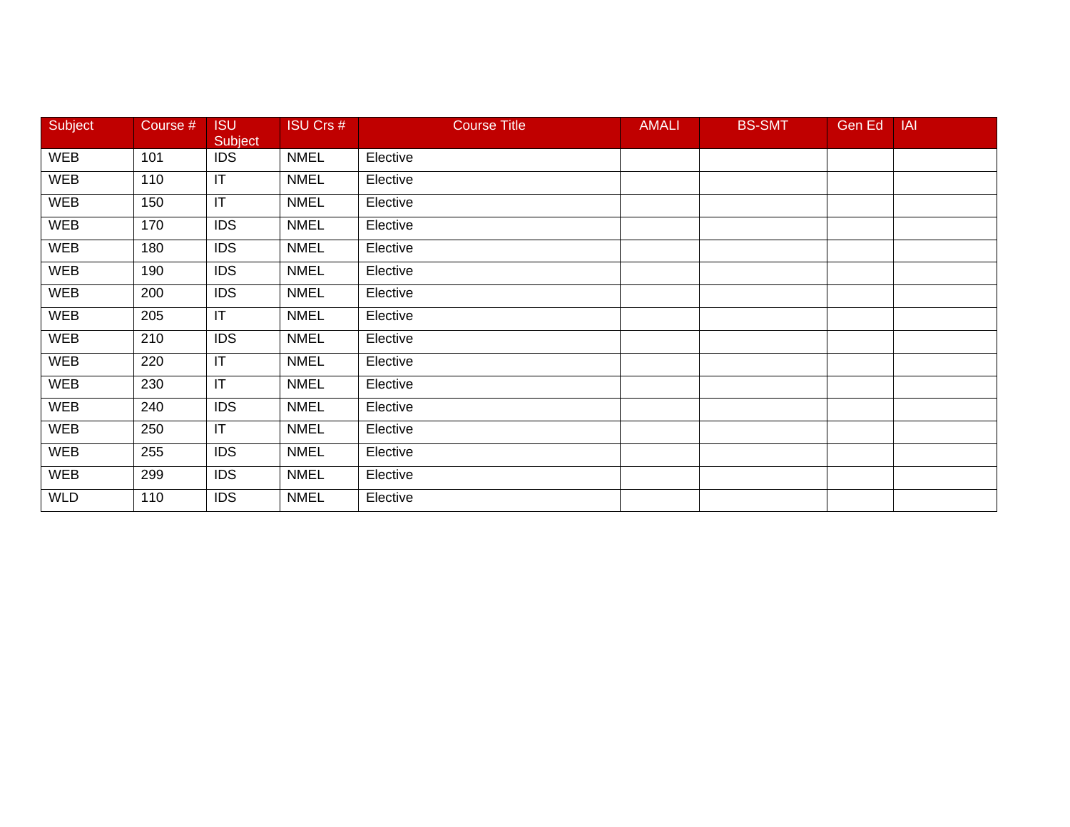| Subject | Course # | ISU Subject | ISU Crs # | Course Title | AMALI | BS-SMT | Gen Ed | IAI |
|---|---|---|---|---|---|---|---|---|
| WEB | 101 | IDS | NMEL | Elective | | | | |
| WEB | 110 | IT | NMEL | Elective | | | | |
| WEB | 150 | IT | NMEL | Elective | | | | |
| WEB | 170 | IDS | NMEL | Elective | | | | |
| WEB | 180 | IDS | NMEL | Elective | | | | |
| WEB | 190 | IDS | NMEL | Elective | | | | |
| WEB | 200 | IDS | NMEL | Elective | | | | |
| WEB | 205 | IT | NMEL | Elective | | | | |
| WEB | 210 | IDS | NMEL | Elective | | | | |
| WEB | 220 | IT | NMEL | Elective | | | | |
| WEB | 230 | IT | NMEL | Elective | | | | |
| WEB | 240 | IDS | NMEL | Elective | | | | |
| WEB | 250 | IT | NMEL | Elective | | | | |
| WEB | 255 | IDS | NMEL | Elective | | | | |
| WEB | 299 | IDS | NMEL | Elective | | | | |
| WLD | 110 | IDS | NMEL | Elective | | | | |